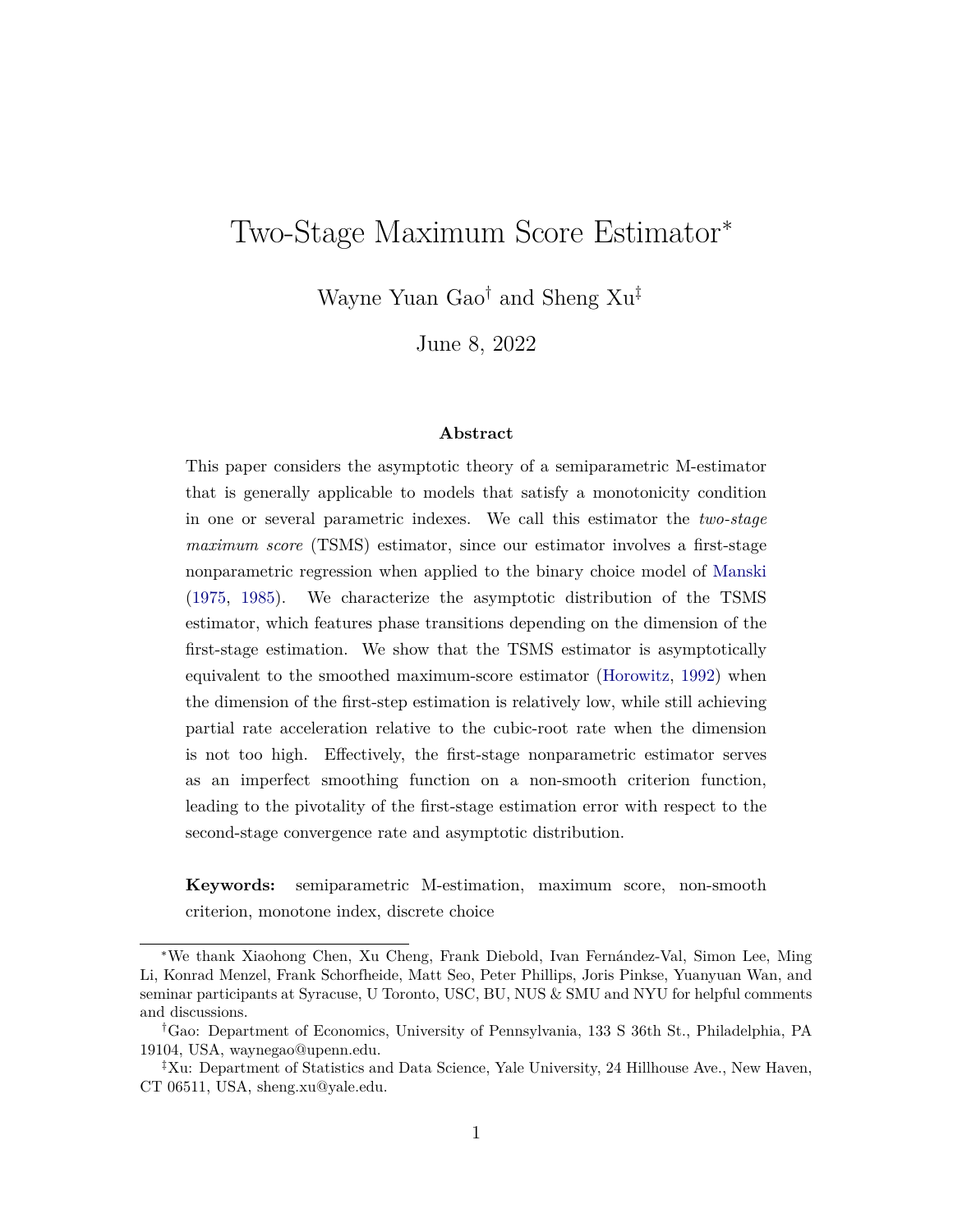# Two-Stage Maximum Score Estimator*

Wayne Yuan Gao[†] and Sheng Xu[‡]

June 8, 2022

### Abstract

This paper considers the asymptotic theory of a semiparametric M-estimator that is generally applicable to models that satisfy a monotonicity condition in one or several parametric indexes. We call this estimator the *two-stage maximum score* (TSMS) estimator, since our estimator involves a first-stage nonparametric regression when applied to the binary choice model of Manski (1975, 1985). We characterize the asymptotic distribution of the TSMS estimator, which features phase transitions depending on the dimension of the first-stage estimation. We show that the TSMS estimator is asymptotically equivalent to the smoothed maximum-score estimator (Horowitz, 1992) when the dimension of the first-step estimation is relatively low, while still achieving partial rate acceleration relative to the cubic-root rate when the dimension is not too high. Effectively, the first-stage nonparametric estimator serves as an imperfect smoothing function on a non-smooth criterion function, leading to the pivotality of the first-stage estimation error with respect to the second-stage convergence rate and asymptotic distribution.

**Keywords:** semiparametric M-estimation, maximum score, non-smooth criterion, monotone index, discrete choice

---

*We thank Xiaohong Chen, Xu Cheng, Frank Diebold, Ivan Fernández-Val, Simon Lee, Ming Li, Konrad Menzel, Frank Schorfheide, Matt Seo, Peter Phillips, Joris Pinkse, Yuanyuan Wan, and seminar participants at Syracuse, U Toronto, USC, BU, NUS & SMU and NYU for helpful comments and discussions.

[†]Gao: Department of Economics, University of Pennsylvania, 133 S 36th St., Philadelphia, PA 19104, USA, waynegao@upenn.edu.

[‡]Xu: Department of Statistics and Data Science, Yale University, 24 Hillhouse Ave., New Haven, CT 06511, USA, sheng.xu@yale.edu.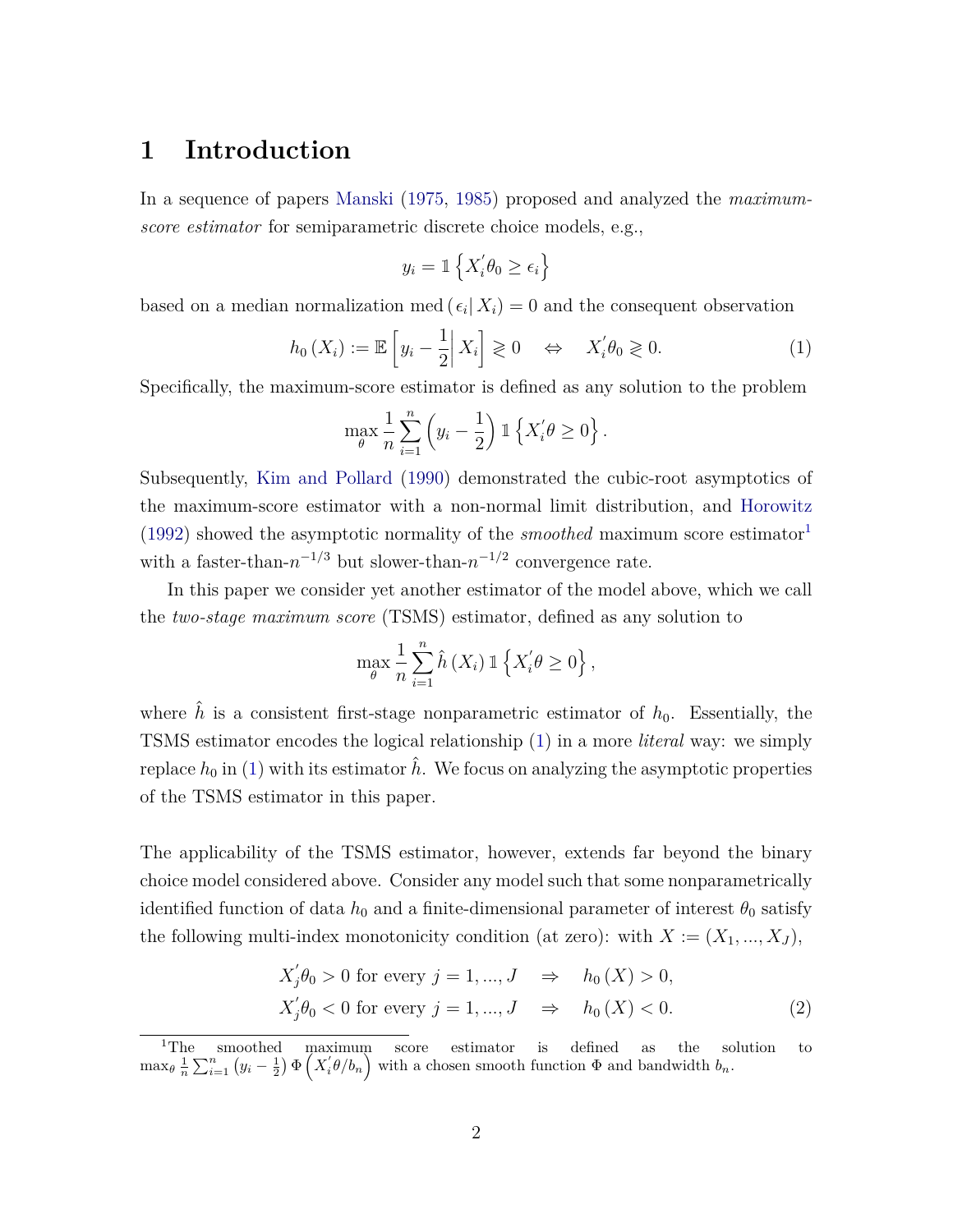# 1 Introduction

In a sequence of papers Manski (1975, 1985) proposed and analyzed the *maximum-score estimator* for semiparametric discrete choice models, e.g.,

$$y_i = \mathbb{1}\left\{X_i^{'}\theta_0 \geq \epsilon_i\right\}$$

based on a median normalization $\text{med}\left(\epsilon_i | X_i\right) = 0$ and the consequent observation

$$h_0\left(X_i\right) := \mathbb{E}\left[y_i - \frac{1}{2}\middle| X_i\right] \gtreqless 0 \quad \Leftrightarrow \quad X_i^{'}\theta_0 \gtreqless 0. \tag{1}$$

Specifically, the maximum-score estimator is defined as any solution to the problem

$$\max_{\theta} \frac{1}{n}\sum_{i=1}^{n}\left(y_i - \frac{1}{2}\right)\mathbb{1}\left\{X_i^{'}\theta \geq 0\right\}.$$

Subsequently, Kim and Pollard (1990) demonstrated the cubic-root asymptotics of the maximum-score estimator with a non-normal limit distribution, and Horowitz (1992) showed the asymptotic normality of the *smoothed* maximum score estimator[1] with a faster-than-$n^{-1/3}$ but slower-than-$n^{-1/2}$ convergence rate.

In this paper we consider yet another estimator of the model above, which we call the *two-stage maximum score* (TSMS) estimator, defined as any solution to

$$\max_{\theta} \frac{1}{n}\sum_{i=1}^{n}\hat{h}\left(X_i\right)\mathbb{1}\left\{X_i^{'}\theta \geq 0\right\},$$

where $\hat{h}$ is a consistent first-stage nonparametric estimator of $h_0$. Essentially, the TSMS estimator encodes the logical relationship (1) in a more *literal* way: we simply replace $h_0$ in (1) with its estimator $\hat{h}$. We focus on analyzing the asymptotic properties of the TSMS estimator in this paper.

The applicability of the TSMS estimator, however, extends far beyond the binary choice model considered above. Consider any model such that some nonparametrically identified function of data $h_0$ and a finite-dimensional parameter of interest $\theta_0$ satisfy the following multi-index monotonicity condition (at zero): with $X := \left(X_1, ..., X_J\right)$,

$$\begin{aligned} X_j^{'}\theta_0 > 0 \text{ for every } j = 1, ..., J \quad &\Rightarrow \quad h_0\left(X\right) > 0, \\ X_j^{'}\theta_0 < 0 \text{ for every } j = 1, ..., J \quad &\Rightarrow \quad h_0\left(X\right) < 0. \end{aligned} \tag{2}$$

[1] The smoothed maximum score estimator is defined as the solution to $\max_{\theta} \frac{1}{n}\sum_{i=1}^{n}\left(y_i - \frac{1}{2}\right)\Phi\left(X_i^{'}\theta / b_n\right)$ with a chosen smooth function $\Phi$ and bandwidth $b_n$.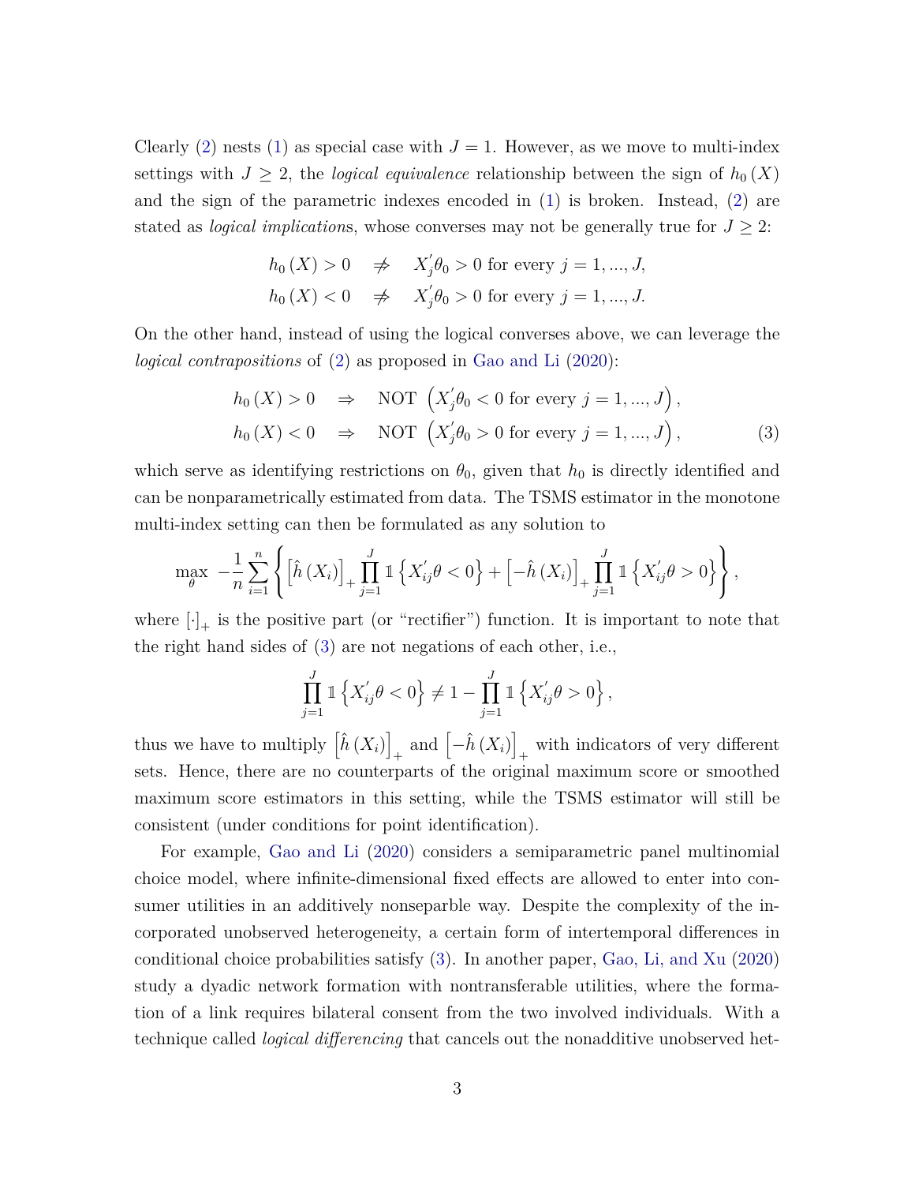Clearly (2) nests (1) as special case with $J = 1$. However, as we move to multi-index settings with $J \geq 2$, the *logical equivalence* relationship between the sign of $h_0(X)$ and the sign of the parametric indexes encoded in (1) is broken. Instead, (2) are stated as *logical implication*s, whose converses may not be generally true for $J \geq 2$:

$$
\begin{aligned}
h_0(X) > 0 \quad &\not\Rightarrow \quad X_j'\theta_0 > 0 \text{ for every } j = 1, ..., J, \\
h_0(X) < 0 \quad &\not\Rightarrow \quad X_j'\theta_0 > 0 \text{ for every } j = 1, ..., J.
\end{aligned}
$$

On the other hand, instead of using the logical converses above, we can leverage the *logical contrapositions* of (2) as proposed in Gao and Li (2020):

$$
\begin{aligned}
h_0(X) > 0 \quad &\Rightarrow \quad \text{NOT } \left(X_j'\theta_0 < 0 \text{ for every } j = 1, ..., J\right), \\
h_0(X) < 0 \quad &\Rightarrow \quad \text{NOT } \left(X_j'\theta_0 > 0 \text{ for every } j = 1, ..., J\right),
\end{aligned} \tag{3}
$$

which serve as identifying restrictions on $\theta_0$, given that $h_0$ is directly identified and can be nonparametrically estimated from data. The TSMS estimator in the monotone multi-index setting can then be formulated as any solution to

$$
\max_{\theta} \; -\frac{1}{n}\sum_{i=1}^{n}\left\{\left[\hat{h}(X_i)\right]_+ \prod_{j=1}^{J} \mathbb{1}\left\{X_{ij}'\theta < 0\right\} + \left[-\hat{h}(X_i)\right]_+ \prod_{j=1}^{J} \mathbb{1}\left\{X_{ij}'\theta > 0\right\}\right\},
$$

where $[\cdot]_+$ is the positive part (or "rectifier") function. It is important to note that the right hand sides of (3) are not negations of each other, i.e.,

$$
\prod_{j=1}^{J} \mathbb{1}\left\{X_{ij}'\theta < 0\right\} \neq 1 - \prod_{j=1}^{J} \mathbb{1}\left\{X_{ij}'\theta > 0\right\},
$$

thus we have to multiply $\left[\hat{h}(X_i)\right]_+$ and $\left[-\hat{h}(X_i)\right]_+$ with indicators of very different sets. Hence, there are no counterparts of the original maximum score or smoothed maximum score estimators in this setting, while the TSMS estimator will still be consistent (under conditions for point identification).

For example, Gao and Li (2020) considers a semiparametric panel multinomial choice model, where infinite-dimensional fixed effects are allowed to enter into consumer utilities in an additively nonseparble way. Despite the complexity of the incorporated unobserved heterogeneity, a certain form of intertemporal differences in conditional choice probabilities satisfy (3). In another paper, Gao, Li, and Xu (2020) study a dyadic network formation with nontransferable utilities, where the formation of a link requires bilateral consent from the two involved individuals. With a technique called *logical differencing* that cancels out the nonadditive unobserved het-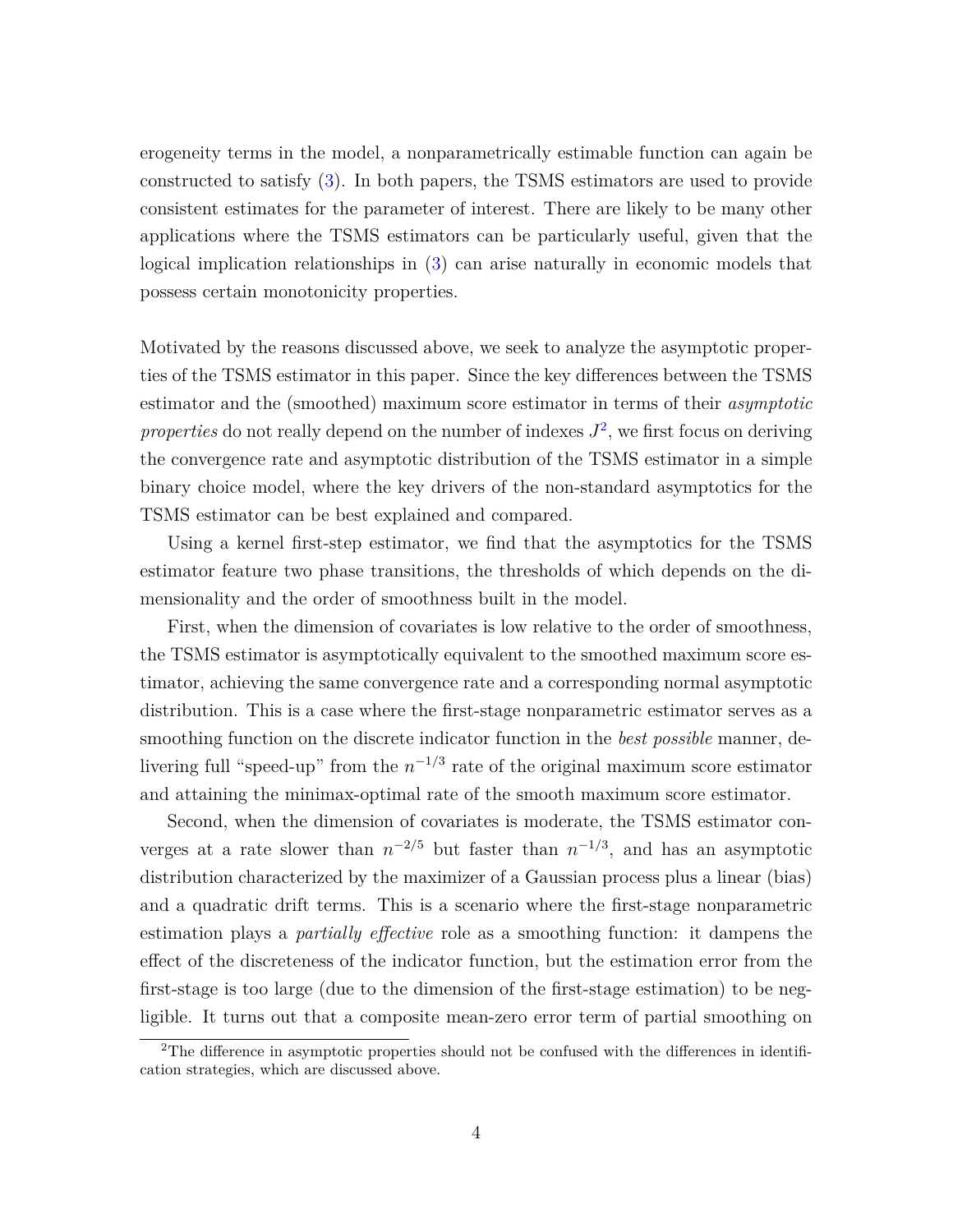erogeneity terms in the model, a nonparametrically estimable function can again be constructed to satisfy (3). In both papers, the TSMS estimators are used to provide consistent estimates for the parameter of interest. There are likely to be many other applications where the TSMS estimators can be particularly useful, given that the logical implication relationships in (3) can arise naturally in economic models that possess certain monotonicity properties.

Motivated by the reasons discussed above, we seek to analyze the asymptotic properties of the TSMS estimator in this paper. Since the key differences between the TSMS estimator and the (smoothed) maximum score estimator in terms of their *asymptotic properties* do not really depend on the number of indexes $J$[2], we first focus on deriving the convergence rate and asymptotic distribution of the TSMS estimator in a simple binary choice model, where the key drivers of the non-standard asymptotics for the TSMS estimator can be best explained and compared.

Using a kernel first-step estimator, we find that the asymptotics for the TSMS estimator feature two phase transitions, the thresholds of which depends on the dimensionality and the order of smoothness built in the model.

First, when the dimension of covariates is low relative to the order of smoothness, the TSMS estimator is asymptotically equivalent to the smoothed maximum score estimator, achieving the same convergence rate and a corresponding normal asymptotic distribution. This is a case where the first-stage nonparametric estimator serves as a smoothing function on the discrete indicator function in the *best possible* manner, delivering full "speed-up" from the $n^{-1/3}$ rate of the original maximum score estimator and attaining the minimax-optimal rate of the smooth maximum score estimator.

Second, when the dimension of covariates is moderate, the TSMS estimator converges at a rate slower than $n^{-2/5}$ but faster than $n^{-1/3}$, and has an asymptotic distribution characterized by the maximizer of a Gaussian process plus a linear (bias) and a quadratic drift terms. This is a scenario where the first-stage nonparametric estimation plays a *partially effective* role as a smoothing function: it dampens the effect of the discreteness of the indicator function, but the estimation error from the first-stage is too large (due to the dimension of the first-stage estimation) to be negligible. It turns out that a composite mean-zero error term of partial smoothing on

[2]The difference in asymptotic properties should not be confused with the differences in identification strategies, which are discussed above.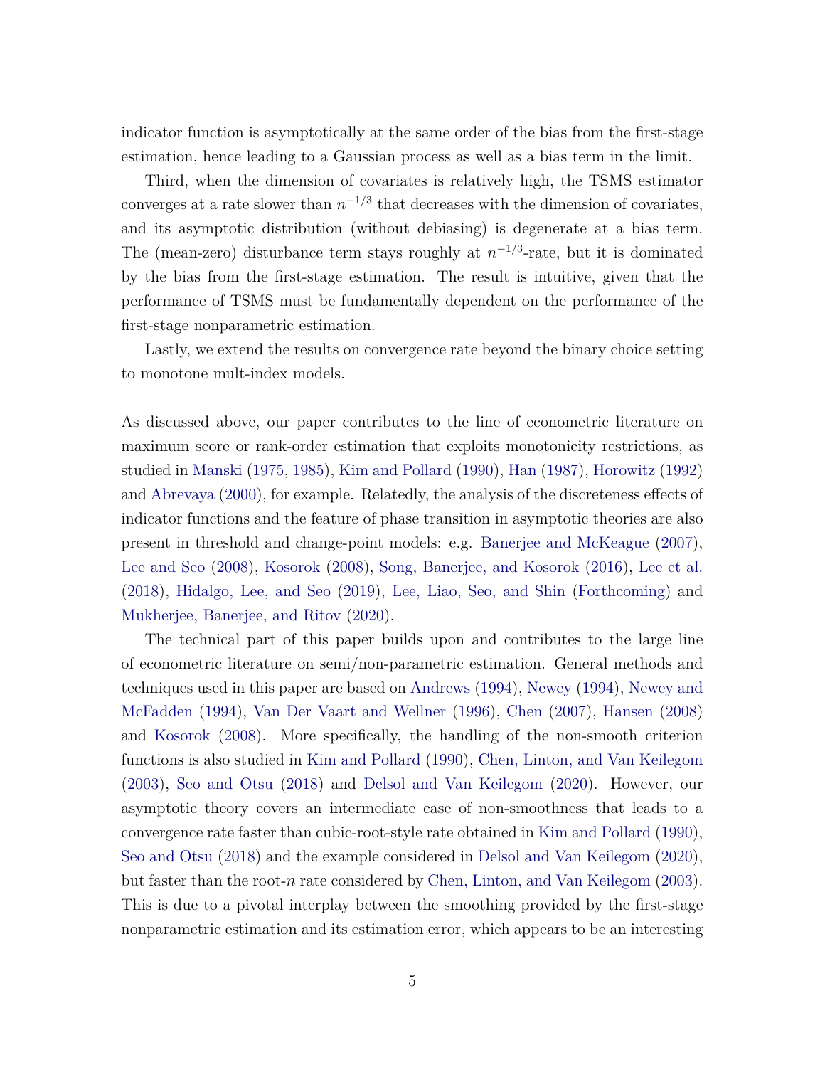indicator function is asymptotically at the same order of the bias from the first-stage estimation, hence leading to a Gaussian process as well as a bias term in the limit.

Third, when the dimension of covariates is relatively high, the TSMS estimator converges at a rate slower than $n^{-1/3}$ that decreases with the dimension of covariates, and its asymptotic distribution (without debiasing) is degenerate at a bias term. The (mean-zero) disturbance term stays roughly at $n^{-1/3}$-rate, but it is dominated by the bias from the first-stage estimation. The result is intuitive, given that the performance of TSMS must be fundamentally dependent on the performance of the first-stage nonparametric estimation.

Lastly, we extend the results on convergence rate beyond the binary choice setting to monotone mult-index models.

As discussed above, our paper contributes to the line of econometric literature on maximum score or rank-order estimation that exploits monotonicity restrictions, as studied in Manski (1975, 1985), Kim and Pollard (1990), Han (1987), Horowitz (1992) and Abrevaya (2000), for example. Relatedly, the analysis of the discreteness effects of indicator functions and the feature of phase transition in asymptotic theories are also present in threshold and change-point models: e.g. Banerjee and McKeague (2007), Lee and Seo (2008), Kosorok (2008), Song, Banerjee, and Kosorok (2016), Lee et al. (2018), Hidalgo, Lee, and Seo (2019), Lee, Liao, Seo, and Shin (Forthcoming) and Mukherjee, Banerjee, and Ritov (2020).

The technical part of this paper builds upon and contributes to the large line of econometric literature on semi/non-parametric estimation. General methods and techniques used in this paper are based on Andrews (1994), Newey (1994), Newey and McFadden (1994), Van Der Vaart and Wellner (1996), Chen (2007), Hansen (2008) and Kosorok (2008). More specifically, the handling of the non-smooth criterion functions is also studied in Kim and Pollard (1990), Chen, Linton, and Van Keilegom (2003), Seo and Otsu (2018) and Delsol and Van Keilegom (2020). However, our asymptotic theory covers an intermediate case of non-smoothness that leads to a convergence rate faster than cubic-root-style rate obtained in Kim and Pollard (1990), Seo and Otsu (2018) and the example considered in Delsol and Van Keilegom (2020), but faster than the root-$n$ rate considered by Chen, Linton, and Van Keilegom (2003). This is due to a pivotal interplay between the smoothing provided by the first-stage nonparametric estimation and its estimation error, which appears to be an interesting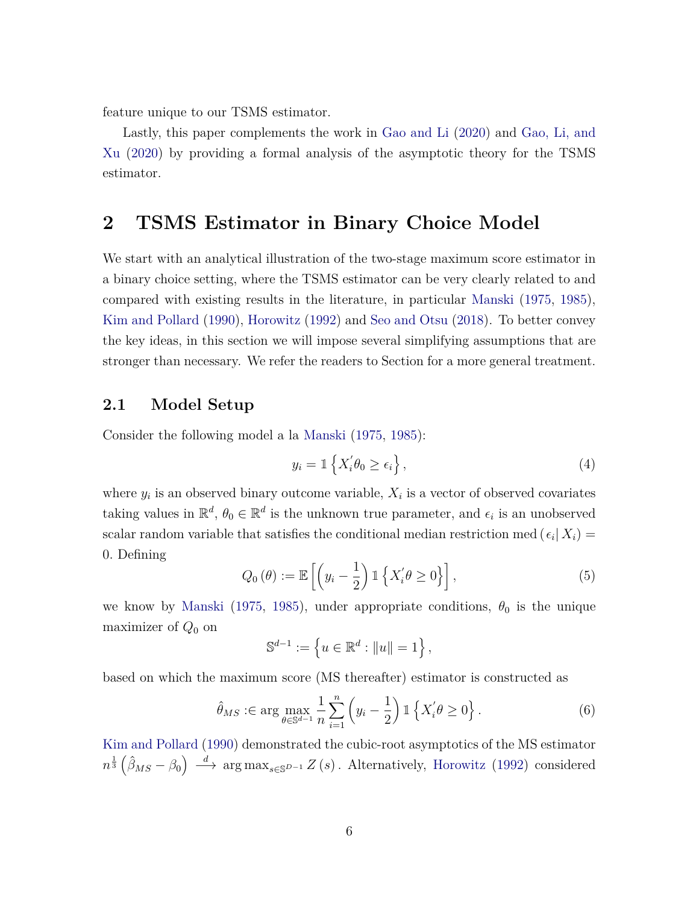feature unique to our TSMS estimator.

Lastly, this paper complements the work in Gao and Li (2020) and Gao, Li, and Xu (2020) by providing a formal analysis of the asymptotic theory for the TSMS estimator.

# 2 TSMS Estimator in Binary Choice Model

We start with an analytical illustration of the two-stage maximum score estimator in a binary choice setting, where the TSMS estimator can be very clearly related to and compared with existing results in the literature, in particular Manski (1975, 1985), Kim and Pollard (1990), Horowitz (1992) and Seo and Otsu (2018). To better convey the key ideas, in this section we will impose several simplifying assumptions that are stronger than necessary. We refer the readers to Section for a more general treatment.

## 2.1 Model Setup

Consider the following model a la Manski (1975, 1985):

$$y_i = \mathbb{1}\left\{X_i^{'}\theta_0 \geq \epsilon_i\right\}, \tag{4}$$

where $y_i$ is an observed binary outcome variable, $X_i$ is a vector of observed covariates taking values in $\mathbb{R}^d$, $\theta_0 \in \mathbb{R}^d$ is the unknown true parameter, and $\epsilon_i$ is an unobserved scalar random variable that satisfies the conditional median restriction $\text{med}\left(\epsilon_i | X_i\right) = 0$. Defining

$$Q_0\left(\theta\right) := \mathbb{E}\left[\left(y_i - \frac{1}{2}\right)\mathbb{1}\left\{X_i^{'}\theta \geq 0\right\}\right], \tag{5}$$

we know by Manski (1975, 1985), under appropriate conditions, $\theta_0$ is the unique maximizer of $Q_0$ on

$$\mathbb{S}^{d-1} := \left\{u \in \mathbb{R}^d : \|u\| = 1\right\},$$

based on which the maximum score (MS thereafter) estimator is constructed as

$$\hat{\theta}_{MS} :\in \arg\max_{\theta \in \mathbb{S}^{d-1}} \frac{1}{n}\sum_{i=1}^{n}\left(y_i - \frac{1}{2}\right)\mathbb{1}\left\{X_i^{'}\theta \geq 0\right\}. \tag{6}$$

Kim and Pollard (1990) demonstrated the cubic-root asymptotics of the MS estimator $n^{\frac{1}{3}}\left(\hat{\beta}_{MS} - \beta_0\right) \xrightarrow{d} \arg\max_{s \in \mathbb{S}^{D-1}} Z\left(s\right)$. Alternatively, Horowitz (1992) considered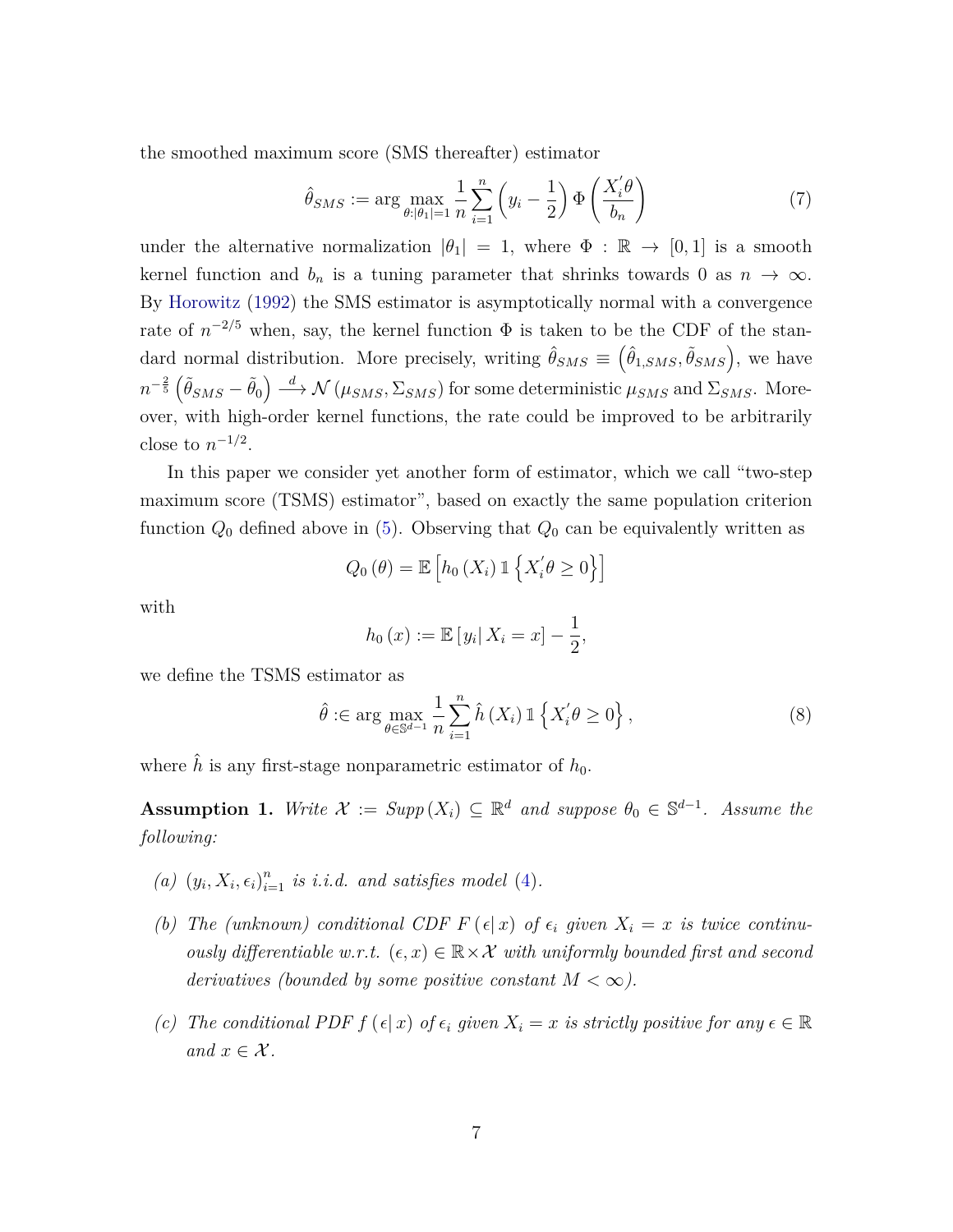the smoothed maximum score (SMS thereafter) estimator

$$\hat{\theta}_{SMS} := \arg\max_{\theta:|\theta_1|=1} \frac{1}{n}\sum_{i=1}^{n}\left(y_i - \frac{1}{2}\right)\Phi\left(\frac{X_i'\theta}{b_n}\right) \tag{7}$$

under the alternative normalization $|\theta_1| = 1$, where $\Phi : \mathbb{R} \to [0,1]$ is a smooth kernel function and $b_n$ is a tuning parameter that shrinks towards 0 as $n \to \infty$. By Horowitz (1992) the SMS estimator is asymptotically normal with a convergence rate of $n^{-2/5}$ when, say, the kernel function $\Phi$ is taken to be the CDF of the standard normal distribution. More precisely, writing $\hat{\theta}_{SMS} \equiv \left(\hat{\theta}_{1,SMS}, \tilde{\theta}_{SMS}\right)$, we have $n^{-\frac{2}{5}}\left(\tilde{\theta}_{SMS} - \tilde{\theta}_0\right) \xrightarrow{d} \mathcal{N}\left(\mu_{SMS}, \Sigma_{SMS}\right)$ for some deterministic $\mu_{SMS}$ and $\Sigma_{SMS}$. Moreover, with high-order kernel functions, the rate could be improved to be arbitrarily close to $n^{-1/2}$.

In this paper we consider yet another form of estimator, which we call "two-step maximum score (TSMS) estimator", based on exactly the same population criterion function $Q_0$ defined above in (5). Observing that $Q_0$ can be equivalently written as

$$Q_0(\theta) = \mathbb{E}\left[h_0(X_i)\,\mathbb{1}\left\{X_i'\theta \geq 0\right\}\right]$$

with

$$h_0(x) := \mathbb{E}\left[y_i \mid X_i = x\right] - \frac{1}{2},$$

we define the TSMS estimator as

$$\hat{\theta} :\in \arg\max_{\theta\in\mathbb{S}^{d-1}} \frac{1}{n}\sum_{i=1}^{n}\hat{h}(X_i)\,\mathbb{1}\left\{X_i'\theta \geq 0\right\}, \tag{8}$$

where $\hat{h}$ is any first-stage nonparametric estimator of $h_0$.

**Assumption 1.** *Write $\mathcal{X} := Supp(X_i) \subseteq \mathbb{R}^d$ and suppose $\theta_0 \in \mathbb{S}^{d-1}$. Assume the following:*

- *(a) $(y_i, X_i, \epsilon_i)_{i=1}^n$ is i.i.d. and satisfies model (4).*
- *(b) The (unknown) conditional CDF $F(\epsilon \mid x)$ of $\epsilon_i$ given $X_i = x$ is twice continuously differentiable w.r.t. $(\epsilon, x) \in \mathbb{R}\times\mathcal{X}$ with uniformly bounded first and second derivatives (bounded by some positive constant $M < \infty$).*
- *(c) The conditional PDF $f(\epsilon \mid x)$ of $\epsilon_i$ given $X_i = x$ is strictly positive for any $\epsilon \in \mathbb{R}$ and $x \in \mathcal{X}$.*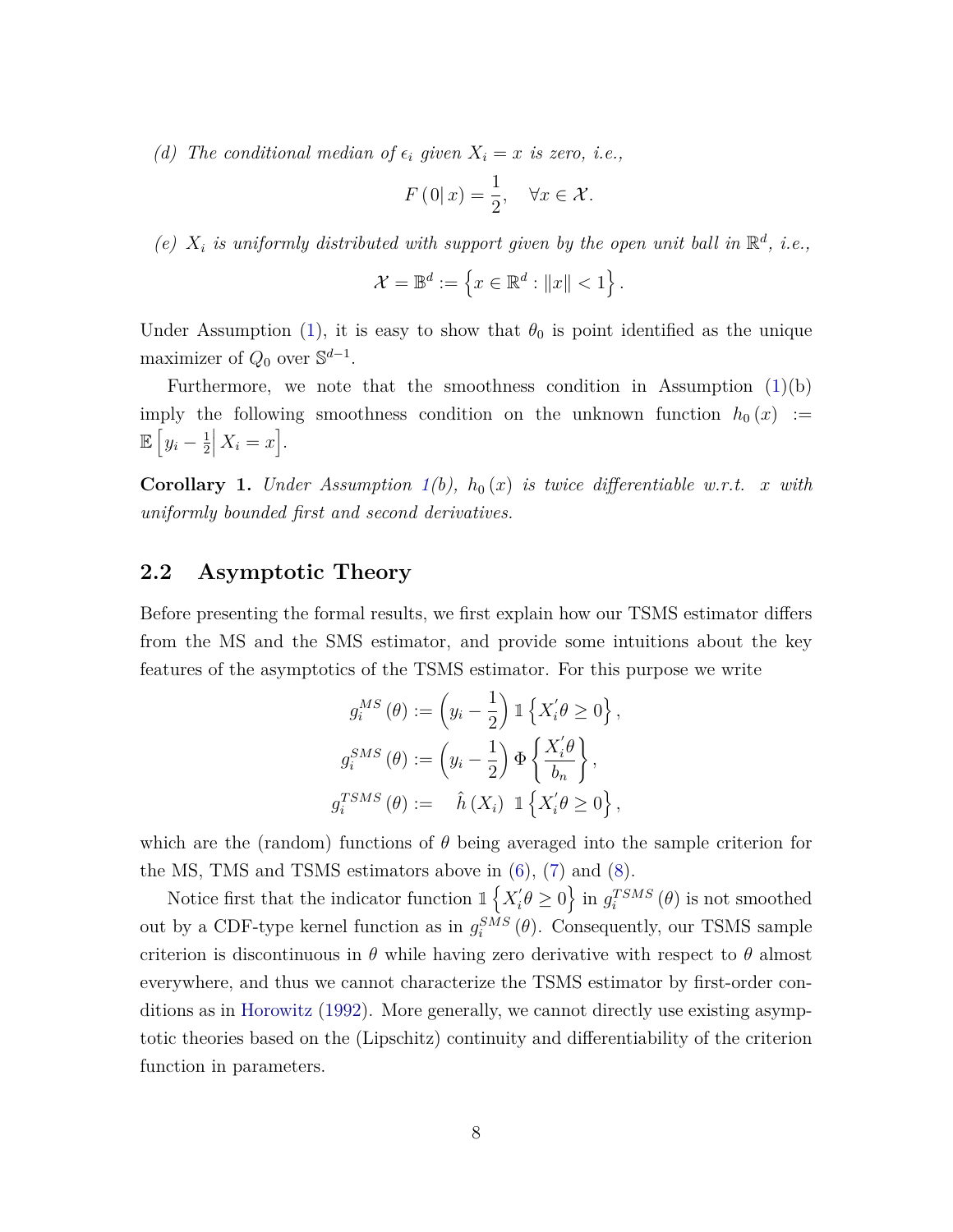*(d) The conditional median of $\epsilon_i$ given $X_i = x$ is zero, i.e.,*

$$F\left(0\middle|\, x\right) = \frac{1}{2}, \quad \forall x \in \mathcal{X}.$$

*(e) $X_i$ is uniformly distributed with support given by the open unit ball in $\mathbb{R}^d$, i.e.,*

$$\mathcal{X} = \mathbb{B}^d := \left\{ x \in \mathbb{R}^d : \|x\| < 1 \right\}.$$

Under Assumption (1), it is easy to show that $\theta_0$ is point identified as the unique maximizer of $Q_0$ over $\mathbb{S}^{d-1}$.

Furthermore, we note that the smoothness condition in Assumption (1)(b) imply the following smoothness condition on the unknown function $h_0(x) := \mathbb{E}\left[ y_i - \frac{1}{2} \middle|\, X_i = x \right]$.

**Corollary 1.** *Under Assumption 1(b), $h_0(x)$ is twice differentiable w.r.t. $x$ with uniformly bounded first and second derivatives.*

## 2.2 Asymptotic Theory

Before presenting the formal results, we first explain how our TSMS estimator differs from the MS and the SMS estimator, and provide some intuitions about the key features of the asymptotics of the TSMS estimator. For this purpose we write

$$\begin{aligned} g_i^{MS}(\theta) &:= \left( y_i - \frac{1}{2} \right) \mathbb{1}\left\{ X_i'\theta \geq 0 \right\}, \\ g_i^{SMS}(\theta) &:= \left( y_i - \frac{1}{2} \right) \Phi\left\{ \frac{X_i'\theta}{b_n} \right\}, \\ g_i^{TSMS}(\theta) &:= \quad \hat{h}(X_i) \;\; \mathbb{1}\left\{ X_i'\theta \geq 0 \right\}, \end{aligned}$$

which are the (random) functions of $\theta$ being averaged into the sample criterion for the MS, TMS and TSMS estimators above in (6), (7) and (8).

Notice first that the indicator function $\mathbb{1}\left\{ X_i'\theta \geq 0 \right\}$ in $g_i^{TSMS}(\theta)$ is not smoothed out by a CDF-type kernel function as in $g_i^{SMS}(\theta)$. Consequently, our TSMS sample criterion is discontinuous in $\theta$ while having zero derivative with respect to $\theta$ almost everywhere, and thus we cannot characterize the TSMS estimator by first-order conditions as in Horowitz (1992). More generally, we cannot directly use existing asymptotic theories based on the (Lipschitz) continuity and differentiability of the criterion function in parameters.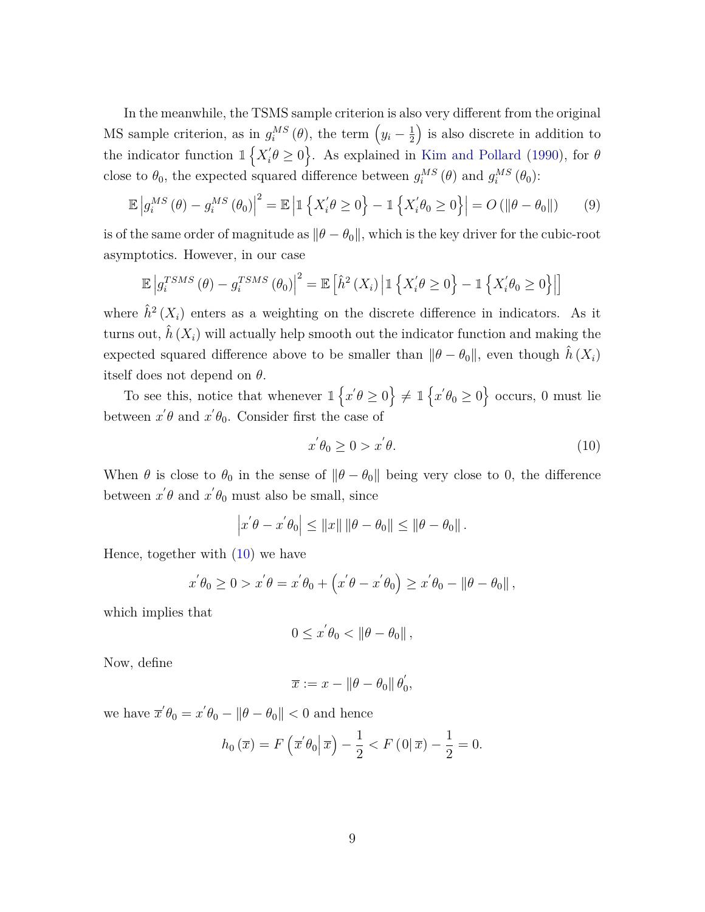In the meanwhile, the TSMS sample criterion is also very different from the original MS sample criterion, as in $g_i^{MS}(\theta)$, the term $\left(y_i - \frac{1}{2}\right)$ is also discrete in addition to the indicator function $\mathbb{1}\left\{X_i'\theta \geq 0\right\}$. As explained in Kim and Pollard (1990), for $\theta$ close to $\theta_0$, the expected squared difference between $g_i^{MS}(\theta)$ and $g_i^{MS}(\theta_0)$:

$$\mathbb{E}\left|g_i^{MS}(\theta) - g_i^{MS}(\theta_0)\right|^2 = \mathbb{E}\left|\mathbb{1}\left\{X_i'\theta \geq 0\right\} - \mathbb{1}\left\{X_i'\theta_0 \geq 0\right\}\right| = O\left(\|\theta - \theta_0\|\right) \tag{9}$$

is of the same order of magnitude as $\|\theta - \theta_0\|$, which is the key driver for the cubic-root asymptotics. However, in our case

$$\mathbb{E}\left|g_i^{TSMS}(\theta) - g_i^{TSMS}(\theta_0)\right|^2 = \mathbb{E}\left[\hat{h}^2(X_i)\left|\mathbb{1}\left\{X_i'\theta \geq 0\right\} - \mathbb{1}\left\{X_i'\theta_0 \geq 0\right\}\right|\right]$$

where $\hat{h}^2(X_i)$ enters as a weighting on the discrete difference in indicators. As it turns out, $\hat{h}(X_i)$ will actually help smooth out the indicator function and making the expected squared difference above to be smaller than $\|\theta - \theta_0\|$, even though $\hat{h}(X_i)$ itself does not depend on $\theta$.

To see this, notice that whenever $\mathbb{1}\left\{x'\theta \geq 0\right\} \neq \mathbb{1}\left\{x'\theta_0 \geq 0\right\}$ occurs, 0 must lie between $x'\theta$ and $x'\theta_0$. Consider first the case of

$$x'\theta_0 \geq 0 > x'\theta. \tag{10}$$

When $\theta$ is close to $\theta_0$ in the sense of $\|\theta - \theta_0\|$ being very close to 0, the difference between $x'\theta$ and $x'\theta_0$ must also be small, since

$$\left|x'\theta - x'\theta_0\right| \leq \|x\|\,\|\theta - \theta_0\| \leq \|\theta - \theta_0\|.$$

Hence, together with (10) we have

$$x'\theta_0 \geq 0 > x'\theta = x'\theta_0 + \left(x'\theta - x'\theta_0\right) \geq x'\theta_0 - \|\theta - \theta_0\|,$$

which implies that

$$0 \leq x'\theta_0 < \|\theta - \theta_0\|,$$

Now, define

$$\overline{x} := x - \|\theta - \theta_0\|\,\theta_0',$$

we have $\overline{x}'\theta_0 = x'\theta_0 - \|\theta - \theta_0\| < 0$ and hence

$$h_0(\overline{x}) = F\left(\overline{x}'\theta_0\middle|\,\overline{x}\right) - \frac{1}{2} < F\left(0\middle|\,\overline{x}\right) - \frac{1}{2} = 0.$$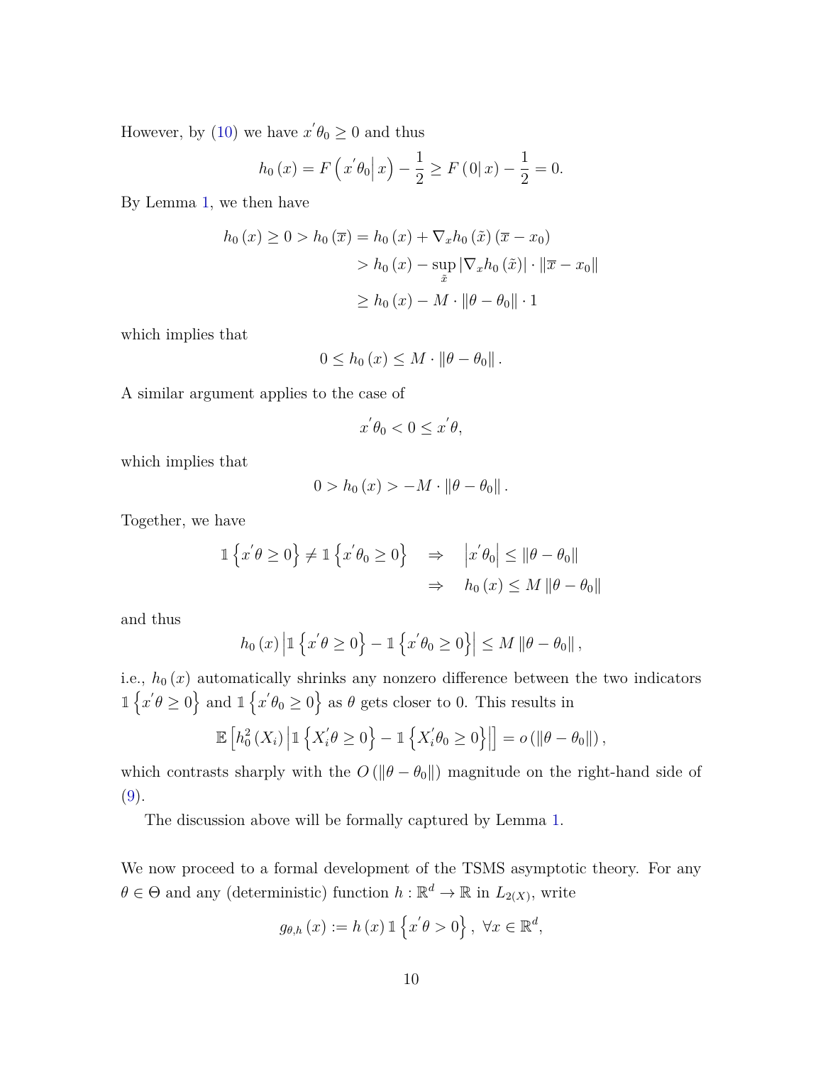However, by (10) we have $x^{'}\theta_0 \geq 0$ and thus

$$h_0(x) = F\left(x^{'}\theta_0\middle| x\right) - \frac{1}{2} \geq F(0|x) - \frac{1}{2} = 0.$$

By Lemma 1, we then have

$$\begin{aligned} h_0(x) \geq 0 > h_0(\overline{x}) &= h_0(x) + \nabla_x h_0(\tilde{x})(\overline{x} - x_0) \\ &> h_0(x) - \sup_{\tilde{x}} |\nabla_x h_0(\tilde{x})| \cdot \|\overline{x} - x_0\| \\ &\geq h_0(x) - M \cdot \|\theta - \theta_0\| \cdot 1 \end{aligned}$$

which implies that

$$0 \leq h_0(x) \leq M \cdot \|\theta - \theta_0\|.$$

A similar argument applies to the case of

$$x^{'}\theta_0 < 0 \leq x^{'}\theta,$$

which implies that

$$0 > h_0(x) > -M \cdot \|\theta - \theta_0\|.$$

Together, we have

$$\begin{aligned} \mathbb{1}\left\{x^{'}\theta \geq 0\right\} \neq \mathbb{1}\left\{x^{'}\theta_0 \geq 0\right\} \quad &\Rightarrow \quad \left|x^{'}\theta_0\right| \leq \|\theta - \theta_0\| \\ &\Rightarrow \quad h_0(x) \leq M\|\theta - \theta_0\| \end{aligned}$$

and thus

$$h_0(x)\left|\mathbb{1}\left\{x^{'}\theta \geq 0\right\} - \mathbb{1}\left\{x^{'}\theta_0 \geq 0\right\}\right| \leq M\|\theta - \theta_0\|,$$

i.e., $h_0(x)$ automatically shrinks any nonzero difference between the two indicators $\mathbb{1}\left\{x^{'}\theta \geq 0\right\}$ and $\mathbb{1}\left\{x^{'}\theta_0 \geq 0\right\}$ as $\theta$ gets closer to 0. This results in

$$\mathbb{E}\left[h_0^2(X_i)\left|\mathbb{1}\left\{X_i^{'}\theta \geq 0\right\} - \mathbb{1}\left\{X_i^{'}\theta_0 \geq 0\right\}\right|\right] = o(\|\theta - \theta_0\|),$$

which contrasts sharply with the $O(\|\theta - \theta_0\|)$ magnitude on the right-hand side of (9).

The discussion above will be formally captured by Lemma 1.

We now proceed to a formal development of the TSMS asymptotic theory. For any $\theta \in \Theta$ and any (deterministic) function $h : \mathbb{R}^d \to \mathbb{R}$ in $L_{2(X)}$, write

$$g_{\theta,h}(x) := h(x)\,\mathbb{1}\left\{x^{'}\theta > 0\right\},\ \forall x \in \mathbb{R}^d,$$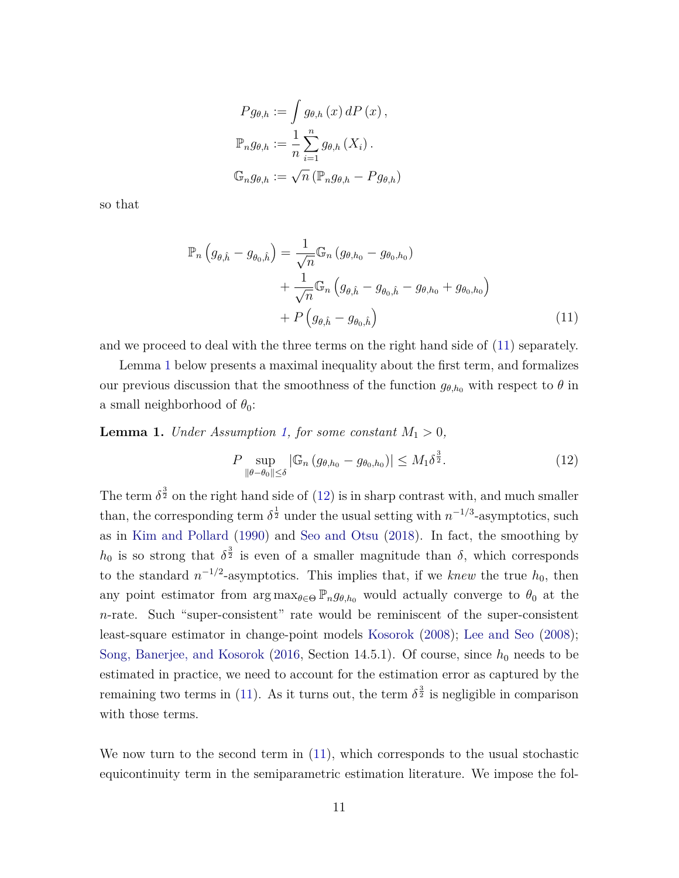$$
\begin{aligned}
P g_{\theta,h} &:= \int g_{\theta,h}\left(x\right) dP\left(x\right), \\
\mathbb{P}_n g_{\theta,h} &:= \frac{1}{n}\sum_{i=1}^{n} g_{\theta,h}\left(X_i\right). \\
\mathbb{G}_n g_{\theta,h} &:= \sqrt{n}\left(\mathbb{P}_n g_{\theta,h} - P g_{\theta,h}\right)
\end{aligned}
$$

so that

$$
\begin{aligned}
\mathbb{P}_n\left(g_{\theta,\hat{h}} - g_{\theta_0,\hat{h}}\right) = &\frac{1}{\sqrt{n}}\mathbb{G}_n\left(g_{\theta,h_0} - g_{\theta_0,h_0}\right) \\
&+ \frac{1}{\sqrt{n}}\mathbb{G}_n\left(g_{\theta,\hat{h}} - g_{\theta_0,\hat{h}} - g_{\theta,h_0} + g_{\theta_0,h_0}\right) \\
&+ P\left(g_{\theta,\hat{h}} - g_{\theta_0,\hat{h}}\right)
\end{aligned} \tag{11}
$$

and we proceed to deal with the three terms on the right hand side of (11) separately.

Lemma 1 below presents a maximal inequality about the first term, and formalizes our previous discussion that the smoothness of the function $g_{\theta,h_0}$ with respect to $\theta$ in a small neighborhood of $\theta_0$:

**Lemma 1.** *Under Assumption 1, for some constant $M_1 > 0$,*

$$
P \sup_{\|\theta-\theta_0\|\leq\delta}\left|\mathbb{G}_n\left(g_{\theta,h_0} - g_{\theta_0,h_0}\right)\right| \leq M_1\delta^{\frac{3}{2}}. \tag{12}
$$

The term $\delta^{\frac{3}{2}}$ on the right hand side of (12) is in sharp contrast with, and much smaller than, the corresponding term $\delta^{\frac{1}{2}}$ under the usual setting with $n^{-1/3}$-asymptotics, such as in Kim and Pollard (1990) and Seo and Otsu (2018). In fact, the smoothing by $h_0$ is so strong that $\delta^{\frac{3}{2}}$ is even of a smaller magnitude than $\delta$, which corresponds to the standard $n^{-1/2}$-asymptotics. This implies that, if we *knew* the true $h_0$, then any point estimator from $\arg\max_{\theta\in\Theta}\mathbb{P}_n g_{\theta,h_0}$ would actually converge to $\theta_0$ at the $n$-rate. Such "super-consistent" rate would be reminiscent of the super-consistent least-square estimator in change-point models Kosorok (2008); Lee and Seo (2008); Song, Banerjee, and Kosorok (2016, Section 14.5.1). Of course, since $h_0$ needs to be estimated in practice, we need to account for the estimation error as captured by the remaining two terms in (11). As it turns out, the term $\delta^{\frac{3}{2}}$ is negligible in comparison with those terms.

We now turn to the second term in (11), which corresponds to the usual stochastic equicontinuity term in the semiparametric estimation literature. We impose the fol-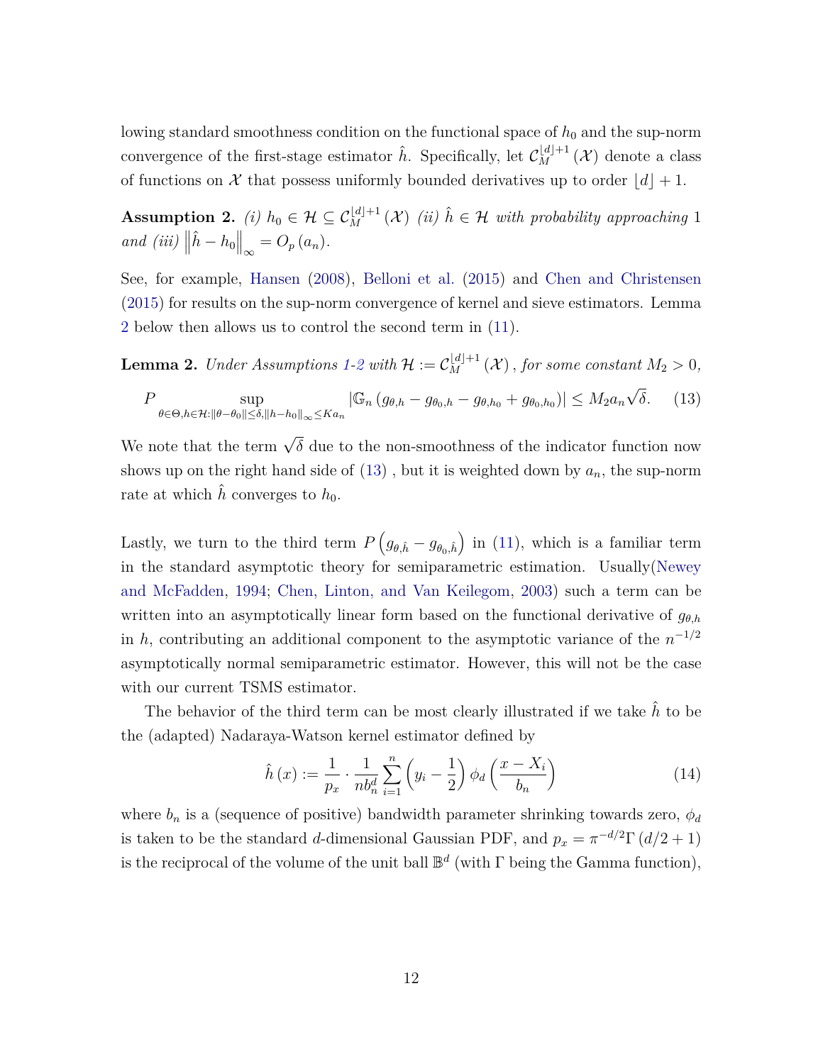lowing standard smoothness condition on the functional space of $h_0$ and the sup-norm convergence of the first-stage estimator $\hat{h}$. Specifically, let $\mathcal{C}_M^{\lfloor d \rfloor + 1}(\mathcal{X})$ denote a class of functions on $\mathcal{X}$ that possess uniformly bounded derivatives up to order $\lfloor d \rfloor + 1$.

**Assumption 2.** *(i)* $h_0 \in \mathcal{H} \subseteq \mathcal{C}_M^{\lfloor d \rfloor + 1}(\mathcal{X})$ *(ii)* $\hat{h} \in \mathcal{H}$ *with probability approaching* 1 *and (iii)* $\left\| \hat{h} - h_0 \right\|_\infty = O_p(a_n)$.

See, for example, Hansen (2008), Belloni et al. (2015) and Chen and Christensen (2015) for results on the sup-norm convergence of kernel and sieve estimators. Lemma 2 below then allows us to control the second term in (11).

**Lemma 2.** *Under Assumptions 1-2 with* $\mathcal{H} := \mathcal{C}_M^{\lfloor d \rfloor + 1}(\mathcal{X})$, *for some constant* $M_2 > 0$,

$$P \sup_{\theta \in \Theta, h \in \mathcal{H}: \|\theta - \theta_0\| \leq \delta, \|h - h_0\|_\infty \leq K a_n} \left| \mathbb{G}_n \left( g_{\theta,h} - g_{\theta_0,h} - g_{\theta,h_0} + g_{\theta_0,h_0} \right) \right| \leq M_2 a_n \sqrt{\delta}. \tag{13}$$

We note that the term $\sqrt{\delta}$ due to the non-smoothness of the indicator function now shows up on the right hand side of (13) , but it is weighted down by $a_n$, the sup-norm rate at which $\hat{h}$ converges to $h_0$.

Lastly, we turn to the third term $P\left(g_{\theta,\hat{h}} - g_{\theta_0,\hat{h}}\right)$ in (11), which is a familiar term in the standard asymptotic theory for semiparametric estimation. Usually(Newey and McFadden, 1994; Chen, Linton, and Van Keilegom, 2003) such a term can be written into an asymptotically linear form based on the functional derivative of $g_{\theta,h}$ in $h$, contributing an additional component to the asymptotic variance of the $n^{-1/2}$ asymptotically normal semiparametric estimator. However, this will not be the case with our current TSMS estimator.

The behavior of the third term can be most clearly illustrated if we take $\hat{h}$ to be the (adapted) Nadaraya-Watson kernel estimator defined by

$$\hat{h}(x) := \frac{1}{p_x} \cdot \frac{1}{n b_n^d} \sum_{i=1}^n \left( y_i - \frac{1}{2} \right) \phi_d \left( \frac{x - X_i}{b_n} \right) \tag{14}$$

where $b_n$ is a (sequence of positive) bandwidth parameter shrinking towards zero, $\phi_d$ is taken to be the standard $d$-dimensional Gaussian PDF, and $p_x = \pi^{-d/2} \Gamma(d/2 + 1)$ is the reciprocal of the volume of the unit ball $\mathbb{B}^d$ (with $\Gamma$ being the Gamma function),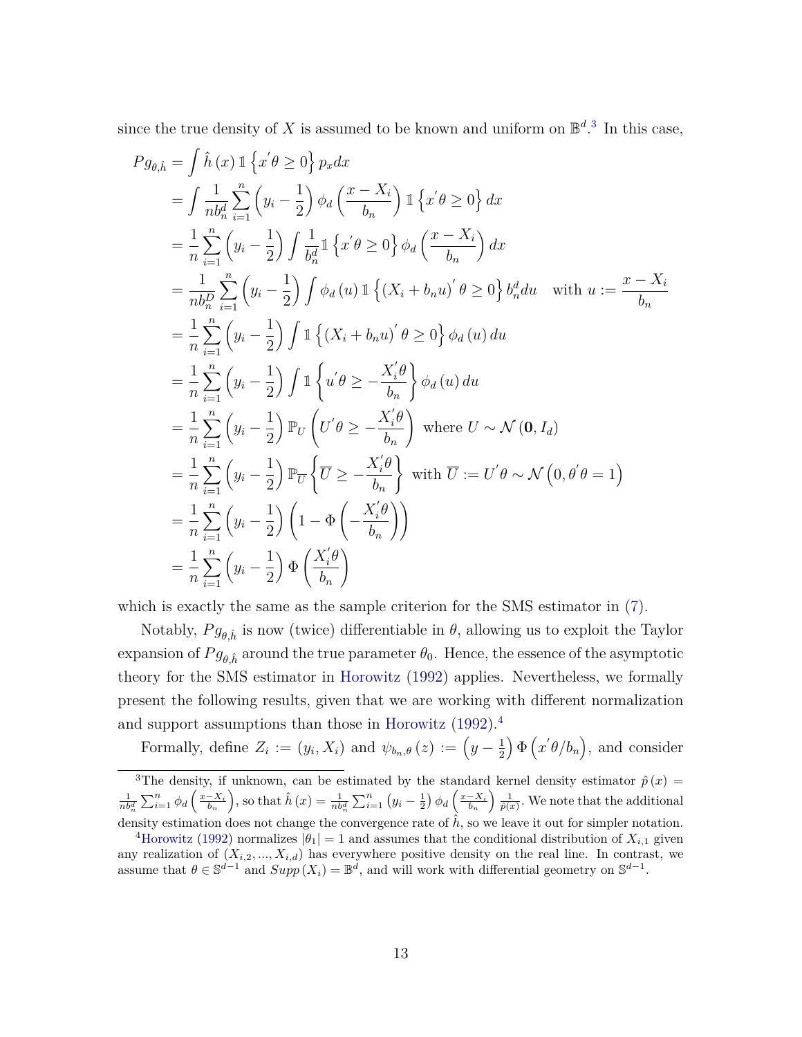since the true density of $X$ is assumed to be known and uniform on $\mathbb{B}^d$.[3] In this case,

$$
\begin{aligned}
Pg_{\theta,\hat{h}} &= \int \hat{h}(x)\,\mathbb{1}\left\{x^{'}\theta \geq 0\right\} p_x dx \\
&= \int \frac{1}{nb_n^d}\sum_{i=1}^{n}\left(y_i - \frac{1}{2}\right)\phi_d\left(\frac{x - X_i}{b_n}\right)\mathbb{1}\left\{x^{'}\theta \geq 0\right\} dx \\
&= \frac{1}{n}\sum_{i=1}^{n}\left(y_i - \frac{1}{2}\right)\int \frac{1}{b_n^d}\mathbb{1}\left\{x^{'}\theta \geq 0\right\}\phi_d\left(\frac{x - X_i}{b_n}\right) dx \\
&= \frac{1}{nb_n^D}\sum_{i=1}^{n}\left(y_i - \frac{1}{2}\right)\int \phi_d(u)\,\mathbb{1}\left\{(X_i + b_n u)^{'}\theta \geq 0\right\} b_n^d du \quad \text{with } u := \frac{x - X_i}{b_n} \\
&= \frac{1}{n}\sum_{i=1}^{n}\left(y_i - \frac{1}{2}\right)\int \mathbb{1}\left\{(X_i + b_n u)^{'}\theta \geq 0\right\}\phi_d(u)\, du \\
&= \frac{1}{n}\sum_{i=1}^{n}\left(y_i - \frac{1}{2}\right)\int \mathbb{1}\left\{u^{'}\theta \geq -\frac{X_i^{'}\theta}{b_n}\right\}\phi_d(u)\, du \\
&= \frac{1}{n}\sum_{i=1}^{n}\left(y_i - \frac{1}{2}\right)\mathbb{P}_U\left(U^{'}\theta \geq -\frac{X_i^{'}\theta}{b_n}\right) \text{ where } U \sim \mathcal{N}(\mathbf{0}, I_d) \\
&= \frac{1}{n}\sum_{i=1}^{n}\left(y_i - \frac{1}{2}\right)\mathbb{P}_{\overline{U}}\left\{\overline{U} \geq -\frac{X_i^{'}\theta}{b_n}\right\} \text{ with } \overline{U} := U^{'}\theta \sim \mathcal{N}\left(0, \theta^{'}\theta = 1\right) \\
&= \frac{1}{n}\sum_{i=1}^{n}\left(y_i - \frac{1}{2}\right)\left(1 - \Phi\left(-\frac{X_i^{'}\theta}{b_n}\right)\right) \\
&= \frac{1}{n}\sum_{i=1}^{n}\left(y_i - \frac{1}{2}\right)\Phi\left(\frac{X_i^{'}\theta}{b_n}\right)
\end{aligned}
$$

which is exactly the same as the sample criterion for the SMS estimator in (7).

Notably, $Pg_{\theta,\hat{h}}$ is now (twice) differentiable in $\theta$, allowing us to exploit the Taylor expansion of $Pg_{\theta,\hat{h}}$ around the true parameter $\theta_0$. Hence, the essence of the asymptotic theory for the SMS estimator in Horowitz (1992) applies. Nevertheless, we formally present the following results, given that we are working with different normalization and support assumptions than those in Horowitz (1992).[4]

Formally, define $Z_i := (y_i, X_i)$ and $\psi_{b_n,\theta}(z) := \left(y - \frac{1}{2}\right)\Phi\left(x^{'}\theta/b_n\right)$, and consider

---

[3] The density, if unknown, can be estimated by the standard kernel density estimator $\hat{p}(x) = \frac{1}{nb_n^d}\sum_{i=1}^{n}\phi_d\left(\frac{x-X_i}{b_n}\right)$, so that $\hat{h}(x) = \frac{1}{nb_n^d}\sum_{i=1}^{n}\left(y_i - \frac{1}{2}\right)\phi_d\left(\frac{x-X_i}{b_n}\right)\frac{1}{\hat{p}(x)}$. We note that the additional density estimation does not change the convergence rate of $\hat{h}$, so we leave it out for simpler notation.

[4] Horowitz (1992) normalizes $|\theta_1| = 1$ and assumes that the conditional distribution of $X_{i,1}$ given any realization of $(X_{i,2}, ..., X_{i,d})$ has everywhere positive density on the real line. In contrast, we assume that $\theta \in \mathbb{S}^{d-1}$ and $Supp(X_i) = \mathbb{B}^d$, and will work with differential geometry on $\mathbb{S}^{d-1}$.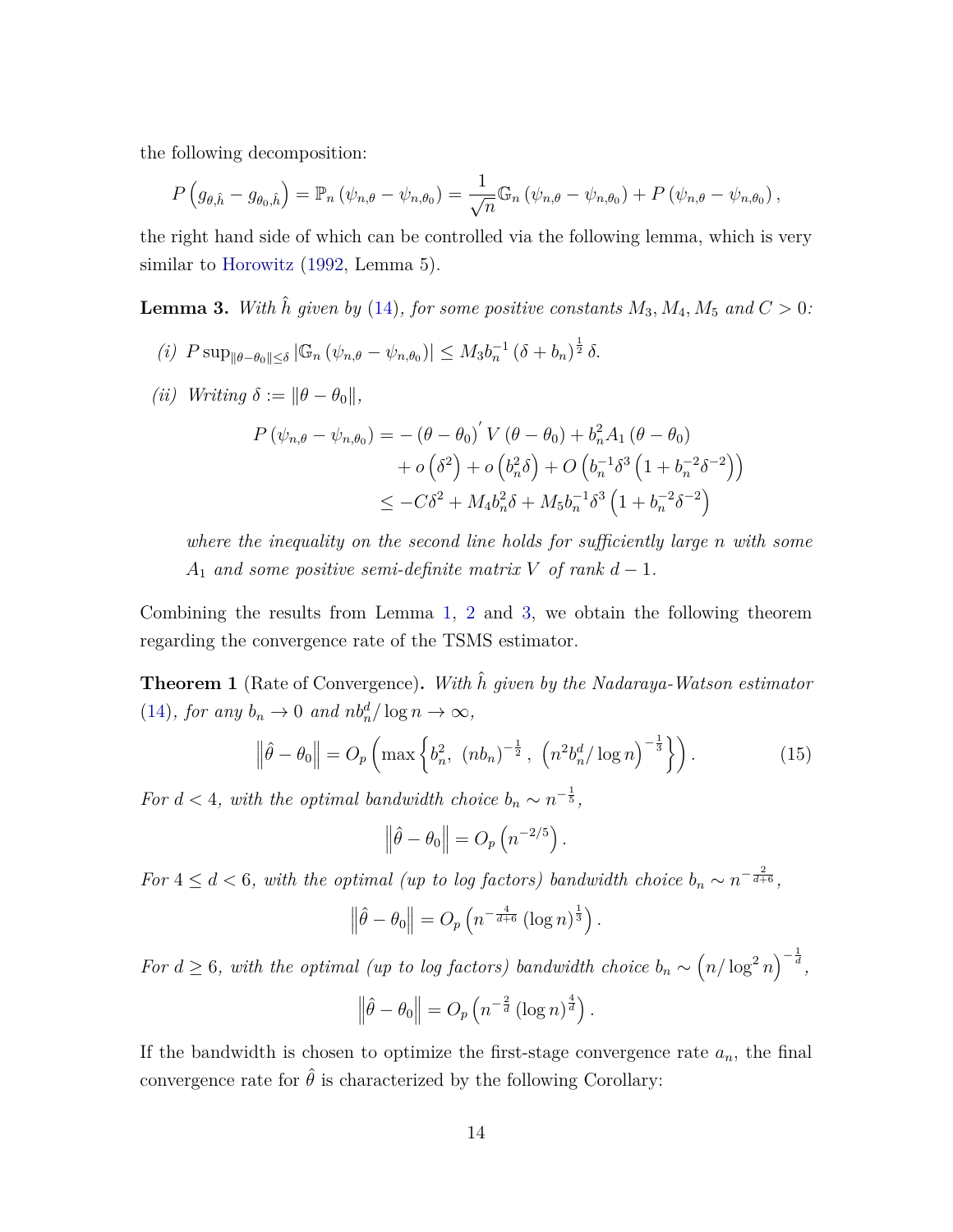the following decomposition:

$$P\left(g_{\theta,\hat{h}} - g_{\theta_0,\hat{h}}\right) = \mathbb{P}_n\left(\psi_{n,\theta} - \psi_{n,\theta_0}\right) = \frac{1}{\sqrt{n}}\mathbb{G}_n\left(\psi_{n,\theta} - \psi_{n,\theta_0}\right) + P\left(\psi_{n,\theta} - \psi_{n,\theta_0}\right),$$

the right hand side of which can be controlled via the following lemma, which is very similar to Horowitz (1992, Lemma 5).

**Lemma 3.** *With $\hat{h}$ given by (14), for some positive constants $M_3, M_4, M_5$ and $C > 0$:*

*(i)* $P\sup_{\|\theta-\theta_0\|\leq\delta}\left|\mathbb{G}_n\left(\psi_{n,\theta} - \psi_{n,\theta_0}\right)\right| \leq M_3 b_n^{-1}\left(\delta + b_n\right)^{\frac{1}{2}}\delta.$

*(ii) Writing $\delta := \|\theta - \theta_0\|$,*

$$\begin{aligned}
P\left(\psi_{n,\theta} - \psi_{n,\theta_0}\right) =& -\left(\theta - \theta_0\right)' V\left(\theta - \theta_0\right) + b_n^2 A_1\left(\theta - \theta_0\right) \\
&+ o\left(\delta^2\right) + o\left(b_n^2\delta\right) + O\left(b_n^{-1}\delta^3\left(1 + b_n^{-2}\delta^{-2}\right)\right) \\
\leq& -C\delta^2 + M_4 b_n^2\delta + M_5 b_n^{-1}\delta^3\left(1 + b_n^{-2}\delta^{-2}\right)
\end{aligned}$$

*where the inequality on the second line holds for sufficiently large $n$ with some $A_1$ and some positive semi-definite matrix $V$ of rank $d-1$.*

Combining the results from Lemma 1, 2 and 3, we obtain the following theorem regarding the convergence rate of the TSMS estimator.

**Theorem 1** (Rate of Convergence)**.** *With $\hat{h}$ given by the Nadaraya-Watson estimator (14), for any $b_n \to 0$ and $nb_n^d/\log n \to \infty$,*

$$\left\|\hat{\theta} - \theta_0\right\| = O_p\left(\max\left\{b_n^2,\ \left(nb_n\right)^{-\frac{1}{2}},\ \left(n^2 b_n^d/\log n\right)^{-\frac{1}{3}}\right\}\right). \tag{15}$$

*For $d < 4$, with the optimal bandwidth choice $b_n \sim n^{-\frac{1}{5}}$,*

$$\left\|\hat{\theta} - \theta_0\right\| = O_p\left(n^{-2/5}\right).$$

*For $4 \leq d < 6$, with the optimal (up to log factors) bandwidth choice $b_n \sim n^{-\frac{2}{d+6}}$,*

$$\left\|\hat{\theta} - \theta_0\right\| = O_p\left(n^{-\frac{4}{d+6}}\left(\log n\right)^{\frac{1}{3}}\right).$$

*For $d \geq 6$, with the optimal (up to log factors) bandwidth choice $b_n \sim \left(n/\log^2 n\right)^{-\frac{1}{d}}$,*

$$\left\|\hat{\theta} - \theta_0\right\| = O_p\left(n^{-\frac{2}{d}}\left(\log n\right)^{\frac{4}{d}}\right).$$

If the bandwidth is chosen to optimize the first-stage convergence rate $a_n$, the final convergence rate for $\hat{\theta}$ is characterized by the following Corollary: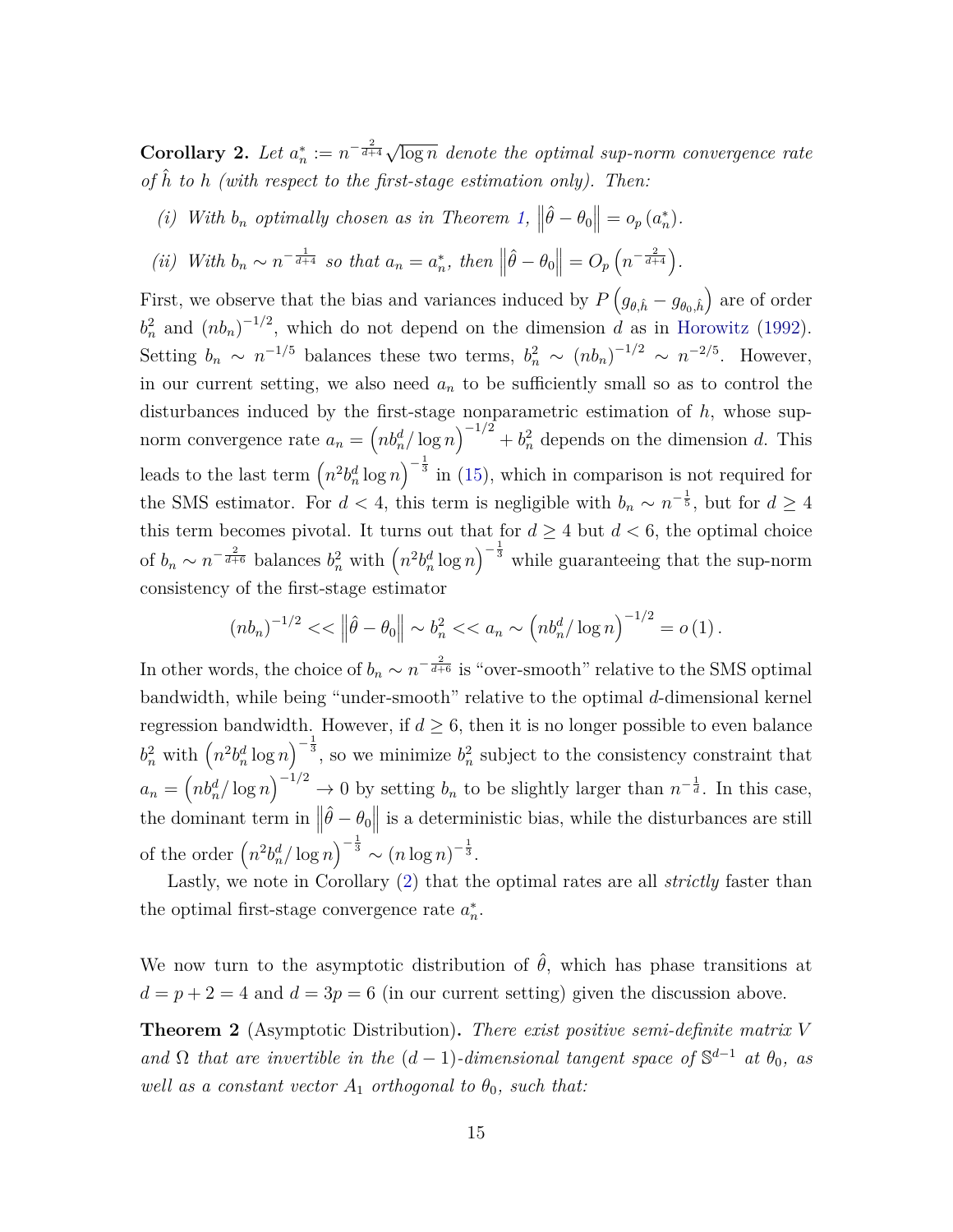**Corollary 2.** *Let $a_n^* := n^{-\frac{2}{d+4}}\sqrt{\log n}$ denote the optimal sup-norm convergence rate of $\hat{h}$ to $h$ (with respect to the first-stage estimation only). Then:*

*(i) With $b_n$ optimally chosen as in Theorem 1, $\left\|\hat{\theta} - \theta_0\right\| = o_p\left(a_n^*\right)$.*

*(ii) With $b_n \sim n^{-\frac{1}{d+4}}$ so that $a_n = a_n^*$, then $\left\|\hat{\theta} - \theta_0\right\| = O_p\left(n^{-\frac{2}{d+4}}\right)$.*

First, we observe that the bias and variances induced by $P\left(g_{\theta,\hat{h}} - g_{\theta_0,\hat{h}}\right)$ are of order $b_n^2$ and $(nb_n)^{-1/2}$, which do not depend on the dimension $d$ as in Horowitz (1992). Setting $b_n \sim n^{-1/5}$ balances these two terms, $b_n^2 \sim (nb_n)^{-1/2} \sim n^{-2/5}$. However, in our current setting, we also need $a_n$ to be sufficiently small so as to control the disturbances induced by the first-stage nonparametric estimation of $h$, whose sup-norm convergence rate $a_n = \left(nb_n^d/\log n\right)^{-1/2} + b_n^2$ depends on the dimension $d$. This leads to the last term $\left(n^2 b_n^d \log n\right)^{-\frac{1}{3}}$ in (15), which in comparison is not required for the SMS estimator. For $d < 4$, this term is negligible with $b_n \sim n^{-\frac{1}{5}}$, but for $d \geq 4$ this term becomes pivotal. It turns out that for $d \geq 4$ but $d < 6$, the optimal choice of $b_n \sim n^{-\frac{2}{d+6}}$ balances $b_n^2$ with $\left(n^2 b_n^d \log n\right)^{-\frac{1}{3}}$ while guaranteeing that the sup-norm consistency of the first-stage estimator

$$(nb_n)^{-1/2} << \left\|\hat{\theta} - \theta_0\right\| \sim b_n^2 << a_n \sim \left(nb_n^d/\log n\right)^{-1/2} = o\left(1\right).$$

In other words, the choice of $b_n \sim n^{-\frac{2}{d+6}}$ is "over-smooth" relative to the SMS optimal bandwidth, while being "under-smooth" relative to the optimal $d$-dimensional kernel regression bandwidth. However, if $d \geq 6$, then it is no longer possible to even balance $b_n^2$ with $\left(n^2 b_n^d \log n\right)^{-\frac{1}{3}}$, so we minimize $b_n^2$ subject to the consistency constraint that $a_n = \left(nb_n^d/\log n\right)^{-1/2} \to 0$ by setting $b_n$ to be slightly larger than $n^{-\frac{1}{d}}$. In this case, the dominant term in $\left\|\hat{\theta} - \theta_0\right\|$ is a deterministic bias, while the disturbances are still of the order $\left(n^2 b_n^d/\log n\right)^{-\frac{1}{3}} \sim (n \log n)^{-\frac{1}{3}}$.

Lastly, we note in Corollary (2) that the optimal rates are all *strictly* faster than the optimal first-stage convergence rate $a_n^*$.

We now turn to the asymptotic distribution of $\hat{\theta}$, which has phase transitions at $d = p + 2 = 4$ and $d = 3p = 6$ (in our current setting) given the discussion above.

**Theorem 2** (Asymptotic Distribution)**.** *There exist positive semi-definite matrix $V$ and $\Omega$ that are invertible in the $(d-1)$-dimensional tangent space of $\mathbb{S}^{d-1}$ at $\theta_0$, as well as a constant vector $A_1$ orthogonal to $\theta_0$, such that:*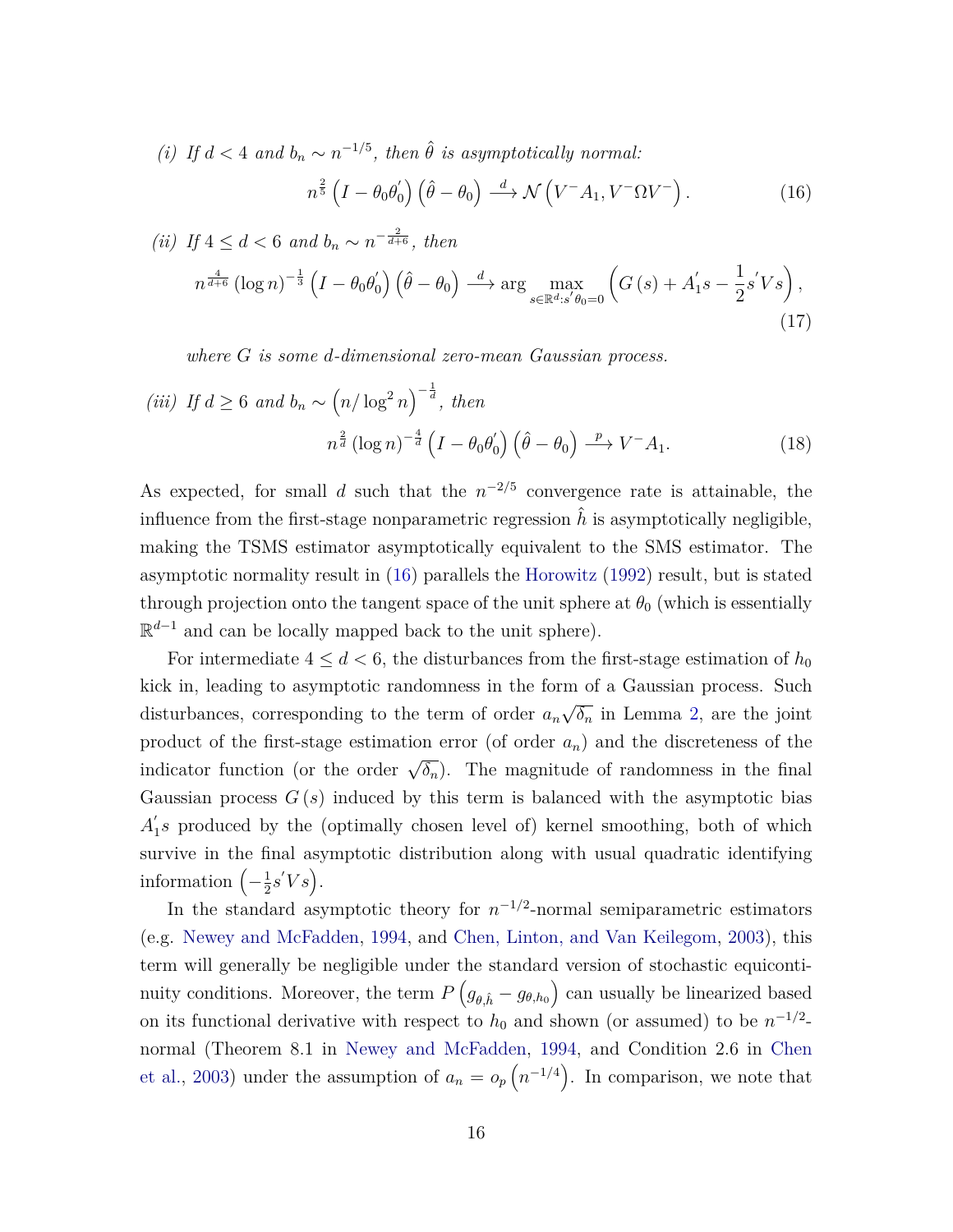*(i) If $d < 4$ and $b_n \sim n^{-1/5}$, then $\hat{\theta}$ is asymptotically normal:*

$$n^{\frac{2}{5}} \left(I - \theta_0 \theta_0^{'}\right) \left(\hat{\theta} - \theta_0\right) \xrightarrow{d} \mathcal{N}\left(V^{-} A_1, V^{-} \Omega V^{-}\right). \tag{16}$$

*(ii) If $4 \le d < 6$ and $b_n \sim n^{-\frac{2}{d+6}}$, then*

$$n^{\frac{4}{d+6}} \left(\log n\right)^{-\frac{1}{3}} \left(I - \theta_0 \theta_0^{'}\right) \left(\hat{\theta} - \theta_0\right) \xrightarrow{d} \arg \max_{s \in \mathbb{R}^d : s^{'} \theta_0 = 0} \left(G\left(s\right) + A_1^{'} s - \frac{1}{2} s^{'} V s\right), \tag{17}$$

*where $G$ is some $d$-dimensional zero-mean Gaussian process.*

*(iii) If $d \ge 6$ and $b_n \sim \left(n / \log^2 n\right)^{-\frac{1}{d}}$, then*

$$n^{\frac{2}{d}} \left(\log n\right)^{-\frac{4}{d}} \left(I - \theta_0 \theta_0^{'}\right) \left(\hat{\theta} - \theta_0\right) \xrightarrow{p} V^{-} A_1. \tag{18}$$

As expected, for small $d$ such that the $n^{-2/5}$ convergence rate is attainable, the influence from the first-stage nonparametric regression $\hat{h}$ is asymptotically negligible, making the TSMS estimator asymptotically equivalent to the SMS estimator. The asymptotic normality result in (16) parallels the Horowitz (1992) result, but is stated through projection onto the tangent space of the unit sphere at $\theta_0$ (which is essentially $\mathbb{R}^{d-1}$ and can be locally mapped back to the unit sphere).

For intermediate $4 \le d < 6$, the disturbances from the first-stage estimation of $h_0$ kick in, leading to asymptotic randomness in the form of a Gaussian process. Such disturbances, corresponding to the term of order $a_n \sqrt{\delta_n}$ in Lemma 2, are the joint product of the first-stage estimation error (of order $a_n$) and the discreteness of the indicator function (or the order $\sqrt{\delta_n}$). The magnitude of randomness in the final Gaussian process $G\left(s\right)$ induced by this term is balanced with the asymptotic bias $A_1^{'} s$ produced by the (optimally chosen level of) kernel smoothing, both of which survive in the final asymptotic distribution along with usual quadratic identifying information $\left(-\frac{1}{2} s^{'} V s\right)$.

In the standard asymptotic theory for $n^{-1/2}$-normal semiparametric estimators (e.g. Newey and McFadden, 1994, and Chen, Linton, and Van Keilegom, 2003), this term will generally be negligible under the standard version of stochastic equicontinuity conditions. Moreover, the term $P\left(g_{\theta,\hat{h}} - g_{\theta,h_0}\right)$ can usually be linearized based on its functional derivative with respect to $h_0$ and shown (or assumed) to be $n^{-1/2}$-normal (Theorem 8.1 in Newey and McFadden, 1994, and Condition 2.6 in Chen et al., 2003) under the assumption of $a_n = o_p\left(n^{-1/4}\right)$. In comparison, we note that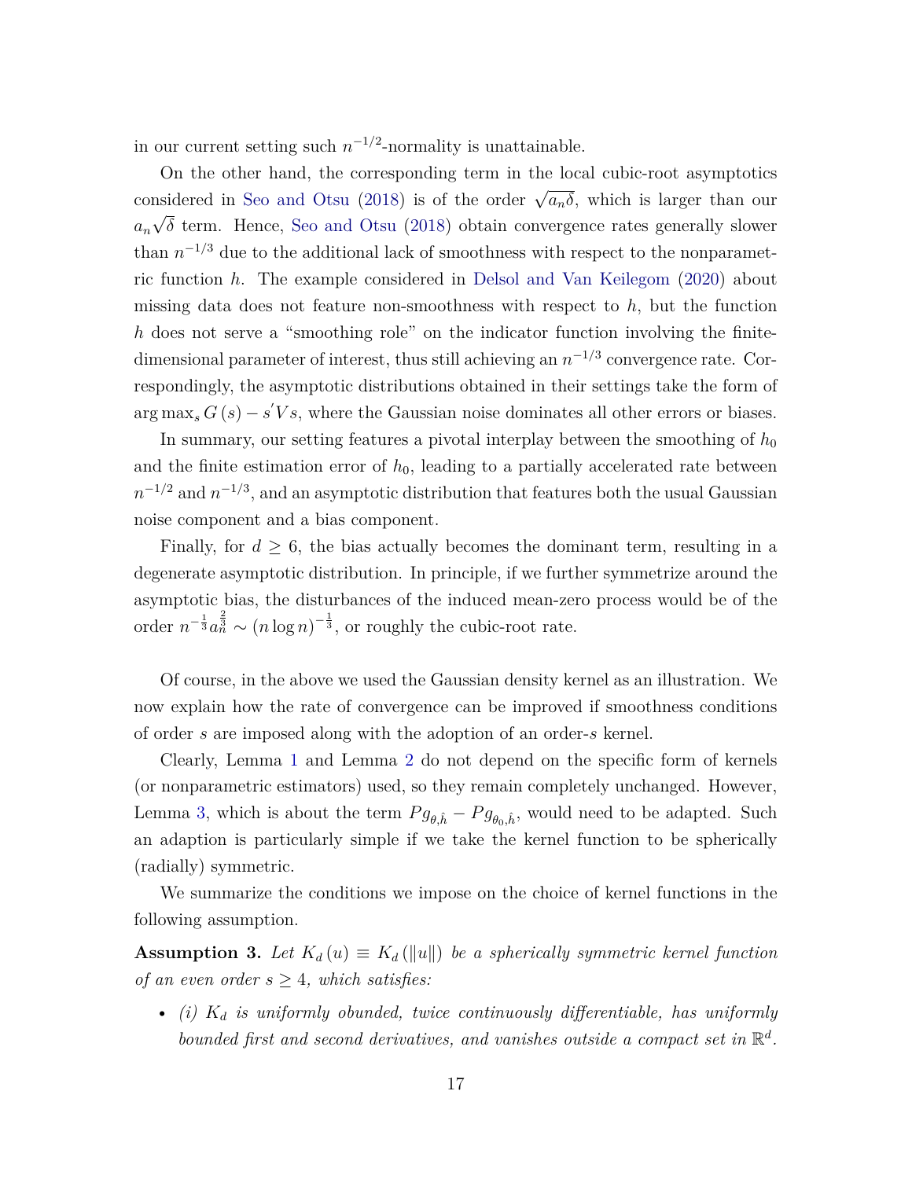in our current setting such $n^{-1/2}$-normality is unattainable.

On the other hand, the corresponding term in the local cubic-root asymptotics considered in Seo and Otsu (2018) is of the order $\sqrt{a_n \delta}$, which is larger than our $a_n \sqrt{\delta}$ term. Hence, Seo and Otsu (2018) obtain convergence rates generally slower than $n^{-1/3}$ due to the additional lack of smoothness with respect to the nonparametric function $h$. The example considered in Delsol and Van Keilegom (2020) about missing data does not feature non-smoothness with respect to $h$, but the function $h$ does not serve a "smoothing role" on the indicator function involving the finite-dimensional parameter of interest, thus still achieving an $n^{-1/3}$ convergence rate. Correspondingly, the asymptotic distributions obtained in their settings take the form of $\arg\max_s G(s) - s'Vs$, where the Gaussian noise dominates all other errors or biases.

In summary, our setting features a pivotal interplay between the smoothing of $h_0$ and the finite estimation error of $h_0$, leading to a partially accelerated rate between $n^{-1/2}$ and $n^{-1/3}$, and an asymptotic distribution that features both the usual Gaussian noise component and a bias component.

Finally, for $d \geq 6$, the bias actually becomes the dominant term, resulting in a degenerate asymptotic distribution. In principle, if we further symmetrize around the asymptotic bias, the disturbances of the induced mean-zero process would be of the order $n^{-\frac{1}{3}} a_n^{\frac{2}{3}} \sim (n \log n)^{-\frac{1}{3}}$, or roughly the cubic-root rate.

Of course, in the above we used the Gaussian density kernel as an illustration. We now explain how the rate of convergence can be improved if smoothness conditions of order $s$ are imposed along with the adoption of an order-$s$ kernel.

Clearly, Lemma 1 and Lemma 2 do not depend on the specific form of kernels (or nonparametric estimators) used, so they remain completely unchanged. However, Lemma 3, which is about the term $Pg_{\theta,\hat{h}} - Pg_{\theta_0,\hat{h}}$, would need to be adapted. Such an adaption is particularly simple if we take the kernel function to be spherically (radially) symmetric.

We summarize the conditions we impose on the choice of kernel functions in the following assumption.

**Assumption 3.** *Let $K_d(u) \equiv K_d(\|u\|)$ be a spherically symmetric kernel function of an even order $s \geq 4$, which satisfies:*

- *(i) $K_d$ is uniformly obunded, twice continuously differentiable, has uniformly bounded first and second derivatives, and vanishes outside a compact set in $\mathbb{R}^d$.*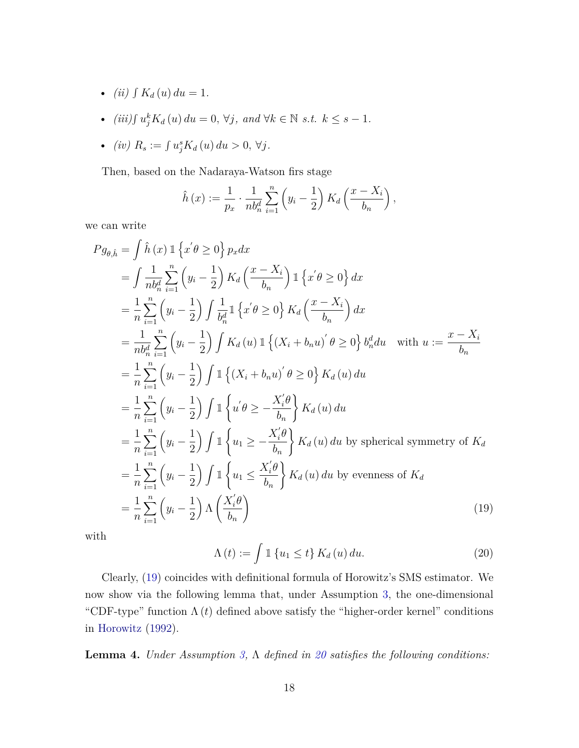- *(ii)* $\int K_d(u)\,du = 1$.
- *(iii)* $\int u_j^k K_d(u)\,du = 0,\ \forall j,$ *and* $\forall k \in \mathbb{N}$ *s.t.* $k \leq s-1$.
- *(iv)* $R_s := \int u_j^s K_d(u)\,du > 0,\ \forall j$.

Then, based on the Nadaraya-Watson firs stage

$$
\hat{h}(x) := \frac{1}{p_x} \cdot \frac{1}{nb_n^d} \sum_{i=1}^n \left(y_i - \frac{1}{2}\right) K_d\left(\frac{x - X_i}{b_n}\right),
$$

we can write

$$
\begin{aligned}
Pg_{\theta,\hat{h}} &= \int \hat{h}(x)\, \mathbb{1}\left\{x^{'}\theta \geq 0\right\} p_x dx \\
&= \int \frac{1}{nb_n^d} \sum_{i=1}^n \left(y_i - \frac{1}{2}\right) K_d\left(\frac{x - X_i}{b_n}\right) \mathbb{1}\left\{x^{'}\theta \geq 0\right\} dx \\
&= \frac{1}{n} \sum_{i=1}^n \left(y_i - \frac{1}{2}\right) \int \frac{1}{b_n^d} \mathbb{1}\left\{x^{'}\theta \geq 0\right\} K_d\left(\frac{x - X_i}{b_n}\right) dx \\
&= \frac{1}{nb_n^d} \sum_{i=1}^n \left(y_i - \frac{1}{2}\right) \int K_d(u)\, \mathbb{1}\left\{(X_i + b_n u)^{'}\theta \geq 0\right\} b_n^d du \quad \text{with } u := \frac{x - X_i}{b_n} \\
&= \frac{1}{n} \sum_{i=1}^n \left(y_i - \frac{1}{2}\right) \int \mathbb{1}\left\{(X_i + b_n u)^{'}\theta \geq 0\right\} K_d(u)\, du \\
&= \frac{1}{n} \sum_{i=1}^n \left(y_i - \frac{1}{2}\right) \int \mathbb{1}\left\{u^{'}\theta \geq -\frac{X_i^{'}\theta}{b_n}\right\} K_d(u)\, du \\
&= \frac{1}{n} \sum_{i=1}^n \left(y_i - \frac{1}{2}\right) \int \mathbb{1}\left\{u_1 \geq -\frac{X_i^{'}\theta}{b_n}\right\} K_d(u)\, du \text{ by spherical symmetry of } K_d \\
&= \frac{1}{n} \sum_{i=1}^n \left(y_i - \frac{1}{2}\right) \int \mathbb{1}\left\{u_1 \leq \frac{X_i^{'}\theta}{b_n}\right\} K_d(u)\, du \text{ by evenness of } K_d \\
&= \frac{1}{n} \sum_{i=1}^n \left(y_i - \frac{1}{2}\right) \Lambda\left(\frac{X_i^{'}\theta}{b_n}\right) \qquad (19)
\end{aligned}
$$

with

$$
\Lambda(t) := \int \mathbb{1}\{u_1 \leq t\} K_d(u)\, du. \qquad (20)
$$

Clearly, (19) coincides with definitional formula of Horowitz's SMS estimator. We now show via the following lemma that, under Assumption 3, the one-dimensional "CDF-type" function $\Lambda(t)$ defined above satisfy the "higher-order kernel" conditions in Horowitz (1992).

**Lemma 4.** *Under Assumption 3, $\Lambda$ defined in 20 satisfies the following conditions:*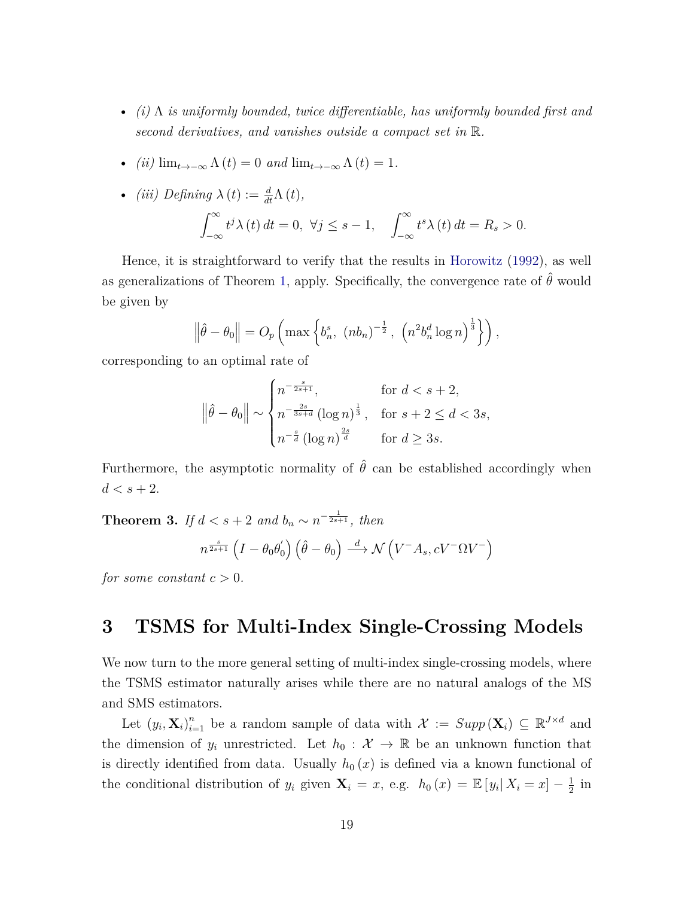- *(i) $\Lambda$ is uniformly bounded, twice differentiable, has uniformly bounded first and second derivatives, and vanishes outside a compact set in $\mathbb{R}$.*
- *(ii) $\lim_{t\to-\infty}\Lambda(t) = 0$ and $\lim_{t\to-\infty}\Lambda(t) = 1$.*
- *(iii) Defining $\lambda(t) := \frac{d}{dt}\Lambda(t)$,*

$$\int_{-\infty}^{\infty} t^j \lambda(t)\, dt = 0,\ \forall j \leq s-1, \quad \int_{-\infty}^{\infty} t^s \lambda(t)\, dt = R_s > 0.$$

Hence, it is straightforward to verify that the results in Horowitz (1992), as well as generalizations of Theorem 1, apply. Specifically, the convergence rate of $\hat{\theta}$ would be given by

$$\left\|\hat{\theta} - \theta_0\right\| = O_p\left(\max\left\{b_n^s,\ (nb_n)^{-\frac{1}{2}},\ \left(n^2 b_n^d \log n\right)^{\frac{1}{3}}\right\}\right),$$

corresponding to an optimal rate of

$$\left\|\hat{\theta} - \theta_0\right\| \sim \begin{cases} n^{-\frac{s}{2s+1}}, & \text{for } d < s+2, \\ n^{-\frac{2s}{3s+d}} (\log n)^{\frac{1}{3}}, & \text{for } s+2 \leq d < 3s, \\ n^{-\frac{s}{d}} (\log n)^{\frac{2s}{d}} & \text{for } d \geq 3s. \end{cases}$$

Furthermore, the asymptotic normality of $\hat{\theta}$ can be established accordingly when $d < s+2$.

**Theorem 3.** *If $d < s+2$ and $b_n \sim n^{-\frac{1}{2s+1}}$, then*

$$n^{\frac{s}{2s+1}} \left(I - \theta_0\theta_0^{'}\right)\left(\hat{\theta} - \theta_0\right) \xrightarrow{d} \mathcal{N}\left(V^{-}A_s, cV^{-}\Omega V^{-}\right)$$

*for some constant $c > 0$.*

# 3 TSMS for Multi-Index Single-Crossing Models

We now turn to the more general setting of multi-index single-crossing models, where the TSMS estimator naturally arises while there are no natural analogs of the MS and SMS estimators.

Let $(y_i, \mathbf{X}_i)_{i=1}^n$ be a random sample of data with $\mathcal{X} := Supp(\mathbf{X}_i) \subseteq \mathbb{R}^{J\times d}$ and the dimension of $y_i$ unrestricted. Let $h_0 : \mathcal{X} \to \mathbb{R}$ be an unknown function that is directly identified from data. Usually $h_0(x)$ is defined via a known functional of the conditional distribution of $y_i$ given $\mathbf{X}_i = x$, e.g. $h_0(x) = \mathbb{E}[y_i | X_i = x] - \frac{1}{2}$ in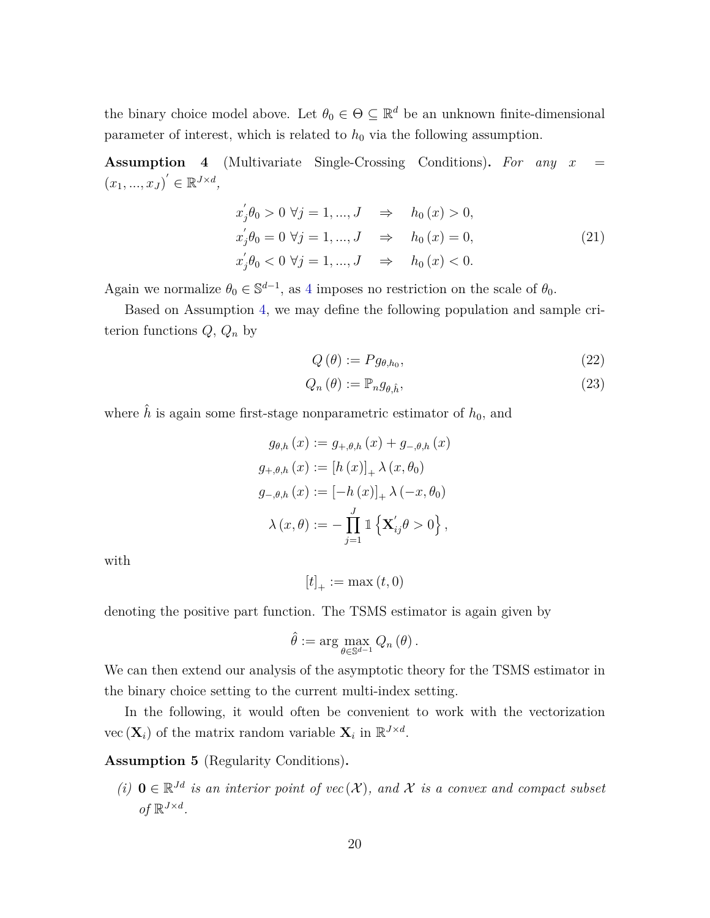the binary choice model above. Let $\theta_0 \in \Theta \subseteq \mathbb{R}^d$ be an unknown finite-dimensional parameter of interest, which is related to $h_0$ via the following assumption.

**Assumption 4** (Multivariate Single-Crossing Conditions)**.** *For any $x = (x_1, ..., x_J)^{'} \in \mathbb{R}^{J\times d}$,*

$$
\begin{aligned}
x_j^{'}\theta_0 > 0 \ \forall j = 1, ..., J \quad &\Rightarrow \quad h_0(x) > 0, \\
x_j^{'}\theta_0 = 0 \ \forall j = 1, ..., J \quad &\Rightarrow \quad h_0(x) = 0, \\
x_j^{'}\theta_0 < 0 \ \forall j = 1, ..., J \quad &\Rightarrow \quad h_0(x) < 0.
\end{aligned}
\tag{21}
$$

Again we normalize $\theta_0 \in \mathbb{S}^{d-1}$, as 4 imposes no restriction on the scale of $\theta_0$.

Based on Assumption 4, we may define the following population and sample criterion functions $Q$, $Q_n$ by

$$
Q(\theta) := P g_{\theta, h_0}, \tag{22}
$$

$$
Q_n(\theta) := \mathbb{P}_n g_{\theta, \hat{h}}, \tag{23}
$$

where $\hat{h}$ is again some first-stage nonparametric estimator of $h_0$, and

$$
\begin{aligned}
g_{\theta,h}(x) &:= g_{+,\theta,h}(x) + g_{-,\theta,h}(x) \\
g_{+,\theta,h}(x) &:= [h(x)]_+ \lambda(x, \theta_0) \\
g_{-,\theta,h}(x) &:= [-h(x)]_+ \lambda(-x, \theta_0) \\
\lambda(x, \theta) &:= -\prod_{j=1}^{J} \mathbb{1}\left\{\mathbf{X}_{ij}^{'}\theta > 0\right\},
\end{aligned}
$$

with

$$
[t]_+ := \max(t, 0)
$$

denoting the positive part function. The TSMS estimator is again given by

$$
\hat{\theta} := \arg\max_{\theta \in \mathbb{S}^{d-1}} Q_n(\theta).
$$

We can then extend our analysis of the asymptotic theory for the TSMS estimator in the binary choice setting to the current multi-index setting.

In the following, it would often be convenient to work with the vectorization $\text{vec}(\mathbf{X}_i)$ of the matrix random variable $\mathbf{X}_i$ in $\mathbb{R}^{J\times d}$.

**Assumption 5** (Regularity Conditions)**.**

*(i) $\mathbf{0} \in \mathbb{R}^{Jd}$ is an interior point of $\text{vec}(\mathcal{X})$, and $\mathcal{X}$ is a convex and compact subset of $\mathbb{R}^{J\times d}$.*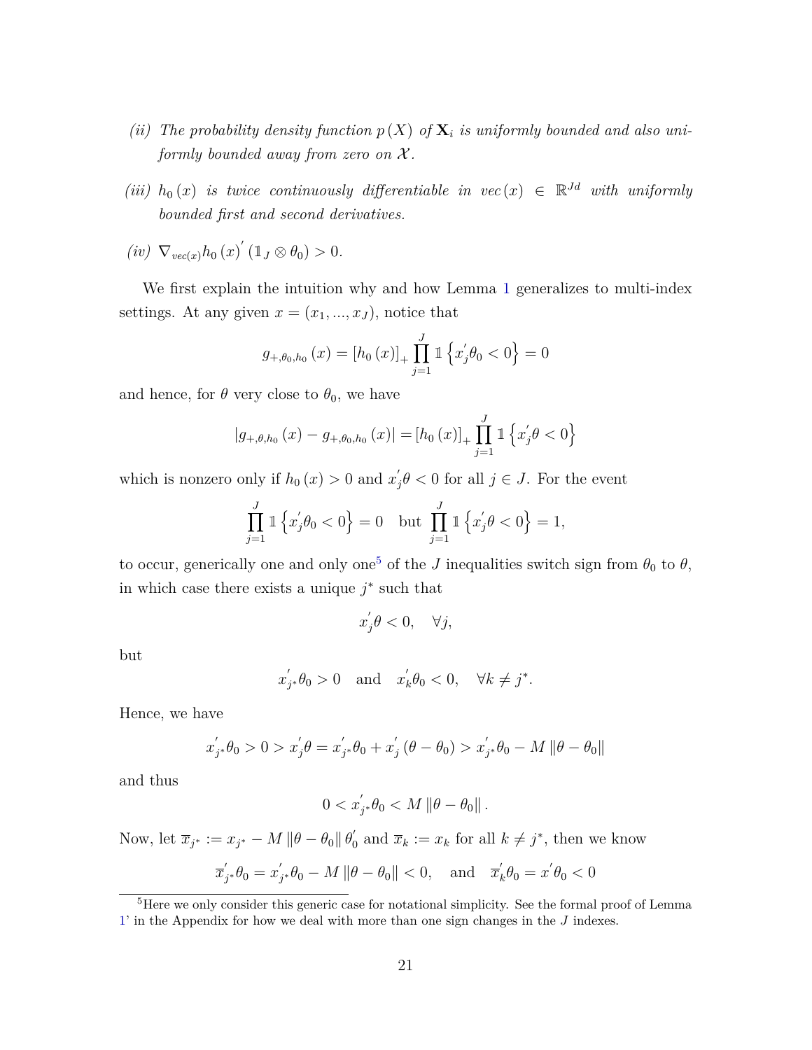*(ii) The probability density function $p(X)$ of $\mathbf{X}_i$ is uniformly bounded and also uniformly bounded away from zero on $\mathcal{X}$.*

*(iii) $h_0(x)$ is twice continuously differentiable in $vec(x) \in \mathbb{R}^{Jd}$ with uniformly bounded first and second derivatives.*

*(iv) $\nabla_{vec(x)} h_0(x)' (\mathbb{1}_J \otimes \theta_0) > 0$.*

We first explain the intuition why and how Lemma 1 generalizes to multi-index settings. At any given $x = (x_1, ..., x_J)$, notice that

$$g_{+,\theta_0,h_0}(x) = [h_0(x)]_+ \prod_{j=1}^{J} \mathbb{1}\left\{x_j'\theta_0 < 0\right\} = 0$$

and hence, for $\theta$ very close to $\theta_0$, we have

$$\left|g_{+,\theta,h_0}(x) - g_{+,\theta_0,h_0}(x)\right| = [h_0(x)]_+ \prod_{j=1}^{J} \mathbb{1}\left\{x_j'\theta < 0\right\}$$

which is nonzero only if $h_0(x) > 0$ and $x_j'\theta < 0$ for all $j \in J$. For the event

$$\prod_{j=1}^{J} \mathbb{1}\left\{x_j'\theta_0 < 0\right\} = 0 \quad \text{but} \quad \prod_{j=1}^{J} \mathbb{1}\left\{x_j'\theta < 0\right\} = 1,$$

to occur, generically one and only one[5] of the $J$ inequalities switch sign from $\theta_0$ to $\theta$, in which case there exists a unique $j^*$ such that

$$x_j'\theta < 0, \quad \forall j,$$

but

$$x_{j^*}'\theta_0 > 0 \quad \text{and} \quad x_k'\theta_0 < 0, \quad \forall k \neq j^*.$$

Hence, we have

$$x_{j^*}'\theta_0 > 0 > x_j'\theta = x_{j^*}'\theta_0 + x_j'(\theta - \theta_0) > x_{j^*}'\theta_0 - M\|\theta - \theta_0\|$$

and thus

$$0 < x_{j^*}'\theta_0 < M\|\theta - \theta_0\|.$$

Now, let $\overline{x}_{j^*} := x_{j^*} - M\|\theta - \theta_0\|\theta_0'$ and $\overline{x}_k := x_k$ for all $k \neq j^*$, then we know

$$\overline{x}_{j^*}'\theta_0 = x_{j^*}'\theta_0 - M\|\theta - \theta_0\| < 0, \quad \text{and} \quad \overline{x}_k'\theta_0 = x'\theta_0 < 0$$

[5] Here we only consider this generic case for notational simplicity. See the formal proof of Lemma 1' in the Appendix for how we deal with more than one sign changes in the $J$ indexes.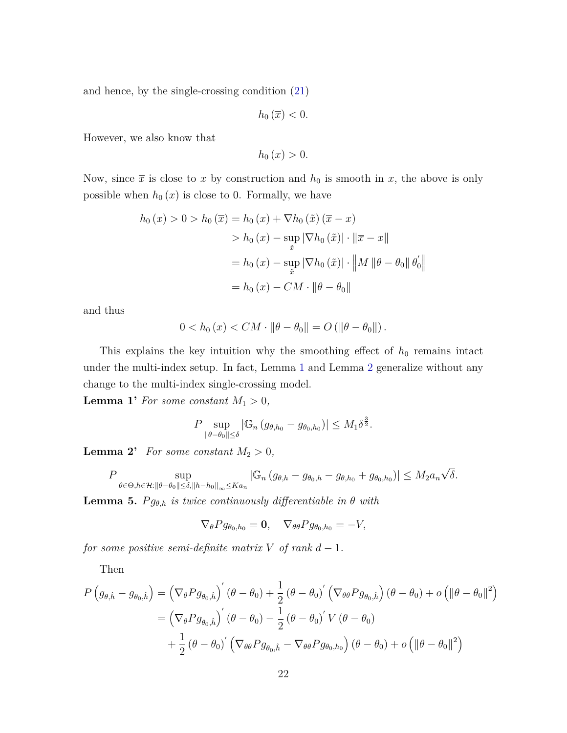and hence, by the single-crossing condition (21)

$$h_0(\overline{x}) < 0.$$

However, we also know that

$$h_0(x) > 0.$$

Now, since $\overline{x}$ is close to $x$ by construction and $h_0$ is smooth in $x$, the above is only possible when $h_0(x)$ is close to 0. Formally, we have

$$\begin{aligned}
h_0(x) > 0 > h_0(\overline{x}) &= h_0(x) + \nabla h_0(\tilde{x})(\overline{x} - x) \\
&> h_0(x) - \sup_{\tilde{x}} |\nabla h_0(\tilde{x})| \cdot \|\overline{x} - x\| \\
&= h_0(x) - \sup_{\tilde{x}} |\nabla h_0(\tilde{x})| \cdot \left\| M \|\theta - \theta_0\| \theta_0' \right\| \\
&= h_0(x) - CM \cdot \|\theta - \theta_0\|
\end{aligned}$$

and thus

$$0 < h_0(x) < CM \cdot \|\theta - \theta_0\| = O(\|\theta - \theta_0\|).$$

This explains the key intuition why the smoothing effect of $h_0$ remains intact under the multi-index setup. In fact, Lemma 1 and Lemma 2 generalize without any change to the multi-index single-crossing model.

**Lemma 1'** *For some constant $M_1 > 0$,*

$$P \sup_{\|\theta - \theta_0\| \leq \delta} |\mathbb{G}_n(g_{\theta,h_0} - g_{\theta_0,h_0})| \leq M_1 \delta^{\frac{3}{2}}.$$

**Lemma 2'** *For some constant $M_2 > 0$,*

$$P \sup_{\theta \in \Theta, h \in \mathcal{H}: \|\theta - \theta_0\| \leq \delta, \|h - h_0\|_\infty \leq K a_n} |\mathbb{G}_n(g_{\theta,h} - g_{\theta_0,h} - g_{\theta,h_0} + g_{\theta_0,h_0})| \leq M_2 a_n \sqrt{\delta}.$$

**Lemma 5.** *$Pg_{\theta,h}$ is twice continuously differentiable in $\theta$ with*

$$\nabla_\theta P g_{\theta_0,h_0} = \mathbf{0}, \quad \nabla_{\theta\theta} P g_{\theta_0,h_0} = -V,$$

*for some positive semi-definite matrix $V$ of rank $d-1$.*

Then

$$\begin{aligned}
P\left(g_{\theta,\hat{h}} - g_{\theta_0,\hat{h}}\right) &= \left(\nabla_\theta P g_{\theta_0,\hat{h}}\right)'(\theta - \theta_0) + \frac{1}{2}(\theta - \theta_0)'\left(\nabla_{\theta\theta} P g_{\theta_0,\hat{h}}\right)(\theta - \theta_0) + o\left(\|\theta - \theta_0\|^2\right) \\
&= \left(\nabla_\theta P g_{\theta_0,\hat{h}}\right)'(\theta - \theta_0) - \frac{1}{2}(\theta - \theta_0)' V (\theta - \theta_0) \\
&\quad + \frac{1}{2}(\theta - \theta_0)'\left(\nabla_{\theta\theta} P g_{\theta_0,\hat{h}} - \nabla_{\theta\theta} P g_{\theta_0,h_0}\right)(\theta - \theta_0) + o\left(\|\theta - \theta_0\|^2\right)
\end{aligned}$$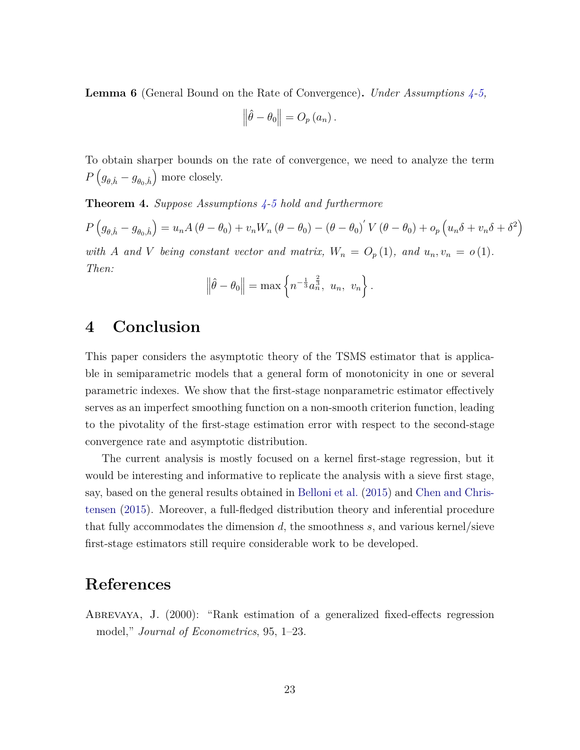**Lemma 6** (General Bound on the Rate of Convergence)**.** *Under Assumptions 4-5,*

$$\left\| \hat{\theta} - \theta_0 \right\| = O_p\left(a_n\right).$$

To obtain sharper bounds on the rate of convergence, we need to analyze the term $P\left(g_{\theta,\hat{h}} - g_{\theta_0,\hat{h}}\right)$ more closely.

**Theorem 4.** *Suppose Assumptions 4-5 hold and furthermore*

$$P\left(g_{\theta,\hat{h}} - g_{\theta_0,\hat{h}}\right) = u_n A\left(\theta - \theta_0\right) + v_n W_n\left(\theta - \theta_0\right) - \left(\theta - \theta_0\right)' V\left(\theta - \theta_0\right) + o_p\left(u_n\delta + v_n\delta + \delta^2\right)$$

*with $A$ and $V$ being constant vector and matrix, $W_n = O_p(1)$, and $u_n, v_n = o(1)$. Then:*

$$\left\| \hat{\theta} - \theta_0 \right\| = \max\left\{ n^{-\frac{1}{3}} a_n^{\frac{2}{3}},\ u_n,\ v_n \right\}.$$

# 4 Conclusion

This paper considers the asymptotic theory of the TSMS estimator that is applicable in semiparametric models that a general form of monotonicity in one or several parametric indexes. We show that the first-stage nonparametric estimator effectively serves as an imperfect smoothing function on a non-smooth criterion function, leading to the pivotality of the first-stage estimation error with respect to the second-stage convergence rate and asymptotic distribution.

The current analysis is mostly focused on a kernel first-stage regression, but it would be interesting and informative to replicate the analysis with a sieve first stage, say, based on the general results obtained in Belloni et al. (2015) and Chen and Christensen (2015). Moreover, a full-fledged distribution theory and inferential procedure that fully accommodates the dimension $d$, the smoothness $s$, and various kernel/sieve first-stage estimators still require considerable work to be developed.

# References

Abrevaya, J. (2000): "Rank estimation of a generalized fixed-effects regression model," *Journal of Econometrics*, 95, 1–23.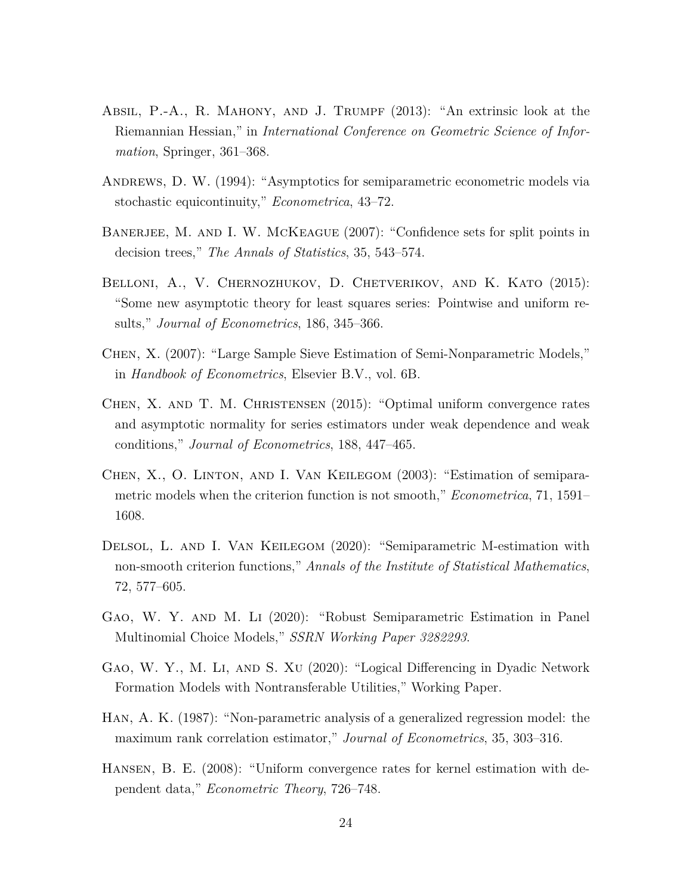Absil, P.-A., R. Mahony, and J. Trumpf (2013): "An extrinsic look at the Riemannian Hessian," in *International Conference on Geometric Science of Information*, Springer, 361–368.

Andrews, D. W. (1994): "Asymptotics for semiparametric econometric models via stochastic equicontinuity," *Econometrica*, 43–72.

Banerjee, M. and I. W. McKeague (2007): "Confidence sets for split points in decision trees," *The Annals of Statistics*, 35, 543–574.

Belloni, A., V. Chernozhukov, D. Chetverikov, and K. Kato (2015): "Some new asymptotic theory for least squares series: Pointwise and uniform results," *Journal of Econometrics*, 186, 345–366.

Chen, X. (2007): "Large Sample Sieve Estimation of Semi-Nonparametric Models," in *Handbook of Econometrics*, Elsevier B.V., vol. 6B.

Chen, X. and T. M. Christensen (2015): "Optimal uniform convergence rates and asymptotic normality for series estimators under weak dependence and weak conditions," *Journal of Econometrics*, 188, 447–465.

Chen, X., O. Linton, and I. Van Keilegom (2003): "Estimation of semiparametric models when the criterion function is not smooth," *Econometrica*, 71, 1591–1608.

Delsol, L. and I. Van Keilegom (2020): "Semiparametric M-estimation with non-smooth criterion functions," *Annals of the Institute of Statistical Mathematics*, 72, 577–605.

Gao, W. Y. and M. Li (2020): "Robust Semiparametric Estimation in Panel Multinomial Choice Models," *SSRN Working Paper 3282293*.

Gao, W. Y., M. Li, and S. Xu (2020): "Logical Differencing in Dyadic Network Formation Models with Nontransferable Utilities," Working Paper.

Han, A. K. (1987): "Non-parametric analysis of a generalized regression model: the maximum rank correlation estimator," *Journal of Econometrics*, 35, 303–316.

Hansen, B. E. (2008): "Uniform convergence rates for kernel estimation with dependent data," *Econometric Theory*, 726–748.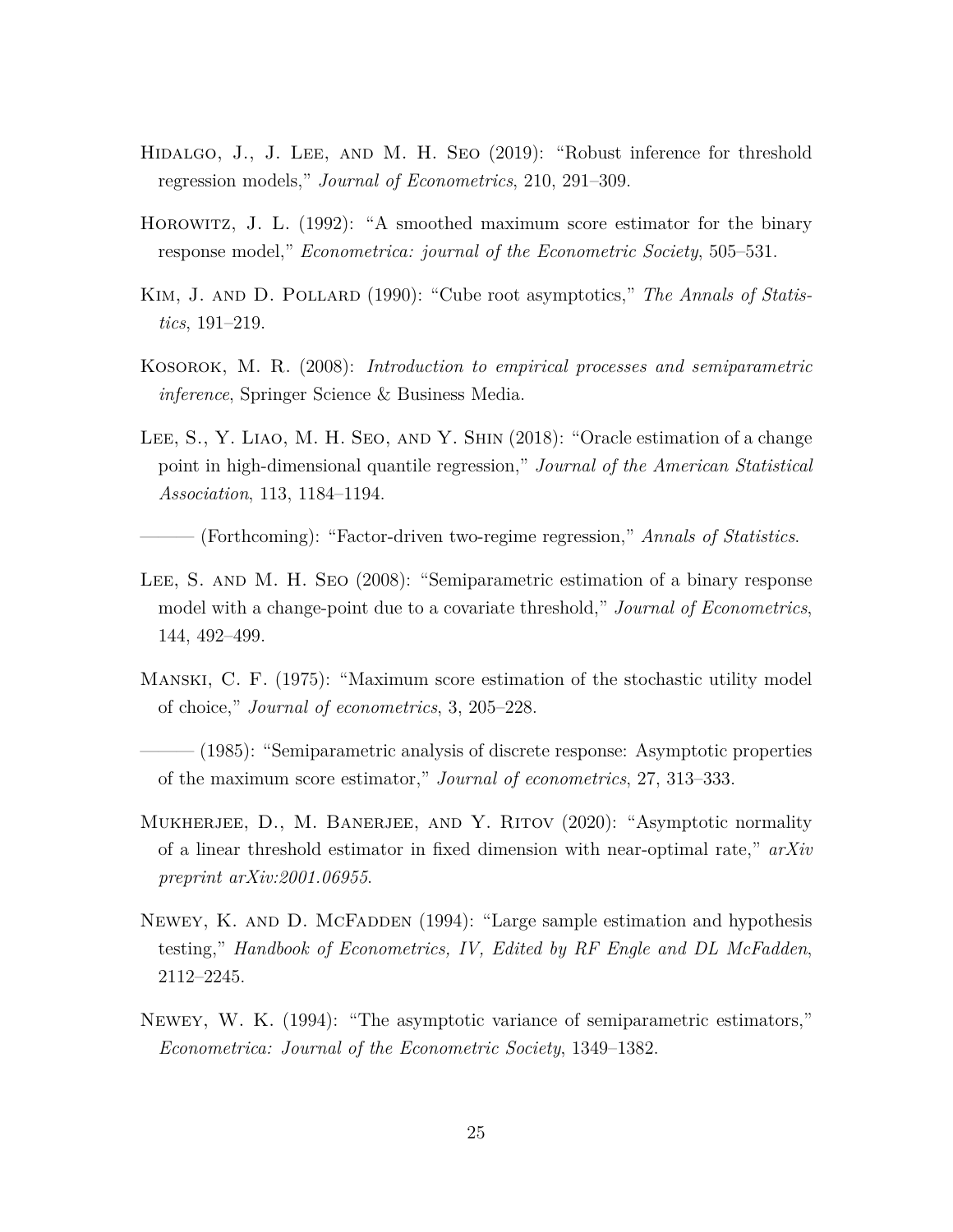Hidalgo, J., J. Lee, and M. H. Seo (2019): "Robust inference for threshold regression models," *Journal of Econometrics*, 210, 291–309.

Horowitz, J. L. (1992): "A smoothed maximum score estimator for the binary response model," *Econometrica: journal of the Econometric Society*, 505–531.

Kim, J. and D. Pollard (1990): "Cube root asymptotics," *The Annals of Statistics*, 191–219.

Kosorok, M. R. (2008): *Introduction to empirical processes and semiparametric inference*, Springer Science & Business Media.

Lee, S., Y. Liao, M. H. Seo, and Y. Shin (2018): "Oracle estimation of a change point in high-dimensional quantile regression," *Journal of the American Statistical Association*, 113, 1184–1194.

——— (Forthcoming): "Factor-driven two-regime regression," *Annals of Statistics*.

Lee, S. and M. H. Seo (2008): "Semiparametric estimation of a binary response model with a change-point due to a covariate threshold," *Journal of Econometrics*, 144, 492–499.

Manski, C. F. (1975): "Maximum score estimation of the stochastic utility model of choice," *Journal of econometrics*, 3, 205–228.

——— (1985): "Semiparametric analysis of discrete response: Asymptotic properties of the maximum score estimator," *Journal of econometrics*, 27, 313–333.

Mukherjee, D., M. Banerjee, and Y. Ritov (2020): "Asymptotic normality of a linear threshold estimator in fixed dimension with near-optimal rate," *arXiv preprint arXiv:2001.06955*.

Newey, K. and D. McFadden (1994): "Large sample estimation and hypothesis testing," *Handbook of Econometrics, IV, Edited by RF Engle and DL McFadden*, 2112–2245.

Newey, W. K. (1994): "The asymptotic variance of semiparametric estimators," *Econometrica: Journal of the Econometric Society*, 1349–1382.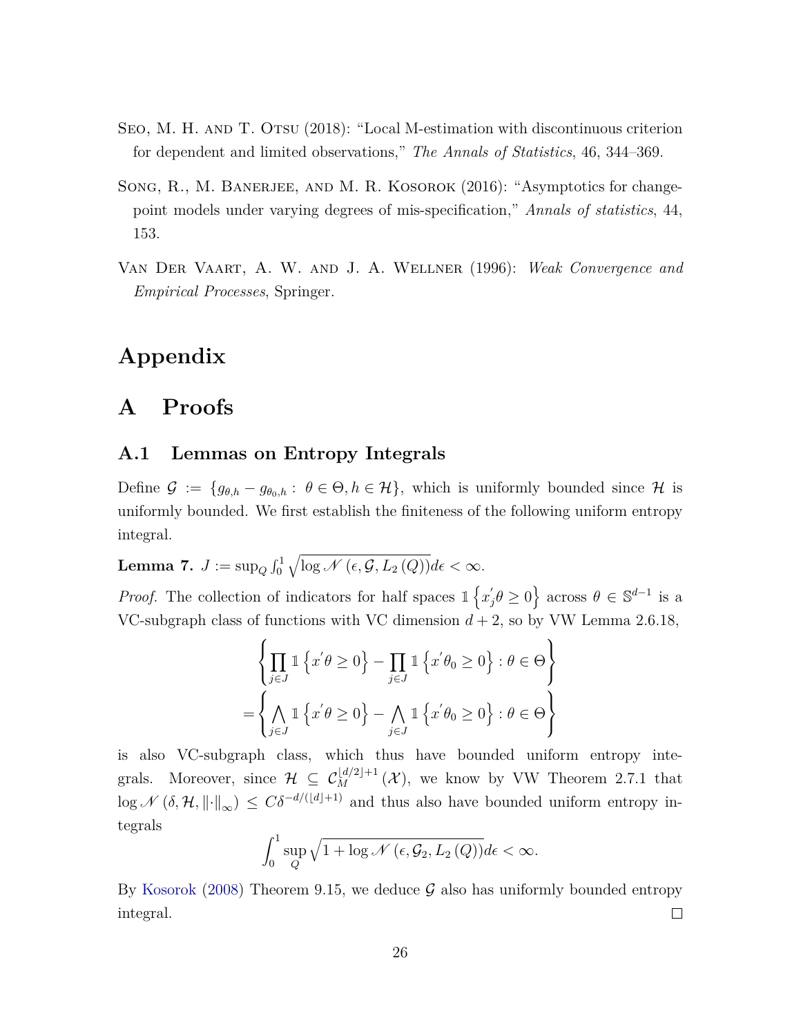Seo, M. H. and T. Otsu (2018): "Local M-estimation with discontinuous criterion for dependent and limited observations," *The Annals of Statistics*, 46, 344–369.

Song, R., M. Banerjee, and M. R. Kosorok (2016): "Asymptotics for change-point models under varying degrees of mis-specification," *Annals of statistics*, 44, 153.

Van Der Vaart, A. W. and J. A. Wellner (1996): *Weak Convergence and Empirical Processes*, Springer.

# Appendix

# A Proofs

## A.1 Lemmas on Entropy Integrals

Define $\mathcal{G} := \{g_{\theta,h} - g_{\theta_0,h} : \theta \in \Theta, h \in \mathcal{H}\}$, which is uniformly bounded since $\mathcal{H}$ is uniformly bounded. We first establish the finiteness of the following uniform entropy integral.

**Lemma 7.** $J := \sup_Q \int_0^1 \sqrt{\log \mathcal{N}(\epsilon, \mathcal{G}, L_2(Q))} d\epsilon < \infty$.

*Proof.* The collection of indicators for half spaces $\mathbb{1}\left\{x_j^{'}\theta \geq 0\right\}$ across $\theta \in \mathbb{S}^{d-1}$ is a VC-subgraph class of functions with VC dimension $d+2$, so by VW Lemma 2.6.18,

$$
\begin{aligned}
&\left\{\prod_{j\in J} \mathbb{1}\left\{x^{'}\theta \geq 0\right\} - \prod_{j\in J} \mathbb{1}\left\{x^{'}\theta_0 \geq 0\right\} : \theta \in \Theta\right\} \\
=&\left\{\bigwedge_{j\in J} \mathbb{1}\left\{x^{'}\theta \geq 0\right\} - \bigwedge_{j\in J} \mathbb{1}\left\{x^{'}\theta_0 \geq 0\right\} : \theta \in \Theta\right\}
\end{aligned}
$$

is also VC-subgraph class, which thus have bounded uniform entropy integrals. Moreover, since $\mathcal{H} \subseteq \mathcal{C}_M^{\lfloor d/2 \rfloor + 1}(\mathcal{X})$, we know by VW Theorem 2.7.1 that $\log \mathcal{N}(\delta, \mathcal{H}, \|\cdot\|_\infty) \leq C\delta^{-d/(\lfloor d \rfloor + 1)}$ and thus also have bounded uniform entropy integrals

$$
\int_0^1 \sup_Q \sqrt{1 + \log \mathcal{N}(\epsilon, \mathcal{G}_2, L_2(Q))} d\epsilon < \infty.
$$

By Kosorok (2008) Theorem 9.15, we deduce $\mathcal{G}$ also has uniformly bounded entropy integral. □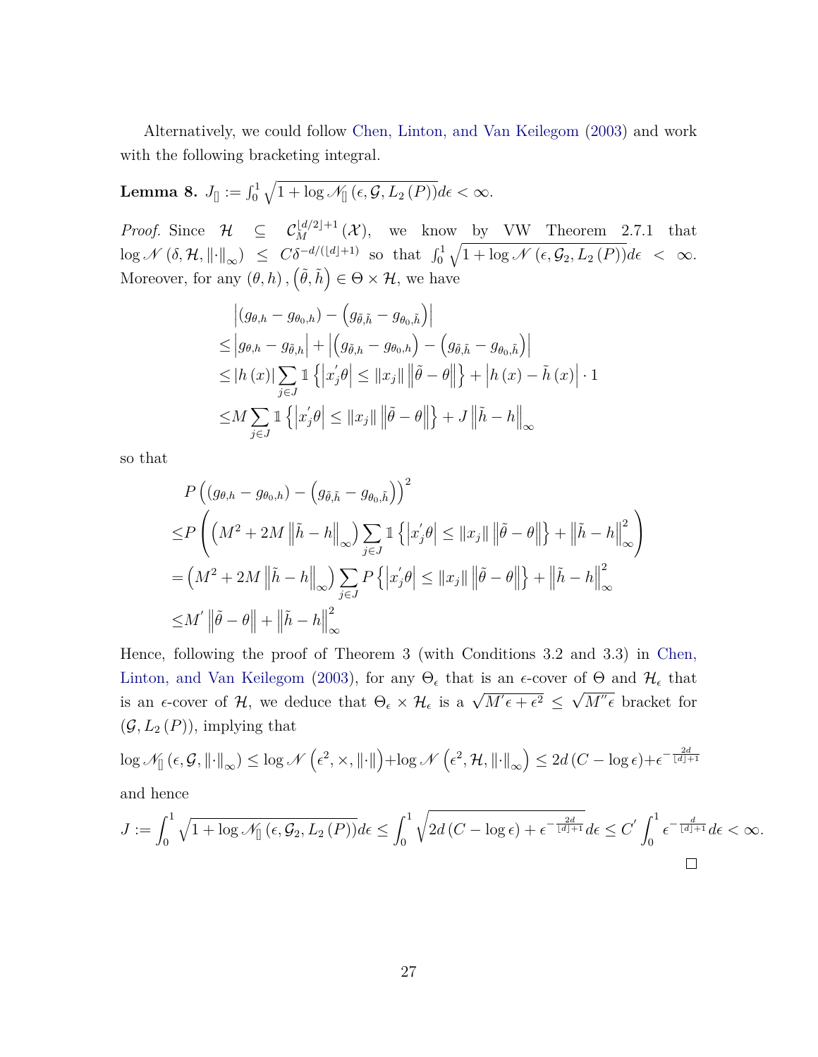Alternatively, we could follow Chen, Linton, and Van Keilegom (2003) and work with the following bracketing integral.

**Lemma 8.** $J_{[]} := \int_0^1 \sqrt{1 + \log \mathcal{N}_{[]}\left(\epsilon, \mathcal{G}, L_2\left(P\right)\right)} d\epsilon < \infty$.

*Proof.* Since $\mathcal{H} \subseteq \mathcal{C}_M^{\lfloor d/2 \rfloor + 1}\left(\mathcal{X}\right)$, we know by VW Theorem 2.7.1 that $\log \mathcal{N}\left(\delta, \mathcal{H}, \left\|\cdot\right\|_\infty\right) \leq C\delta^{-d/(\lfloor d \rfloor + 1)}$ so that $\int_0^1 \sqrt{1 + \log \mathcal{N}\left(\epsilon, \mathcal{G}_2, L_2\left(P\right)\right)} d\epsilon < \infty$. Moreover, for any $\left(\theta, h\right), \left(\tilde{\theta}, \tilde{h}\right) \in \Theta \times \mathcal{H}$, we have

$$
\begin{aligned}
&\left|\left(g_{\theta,h} - g_{\theta_0,h}\right) - \left(g_{\tilde{\theta},\tilde{h}} - g_{\theta_0,\tilde{h}}\right)\right| \\
\leq &\left|g_{\theta,h} - g_{\tilde{\theta},h}\right| + \left|\left(g_{\tilde{\theta},h} - g_{\theta_0,h}\right) - \left(g_{\tilde{\theta},\tilde{h}} - g_{\theta_0,\tilde{h}}\right)\right| \\
\leq &\left|h\left(x\right)\right| \sum_{j \in J} \mathbb{1}\left\{\left|x_j^{'}\theta\right| \leq \left\|x_j\right\| \left\|\tilde{\theta} - \theta\right\|\right\} + \left|h\left(x\right) - \tilde{h}\left(x\right)\right| \cdot 1 \\
\leq &M \sum_{j \in J} \mathbb{1}\left\{\left|x_j^{'}\theta\right| \leq \left\|x_j\right\| \left\|\tilde{\theta} - \theta\right\|\right\} + J\left\|\tilde{h} - h\right\|_\infty
\end{aligned}
$$

so that

$$
\begin{aligned}
&P\left(\left(g_{\theta,h} - g_{\theta_0,h}\right) - \left(g_{\tilde{\theta},\tilde{h}} - g_{\theta_0,\tilde{h}}\right)\right)^2 \\
\leq &P\left(\left(M^2 + 2M\left\|\tilde{h} - h\right\|_\infty\right) \sum_{j \in J} \mathbb{1}\left\{\left|x_j^{'}\theta\right| \leq \left\|x_j\right\| \left\|\tilde{\theta} - \theta\right\|\right\} + \left\|\tilde{h} - h\right\|_\infty^2\right) \\
= &\left(M^2 + 2M\left\|\tilde{h} - h\right\|_\infty\right) \sum_{j \in J} P\left\{\left|x_j^{'}\theta\right| \leq \left\|x_j\right\| \left\|\tilde{\theta} - \theta\right\|\right\} + \left\|\tilde{h} - h\right\|_\infty^2 \\
\leq &M' \left\|\tilde{\theta} - \theta\right\| + \left\|\tilde{h} - h\right\|_\infty^2
\end{aligned}
$$

Hence, following the proof of Theorem 3 (with Conditions 3.2 and 3.3) in Chen, Linton, and Van Keilegom (2003), for any $\Theta_\epsilon$ that is an $\epsilon$-cover of $\Theta$ and $\mathcal{H}_\epsilon$ that is an $\epsilon$-cover of $\mathcal{H}$, we deduce that $\Theta_\epsilon \times \mathcal{H}_\epsilon$ is a $\sqrt{M'\epsilon + \epsilon^2} \leq \sqrt{M''\epsilon}$ bracket for $\left(\mathcal{G}, L_2\left(P\right)\right)$, implying that

$$
\log \mathcal{N}_{[]}\left(\epsilon, \mathcal{G}, \left\|\cdot\right\|_\infty\right) \leq \log \mathcal{N}\left(\epsilon^2, \times, \left\|\cdot\right\|\right) + \log \mathcal{N}\left(\epsilon^2, \mathcal{H}, \left\|\cdot\right\|_\infty\right) \leq 2d\left(C - \log \epsilon\right) + \epsilon^{-\frac{2d}{\lfloor d \rfloor + 1}}
$$

and hence

$$
J := \int_0^1 \sqrt{1 + \log \mathcal{N}_{[]}\left(\epsilon, \mathcal{G}_2, L_2\left(P\right)\right)} d\epsilon \leq \int_0^1 \sqrt{2d\left(C - \log \epsilon\right) + \epsilon^{-\frac{2d}{\lfloor d \rfloor + 1}}} d\epsilon \leq C' \int_0^1 \epsilon^{-\frac{d}{\lfloor d \rfloor + 1}} d\epsilon < \infty.
$$

□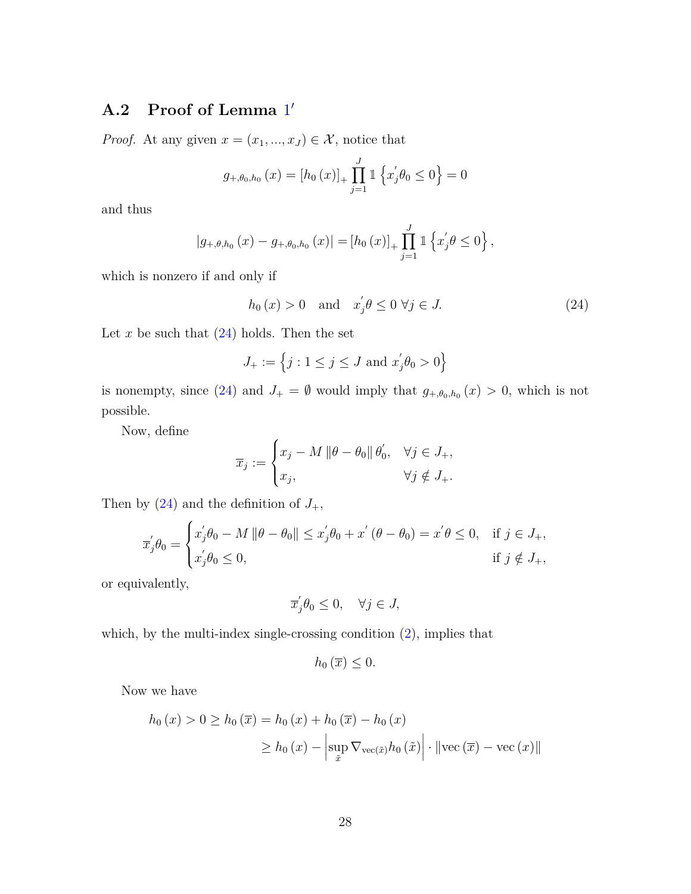### A.2 Proof of Lemma 1′

*Proof.* At any given $x = (x_1, ..., x_J) \in \mathcal{X}$, notice that

$$g_{+,\theta_0,h_0}(x) = [h_0(x)]_+ \prod_{j=1}^{J} \mathbb{1}\left\{x_j^{'}\theta_0 \le 0\right\} = 0$$

and thus

$$|g_{+,\theta,h_0}(x) - g_{+,\theta_0,h_0}(x)| = [h_0(x)]_+ \prod_{j=1}^{J} \mathbb{1}\left\{x_j^{'}\theta \le 0\right\},$$

which is nonzero if and only if

$$h_0(x) > 0 \quad \text{and} \quad x_j^{'}\theta \le 0 \ \forall j \in J. \tag{24}$$

Let $x$ be such that (24) holds. Then the set

$$J_+ := \left\{j : 1 \le j \le J \text{ and } x_j^{'}\theta_0 > 0\right\}$$

is nonempty, since (24) and $J_+ = \emptyset$ would imply that $g_{+,\theta_0,h_0}(x) > 0$, which is not possible.

Now, define

$$\overline{x}_j := \begin{cases} x_j - M\|\theta - \theta_0\|\theta_0^{'}, & \forall j \in J_+, \\ x_j, & \forall j \notin J_+. \end{cases}$$

Then by (24) and the definition of $J_+$,

$$\overline{x}_j^{'}\theta_0 = \begin{cases} x_j^{'}\theta_0 - M\|\theta - \theta_0\| \le x_j^{'}\theta_0 + x^{'}(\theta - \theta_0) = x^{'}\theta \le 0, & \text{if } j \in J_+, \\ x_j^{'}\theta_0 \le 0, & \text{if } j \notin J_+, \end{cases}$$

or equivalently,

$$\overline{x}_j^{'}\theta_0 \le 0, \quad \forall j \in J,$$

which, by the multi-index single-crossing condition (2), implies that

$$h_0(\overline{x}) \le 0.$$

Now we have

$$\begin{aligned} h_0(x) > 0 \ge h_0(\overline{x}) &= h_0(x) + h_0(\overline{x}) - h_0(x) \\ &\ge h_0(x) - \left|\sup_{\tilde{x}} \nabla_{\text{vec}(\tilde{x})} h_0(\tilde{x})\right| \cdot \|\text{vec}(\overline{x}) - \text{vec}(x)\| \end{aligned}$$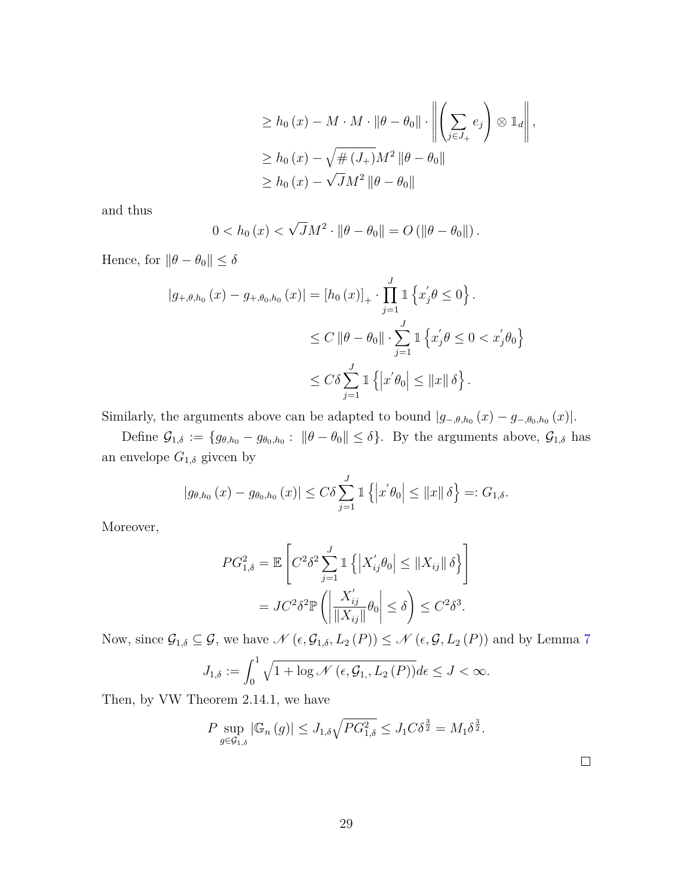$$
\begin{aligned}
&\geq h_0(x) - M \cdot M \cdot \|\theta - \theta_0\| \cdot \left\| \left( \sum_{j \in J_+} e_j \right) \otimes \mathbb{1}_d \right\|, \\
&\geq h_0(x) - \sqrt{\#(J_+)} M^2 \|\theta - \theta_0\| \\
&\geq h_0(x) - \sqrt{J} M^2 \|\theta - \theta_0\|
\end{aligned}
$$

and thus

$$
0 < h_0(x) < \sqrt{J} M^2 \cdot \|\theta - \theta_0\| = O(\|\theta - \theta_0\|).
$$

Hence, for $\|\theta - \theta_0\| \leq \delta$

$$
\begin{aligned}
|g_{+,\theta,h_0}(x) - g_{+,\theta_0,h_0}(x)| &= [h_0(x)]_+ \cdot \prod_{j=1}^{J} \mathbb{1}\left\{x_j^{'}\theta \leq 0\right\}. \\
&\leq C \|\theta - \theta_0\| \cdot \sum_{j=1}^{J} \mathbb{1}\left\{x_j^{'}\theta \leq 0 < x_j^{'}\theta_0\right\} \\
&\leq C\delta \sum_{j=1}^{J} \mathbb{1}\left\{\left|x^{'}\theta_0\right| \leq \|x\| \delta\right\}.
\end{aligned}
$$

Similarly, the arguments above can be adapted to bound $|g_{-,\theta,h_0}(x) - g_{-,\theta_0,h_0}(x)|$.

Define $\mathcal{G}_{1,\delta} := \{g_{\theta,h_0} - g_{\theta_0,h_0} : \|\theta - \theta_0\| \leq \delta\}$. By the arguments above, $\mathcal{G}_{1,\delta}$ has an envelope $G_{1,\delta}$ givcen by

$$
|g_{\theta,h_0}(x) - g_{\theta_0,h_0}(x)| \leq C\delta \sum_{j=1}^{J} \mathbb{1}\left\{\left|x^{'}\theta_0\right| \leq \|x\| \delta\right\} =: G_{1,\delta}.
$$

Moreover,

$$
\begin{aligned}
PG_{1,\delta}^2 &= \mathbb{E}\left[C^2\delta^2 \sum_{j=1}^{J} \mathbb{1}\left\{\left|X_{ij}^{'}\theta_0\right| \leq \|X_{ij}\| \delta\right\}\right] \\
&= JC^2\delta^2 \mathbb{P}\left(\left|\frac{X_{ij}^{'}}{\|X_{ij}\|}\theta_0\right| \leq \delta\right) \leq C^2\delta^3.
\end{aligned}
$$

Now, since $\mathcal{G}_{1,\delta} \subseteq \mathcal{G}$, we have $\mathscr{N}(\epsilon, \mathcal{G}_{1,\delta}, L_2(P)) \leq \mathscr{N}(\epsilon, \mathcal{G}, L_2(P))$ and by Lemma 7

$$
J_{1,\delta} := \int_0^1 \sqrt{1 + \log \mathscr{N}(\epsilon, \mathcal{G}_{1,}, L_2(P))} d\epsilon \leq J < \infty.
$$

Then, by VW Theorem 2.14.1, we have

$$
P \sup_{g \in \mathcal{G}_{1,\delta}} |\mathbb{G}_n(g)| \leq J_{1,\delta}\sqrt{PG_{1,\delta}^2} \leq J_1 C\delta^{\frac{3}{2}} = M_1\delta^{\frac{3}{2}}.
$$

□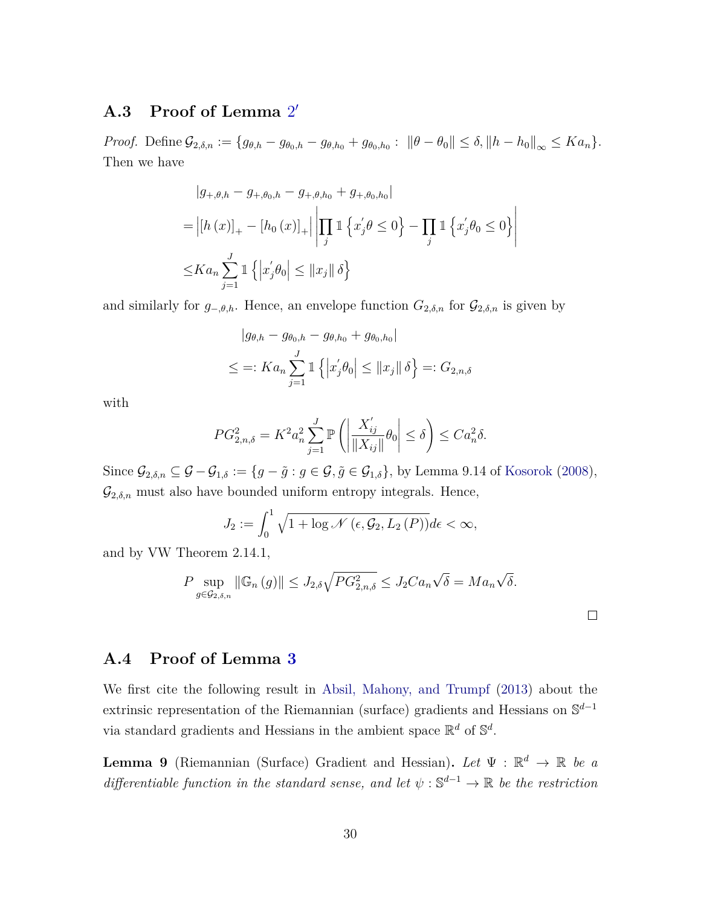### A.3 Proof of Lemma 2′

*Proof.* Define $\mathcal{G}_{2,\delta,n} := \{g_{\theta,h} - g_{\theta_0,h} - g_{\theta,h_0} + g_{\theta_0,h_0} : \|\theta - \theta_0\| \leq \delta, \|h - h_0\|_\infty \leq Ka_n\}$. Then we have

$$
\begin{aligned}
&\left|g_{+,\theta,h} - g_{+,\theta_0,h} - g_{+,\theta,h_0} + g_{+,\theta_0,h_0}\right| \\
=&\left|[h(x)]_+ - [h_0(x)]_+\right| \left|\prod_j \mathbb{1}\left\{x_j'\theta \leq 0\right\} - \prod_j \mathbb{1}\left\{x_j'\theta_0 \leq 0\right\}\right| \\
\leq& Ka_n \sum_{j=1}^J \mathbb{1}\left\{\left|x_j'\theta_0\right| \leq \|x_j\|\delta\right\}
\end{aligned}
$$

and similarly for $g_{-,\theta,h}$. Hence, an envelope function $G_{2,\delta,n}$ for $\mathcal{G}_{2,\delta,n}$ is given by

$$
\begin{aligned}
&\left|g_{\theta,h} - g_{\theta_0,h} - g_{\theta,h_0} + g_{\theta_0,h_0}\right| \\
\leq& =: Ka_n \sum_{j=1}^J \mathbb{1}\left\{\left|x_j'\theta_0\right| \leq \|x_j\|\delta\right\} =: G_{2,n,\delta}
\end{aligned}
$$

with

$$
PG_{2,n,\delta}^2 = K^2 a_n^2 \sum_{j=1}^J \mathbb{P}\left(\left|\frac{X_{ij}'}{\|X_{ij}\|}\theta_0\right| \leq \delta\right) \leq Ca_n^2\delta.
$$

Since $\mathcal{G}_{2,\delta,n} \subseteq \mathcal{G} - \mathcal{G}_{1,\delta} := \{g - \tilde{g} : g \in \mathcal{G}, \tilde{g} \in \mathcal{G}_{1,\delta}\}$, by Lemma 9.14 of Kosorok (2008), $\mathcal{G}_{2,\delta,n}$ must also have bounded uniform entropy integrals. Hence,

$$
J_2 := \int_0^1 \sqrt{1 + \log \mathscr{N}(\epsilon, \mathcal{G}_2, L_2(P))}d\epsilon < \infty,
$$

and by VW Theorem 2.14.1,

$$
P \sup_{g \in \mathcal{G}_{2,\delta,n}} \|\mathbb{G}_n(g)\| \leq J_{2,\delta}\sqrt{PG_{2,n,\delta}^2} \leq J_2 Ca_n\sqrt{\delta} = Ma_n\sqrt{\delta}.
$$

□

### A.4 Proof of Lemma 3

We first cite the following result in Absil, Mahony, and Trumpf (2013) about the extrinsic representation of the Riemannian (surface) gradients and Hessians on $\mathbb{S}^{d-1}$ via standard gradients and Hessians in the ambient space $\mathbb{R}^d$ of $\mathbb{S}^d$.

**Lemma 9** (Riemannian (Surface) Gradient and Hessian)**.** *Let $\Psi : \mathbb{R}^d \rightarrow \mathbb{R}$ be a differentiable function in the standard sense, and let $\psi : \mathbb{S}^{d-1} \rightarrow \mathbb{R}$ be the restriction*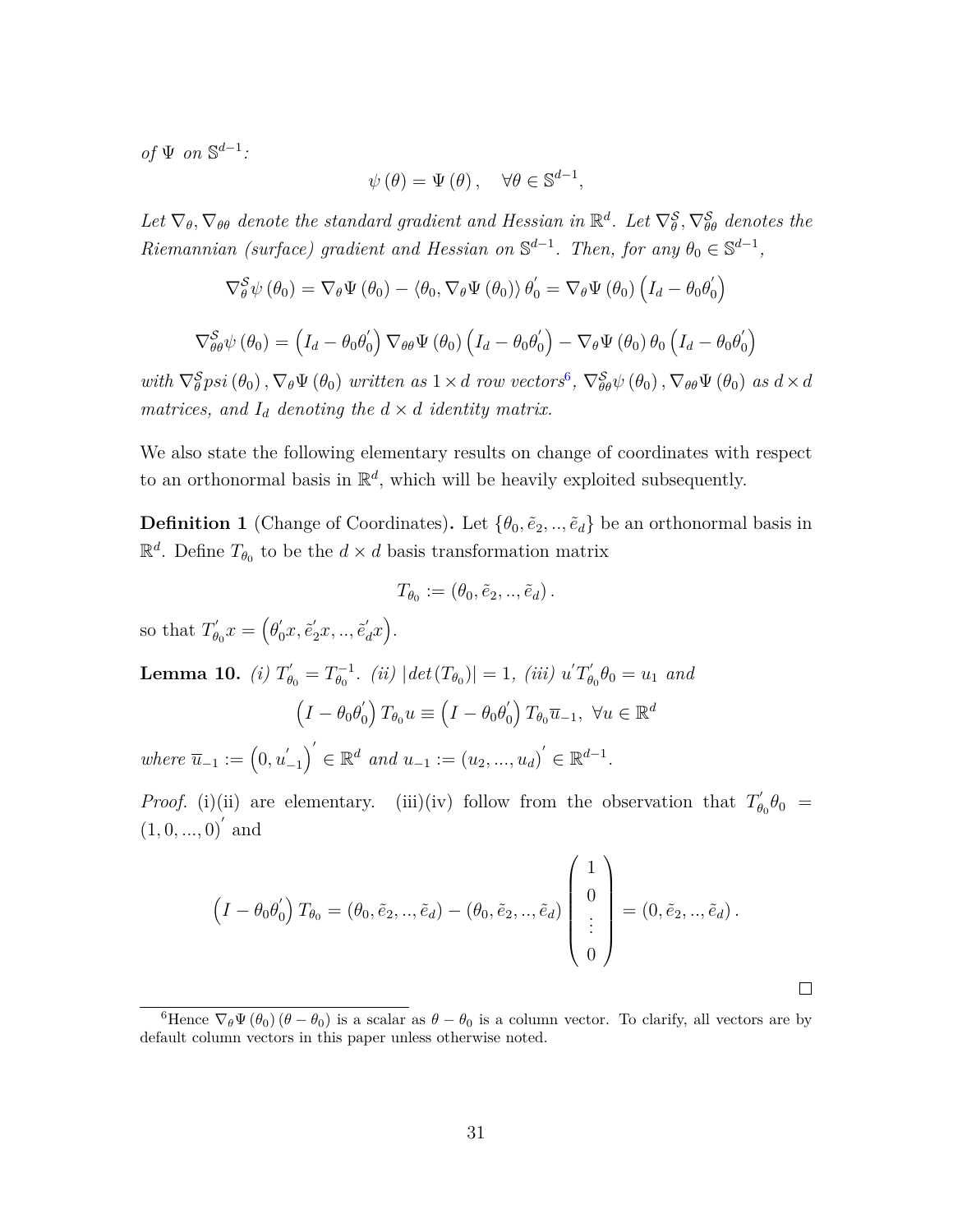*of* $\Psi$ *on* $\mathbb{S}^{d-1}$*:*

$$\psi(\theta) = \Psi(\theta), \quad \forall \theta \in \mathbb{S}^{d-1},$$

*Let* $\nabla_{\theta}, \nabla_{\theta\theta}$ *denote the standard gradient and Hessian in* $\mathbb{R}^d$*. Let* $\nabla_{\theta}^{\mathcal{S}}, \nabla_{\theta\theta}^{\mathcal{S}}$ *denotes the Riemannian (surface) gradient and Hessian on* $\mathbb{S}^{d-1}$*. Then, for any* $\theta_0 \in \mathbb{S}^{d-1}$*,*

$$\nabla_{\theta}^{\mathcal{S}} \psi(\theta_0) = \nabla_{\theta} \Psi(\theta_0) - \langle \theta_0, \nabla_{\theta} \Psi(\theta_0) \rangle \theta_0^{'} = \nabla_{\theta} \Psi(\theta_0) \left( I_d - \theta_0 \theta_0^{'} \right)$$

$$\nabla_{\theta\theta}^{\mathcal{S}} \psi(\theta_0) = \left( I_d - \theta_0 \theta_0^{'} \right) \nabla_{\theta\theta} \Psi(\theta_0) \left( I_d - \theta_0 \theta_0^{'} \right) - \nabla_{\theta} \Psi(\theta_0) \theta_0 \left( I_d - \theta_0 \theta_0^{'} \right)$$

*with* $\nabla_{\theta}^{\mathcal{S}} psi(\theta_0), \nabla_{\theta} \Psi(\theta_0)$ *written as* $1 \times d$ *row vectors*[6]*,* $\nabla_{\theta\theta}^{\mathcal{S}} \psi(\theta_0), \nabla_{\theta\theta} \Psi(\theta_0)$ *as* $d \times d$ *matrices, and* $I_d$ *denoting the* $d \times d$ *identity matrix.*

We also state the following elementary results on change of coordinates with respect to an orthonormal basis in $\mathbb{R}^d$, which will be heavily exploited subsequently.

**Definition 1** (Change of Coordinates)**.** Let $\{\theta_0, \tilde{e}_2, .., \tilde{e}_d\}$ be an orthonormal basis in $\mathbb{R}^d$. Define $T_{\theta_0}$ to be the $d \times d$ basis transformation matrix

$$T_{\theta_0} := (\theta_0, \tilde{e}_2, .., \tilde{e}_d).$$

so that $T_{\theta_0}^{'} x = \left( \theta_0^{'} x, \tilde{e}_2^{'} x, .., \tilde{e}_d^{'} x \right)$.

**Lemma 10.** *(i)* $T_{\theta_0}^{'} = T_{\theta_0}^{-1}$*. (ii)* $|det(T_{\theta_0})| = 1$*, (iii)* $u^{'} T_{\theta_0}^{'} \theta_0 = u_1$ *and*

$$\left( I - \theta_0 \theta_0^{'} \right) T_{\theta_0} u \equiv \left( I - \theta_0 \theta_0^{'} \right) T_{\theta_0} \overline{u}_{-1}, \ \forall u \in \mathbb{R}^d$$

*where* $\overline{u}_{-1} := \left( 0, u_{-1}^{'} \right)^{'} \in \mathbb{R}^d$ *and* $u_{-1} := (u_2, ..., u_d)^{'} \in \mathbb{R}^{d-1}$*.*

*Proof.* (i)(ii) are elementary. (iii)(iv) follow from the observation that $T_{\theta_0}^{'} \theta_0 = (1, 0, ..., 0)^{'}$ and

$$\left( I - \theta_0 \theta_0^{'} \right) T_{\theta_0} = (\theta_0, \tilde{e}_2, .., \tilde{e}_d) - (\theta_0, \tilde{e}_2, .., \tilde{e}_d) \begin{pmatrix} 1 \\ 0 \\ \vdots \\ 0 \end{pmatrix} = (0, \tilde{e}_2, .., \tilde{e}_d).$$

□

[6] Hence $\nabla_{\theta} \Psi(\theta_0)(\theta - \theta_0)$ is a scalar as $\theta - \theta_0$ is a column vector. To clarify, all vectors are by default column vectors in this paper unless otherwise noted.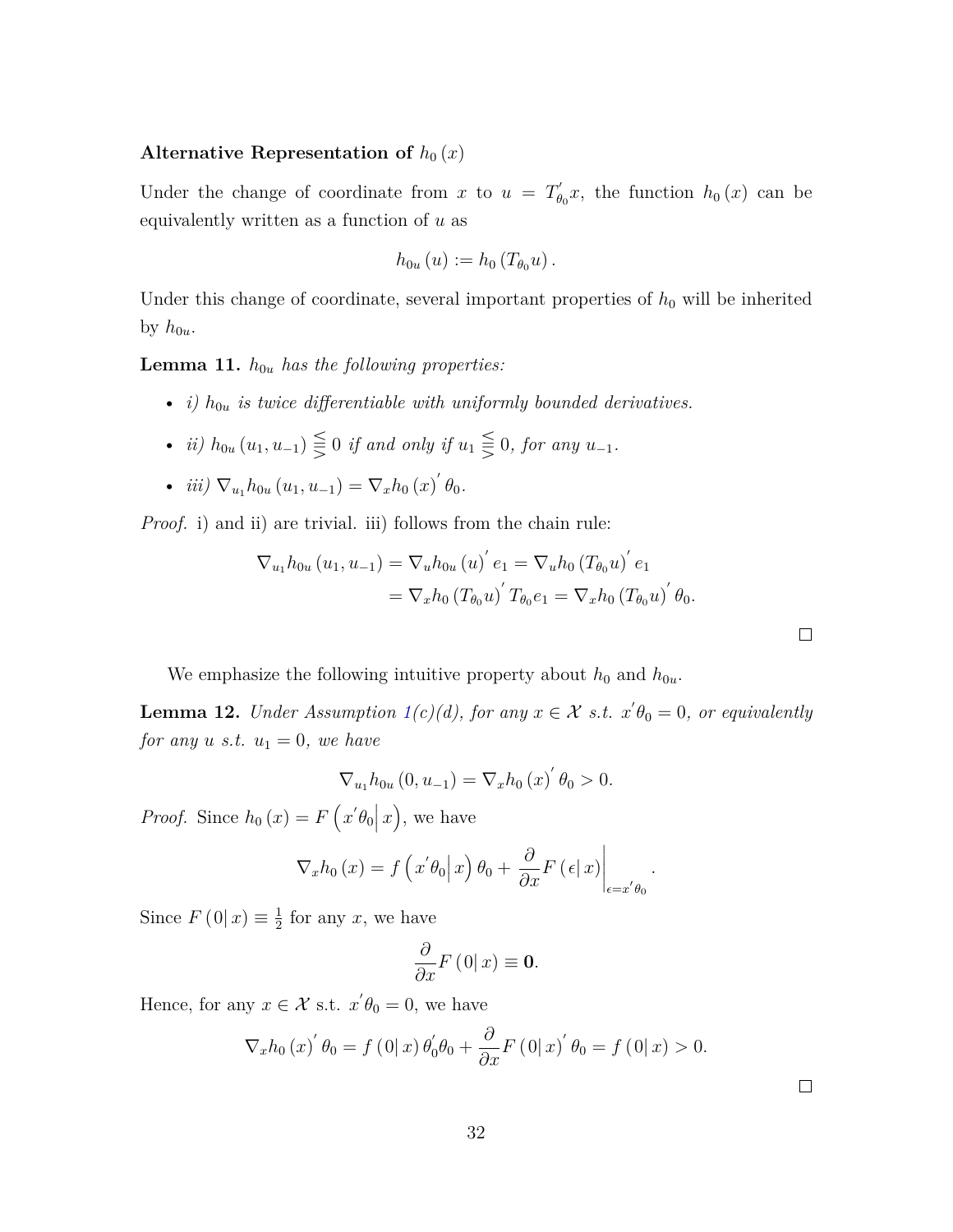**Alternative Representation of $h_0(x)$**

Under the change of coordinate from $x$ to $u = T_{\theta_0}' x$, the function $h_0(x)$ can be equivalently written as a function of $u$ as

$$h_{0u}(u) := h_0(T_{\theta_0} u).$$

Under this change of coordinate, several important properties of $h_0$ will be inherited by $h_{0u}$.

**Lemma 11.** *$h_{0u}$ has the following properties:*

- *i) $h_{0u}$ is twice differentiable with uniformly bounded derivatives.*
- *ii) $h_{0u}(u_1, u_{-1}) \lesseqqgtr 0$ if and only if $u_1 \lesseqqgtr 0$, for any $u_{-1}$.*
- *iii) $\nabla_{u_1} h_{0u}(u_1, u_{-1}) = \nabla_x h_0(x)' \theta_0$.*

*Proof.* i) and ii) are trivial. iii) follows from the chain rule:

$$\begin{aligned}\nabla_{u_1} h_{0u}(u_1, u_{-1}) &= \nabla_u h_{0u}(u)' e_1 = \nabla_u h_0(T_{\theta_0} u)' e_1 \\ &= \nabla_x h_0(T_{\theta_0} u)' T_{\theta_0} e_1 = \nabla_x h_0(T_{\theta_0} u)' \theta_0.\end{aligned}$$

□

We emphasize the following intuitive property about $h_0$ and $h_{0u}$.

**Lemma 12.** *Under Assumption 1(c)(d), for any $x \in \mathcal{X}$ s.t. $x'\theta_0 = 0$, or equivalently for any $u$ s.t. $u_1 = 0$, we have*

$$\nabla_{u_1} h_{0u}(0, u_{-1}) = \nabla_x h_0(x)' \theta_0 > 0.$$

*Proof.* Since $h_0(x) = F\left(x'\theta_0 \middle| x\right)$, we have

$$\nabla_x h_0(x) = f\left(x'\theta_0 \middle| x\right)\theta_0 + \left.\frac{\partial}{\partial x} F(\epsilon | x)\right|_{\epsilon = x'\theta_0}.$$

Since $F(0|x) \equiv \frac{1}{2}$ for any $x$, we have

$$\frac{\partial}{\partial x} F(0|x) \equiv \mathbf{0}.$$

Hence, for any $x \in \mathcal{X}$ s.t. $x'\theta_0 = 0$, we have

$$\nabla_x h_0(x)' \theta_0 = f(0|x)\,\theta_0'\theta_0 + \frac{\partial}{\partial x} F(0|x)' \theta_0 = f(0|x) > 0.$$

□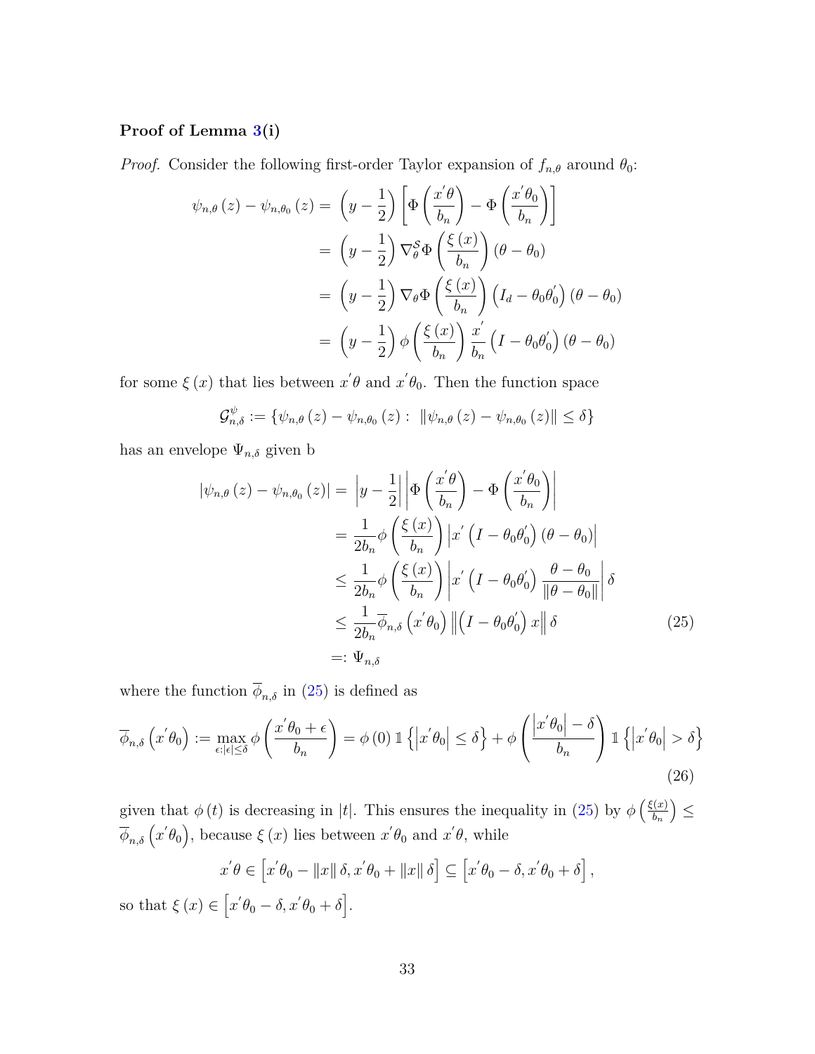**Proof of Lemma 3(i)**

*Proof.* Consider the following first-order Taylor expansion of $f_{n,\theta}$ around $\theta_0$:

$$
\begin{aligned}
\psi_{n,\theta}(z) - \psi_{n,\theta_0}(z) &= \left(y - \frac{1}{2}\right)\left[\Phi\left(\frac{x^{'}\theta}{b_n}\right) - \Phi\left(\frac{x^{'}\theta_0}{b_n}\right)\right] \\
&= \left(y - \frac{1}{2}\right)\nabla_\theta^{\mathcal{S}}\Phi\left(\frac{\xi(x)}{b_n}\right)(\theta - \theta_0) \\
&= \left(y - \frac{1}{2}\right)\nabla_\theta\Phi\left(\frac{\xi(x)}{b_n}\right)\left(I_d - \theta_0\theta_0^{'}\right)(\theta - \theta_0) \\
&= \left(y - \frac{1}{2}\right)\phi\left(\frac{\xi(x)}{b_n}\right)\frac{x^{'}}{b_n}\left(I - \theta_0\theta_0^{'}\right)(\theta - \theta_0)
\end{aligned}
$$

for some $\xi(x)$ that lies between $x^{'}\theta$ and $x^{'}\theta_0$. Then the function space

$$
\mathcal{G}_{n,\delta}^{\psi} := \left\{\psi_{n,\theta}(z) - \psi_{n,\theta_0}(z) : \ \|\psi_{n,\theta}(z) - \psi_{n,\theta_0}(z)\| \leq \delta\right\}
$$

has an envelope $\Psi_{n,\delta}$ given b

$$
\begin{aligned}
\left|\psi_{n,\theta}(z) - \psi_{n,\theta_0}(z)\right| &= \left|y - \frac{1}{2}\right|\left|\Phi\left(\frac{x^{'}\theta}{b_n}\right) - \Phi\left(\frac{x^{'}\theta_0}{b_n}\right)\right| \\
&= \frac{1}{2b_n}\phi\left(\frac{\xi(x)}{b_n}\right)\left|x^{'}\left(I - \theta_0\theta_0^{'}\right)(\theta - \theta_0)\right| \\
&\leq \frac{1}{2b_n}\phi\left(\frac{\xi(x)}{b_n}\right)\left|x^{'}\left(I - \theta_0\theta_0^{'}\right)\frac{\theta - \theta_0}{\|\theta - \theta_0\|}\right|\delta \\
&\leq \frac{1}{2b_n}\overline{\phi}_{n,\delta}\left(x^{'}\theta_0\right)\left\|\left(I - \theta_0\theta_0^{'}\right)x\right\|\delta \qquad (25) \\
&=: \Psi_{n,\delta}
\end{aligned}
$$

where the function $\overline{\phi}_{n,\delta}$ in (25) is defined as

$$
\overline{\phi}_{n,\delta}\left(x^{'}\theta_0\right) := \max_{\epsilon:|\epsilon|\leq\delta}\phi\left(\frac{x^{'}\theta_0 + \epsilon}{b_n}\right) = \phi(0)\,\mathbb{1}\left\{\left|x^{'}\theta_0\right| \leq \delta\right\} + \phi\left(\frac{\left|x^{'}\theta_0\right| - \delta}{b_n}\right)\mathbb{1}\left\{\left|x^{'}\theta_0\right| > \delta\right\} \qquad (26)
$$

given that $\phi(t)$ is decreasing in $|t|$. This ensures the inequality in (25) by $\phi\left(\frac{\xi(x)}{b_n}\right) \leq \overline{\phi}_{n,\delta}\left(x^{'}\theta_0\right)$, because $\xi(x)$ lies between $x^{'}\theta_0$ and $x^{'}\theta$, while

$$
x^{'}\theta \in \left[x^{'}\theta_0 - \|x\|\,\delta, x^{'}\theta_0 + \|x\|\,\delta\right] \subseteq \left[x^{'}\theta_0 - \delta, x^{'}\theta_0 + \delta\right],
$$

so that $\xi(x) \in \left[x^{'}\theta_0 - \delta, x^{'}\theta_0 + \delta\right]$.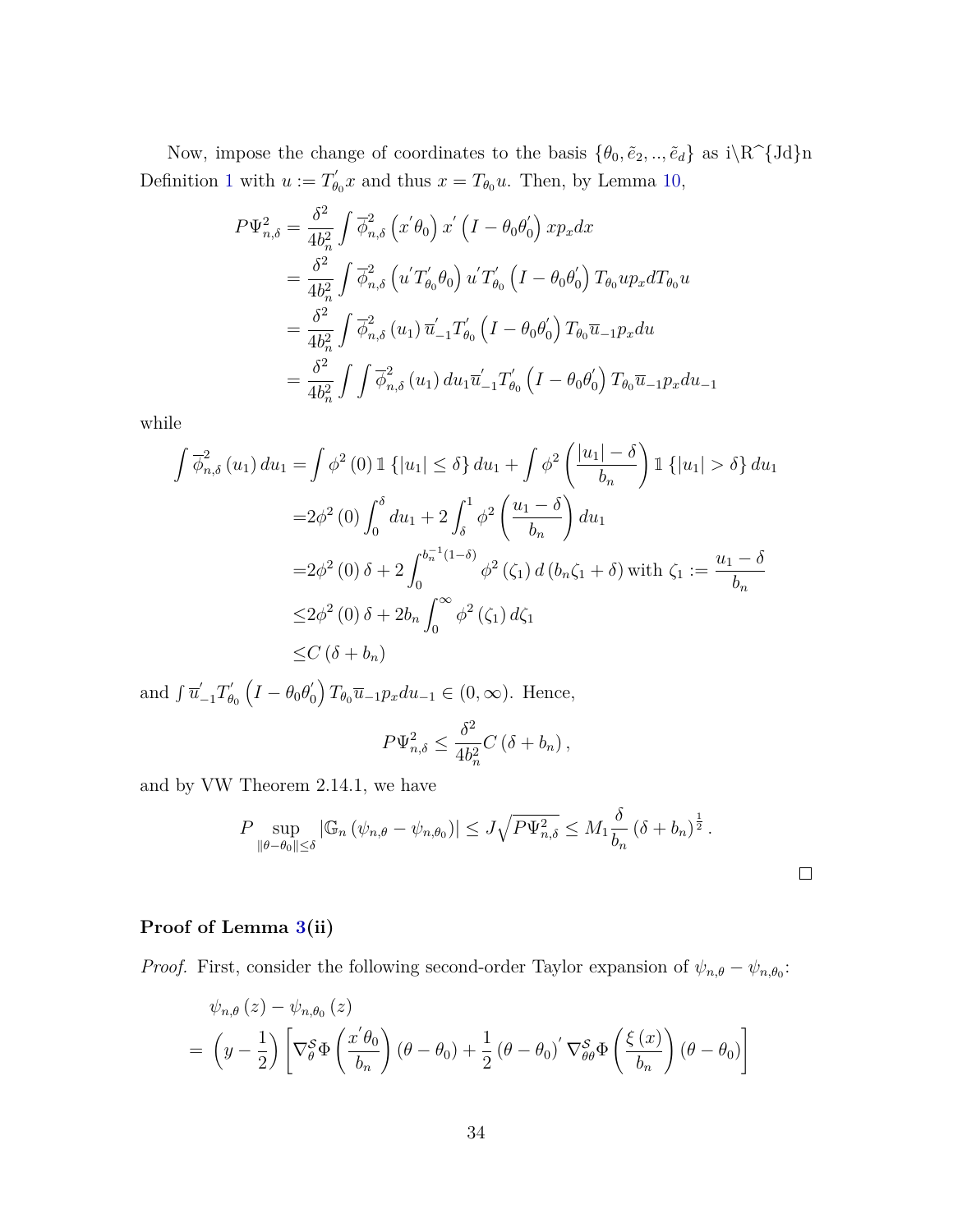Now, impose the change of coordinates to the basis $\{\theta_0, \tilde{e}_2, .., \tilde{e}_d\}$ as i\R^{Jd}n Definition 1 with $u := T_{\theta_0}^{'} x$ and thus $x = T_{\theta_0} u$. Then, by Lemma 10,

$$
\begin{aligned}
P\Psi_{n,\delta}^2 &= \frac{\delta^2}{4b_n^2} \int \overline{\phi}_{n,\delta}^2 \left(x^{'}\theta_0\right) x^{'} \left(I - \theta_0\theta_0^{'}\right) x p_x dx \\
&= \frac{\delta^2}{4b_n^2} \int \overline{\phi}_{n,\delta}^2 \left(u^{'}T_{\theta_0}^{'}\theta_0\right) u^{'}T_{\theta_0}^{'} \left(I - \theta_0\theta_0^{'}\right) T_{\theta_0} u p_x d T_{\theta_0} u \\
&= \frac{\delta^2}{4b_n^2} \int \overline{\phi}_{n,\delta}^2 \left(u_1\right) \overline{u}_{-1}^{'} T_{\theta_0}^{'} \left(I - \theta_0\theta_0^{'}\right) T_{\theta_0} \overline{u}_{-1} p_x du \\
&= \frac{\delta^2}{4b_n^2} \int \int \overline{\phi}_{n,\delta}^2 \left(u_1\right) du_1 \overline{u}_{-1}^{'} T_{\theta_0}^{'} \left(I - \theta_0\theta_0^{'}\right) T_{\theta_0} \overline{u}_{-1} p_x du_{-1}
\end{aligned}
$$

while

$$
\begin{aligned}
\int \overline{\phi}_{n,\delta}^2 \left(u_1\right) du_1 &= \int \phi^2 \left(0\right) \mathbb{1}\left\{|u_1| \leq \delta\right\} du_1 + \int \phi^2 \left(\frac{|u_1| - \delta}{b_n}\right) \mathbb{1}\left\{|u_1| > \delta\right\} du_1 \\
&= 2\phi^2 \left(0\right) \int_0^{\delta} du_1 + 2 \int_{\delta}^{1} \phi^2 \left(\frac{u_1 - \delta}{b_n}\right) du_1 \\
&= 2\phi^2 \left(0\right) \delta + 2 \int_0^{b_n^{-1}(1-\delta)} \phi^2 \left(\zeta_1\right) d\left(b_n\zeta_1 + \delta\right) \text{ with } \zeta_1 := \frac{u_1 - \delta}{b_n} \\
&\leq 2\phi^2 \left(0\right) \delta + 2b_n \int_0^{\infty} \phi^2 \left(\zeta_1\right) d\zeta_1 \\
&\leq C\left(\delta + b_n\right)
\end{aligned}
$$

and $\int \overline{u}_{-1}^{'} T_{\theta_0}^{'} \left(I - \theta_0\theta_0^{'}\right) T_{\theta_0} \overline{u}_{-1} p_x du_{-1} \in (0, \infty)$. Hence,

$$
P\Psi_{n,\delta}^2 \leq \frac{\delta^2}{4b_n^2} C\left(\delta + b_n\right),
$$

and by VW Theorem 2.14.1, we have

$$
P \sup_{\|\theta - \theta_0\| \leq \delta} \left|\mathbb{G}_n\left(\psi_{n,\theta} - \psi_{n,\theta_0}\right)\right| \leq J\sqrt{P\Psi_{n,\delta}^2} \leq M_1 \frac{\delta}{b_n} \left(\delta + b_n\right)^{\frac{1}{2}}.
$$

□

**Proof of Lemma 3(ii)**

*Proof.* First, consider the following second-order Taylor expansion of $\psi_{n,\theta} - \psi_{n,\theta_0}$:

$$
\begin{aligned}
&\psi_{n,\theta}\left(z\right) - \psi_{n,\theta_0}\left(z\right) \\
= &\left(y - \frac{1}{2}\right) \left[\nabla_{\theta}^{\mathcal{S}} \Phi\left(\frac{x^{'}\theta_0}{b_n}\right) \left(\theta - \theta_0\right) + \frac{1}{2} \left(\theta - \theta_0\right)^{'} \nabla_{\theta\theta}^{\mathcal{S}} \Phi\left(\frac{\xi\left(x\right)}{b_n}\right) \left(\theta - \theta_0\right)\right]
\end{aligned}
$$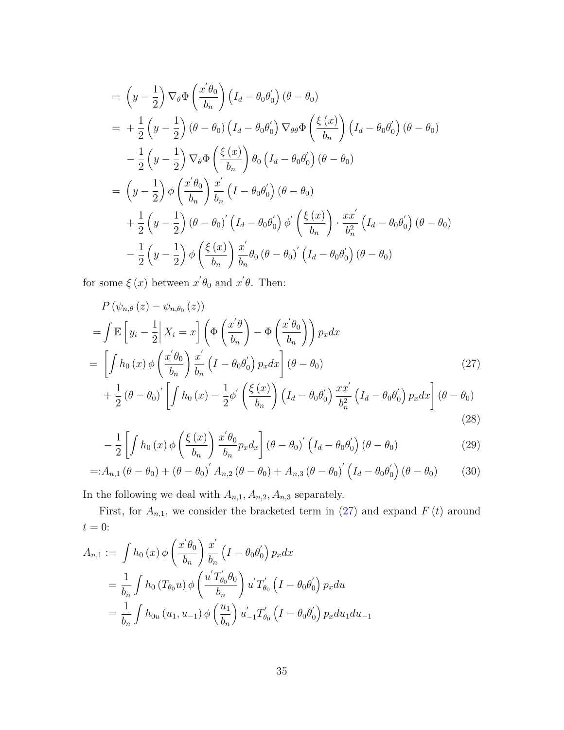$$
\begin{aligned}
&= \left(y-\frac{1}{2}\right)\nabla_{\theta}\Phi\left(\frac{x'\theta_0}{b_n}\right)\left(I_d-\theta_0\theta_0'\right)(\theta-\theta_0)\\
&= +\frac{1}{2}\left(y-\frac{1}{2}\right)(\theta-\theta_0)\left(I_d-\theta_0\theta_0'\right)\nabla_{\theta\theta}\Phi\left(\frac{\xi(x)}{b_n}\right)\left(I_d-\theta_0\theta_0'\right)(\theta-\theta_0)\\
&\quad -\frac{1}{2}\left(y-\frac{1}{2}\right)\nabla_{\theta}\Phi\left(\frac{\xi(x)}{b_n}\right)\theta_0\left(I_d-\theta_0\theta_0'\right)(\theta-\theta_0)\\
&= \left(y-\frac{1}{2}\right)\phi\left(\frac{x'\theta_0}{b_n}\right)\frac{x'}{b_n}\left(I-\theta_0\theta_0'\right)(\theta-\theta_0)\\
&\quad +\frac{1}{2}\left(y-\frac{1}{2}\right)(\theta-\theta_0)'\left(I_d-\theta_0\theta_0'\right)\phi'\left(\frac{\xi(x)}{b_n}\right)\cdot\frac{xx'}{b_n^2}\left(I_d-\theta_0\theta_0'\right)(\theta-\theta_0)\\
&\quad -\frac{1}{2}\left(y-\frac{1}{2}\right)\phi\left(\frac{\xi(x)}{b_n}\right)\frac{x'}{b_n}\theta_0(\theta-\theta_0)'\left(I_d-\theta_0\theta_0'\right)(\theta-\theta_0)
\end{aligned}
$$

for some $\xi(x)$ between $x'\theta_0$ and $x'\theta$. Then:

$$
\begin{aligned}
&P\left(\psi_{n,\theta}(z)-\psi_{n,\theta_0}(z)\right)\\
&=\int \mathbb{E}\left[y_i-\frac{1}{2}\middle| X_i=x\right]\left(\Phi\left(\frac{x'\theta}{b_n}\right)-\Phi\left(\frac{x'\theta_0}{b_n}\right)\right)p_x dx\\
&= \left[\int h_0(x)\phi\left(\frac{x'\theta_0}{b_n}\right)\frac{x'}{b_n}\left(I-\theta_0\theta_0'\right)p_x dx\right](\theta-\theta_0) &(27)\\
&\quad +\frac{1}{2}(\theta-\theta_0)'\left[\int h_0(x)-\frac{1}{2}\phi'\left(\frac{\xi(x)}{b_n}\right)\left(I_d-\theta_0\theta_0'\right)\frac{xx'}{b_n^2}\left(I_d-\theta_0\theta_0'\right)p_x dx\right](\theta-\theta_0) &(28)\\
&\quad -\frac{1}{2}\left[\int h_0(x)\phi\left(\frac{\xi(x)}{b_n}\right)\frac{x'\theta_0}{b_n}p_x d_x\right](\theta-\theta_0)'\left(I_d-\theta_0\theta_0'\right)(\theta-\theta_0) &(29)\\
&=:A_{n,1}(\theta-\theta_0)+(\theta-\theta_0)'A_{n,2}(\theta-\theta_0)+A_{n,3}(\theta-\theta_0)'\left(I_d-\theta_0\theta_0'\right)(\theta-\theta_0) &(30)
\end{aligned}
$$

In the following we deal with $A_{n,1}, A_{n,2}, A_{n,3}$ separately.

First, for $A_{n,1}$, we consider the bracketed term in (27) and expand $F(t)$ around $t=0$:

$$
\begin{aligned}
A_{n,1} &:= \int h_0(x)\phi\left(\frac{x'\theta_0}{b_n}\right)\frac{x'}{b_n}\left(I-\theta_0\theta_0'\right)p_x dx\\
&= \frac{1}{b_n}\int h_0\left(T_{\theta_0}u\right)\phi\left(\frac{u'T_{\theta_0}'\theta_0}{b_n}\right)u'T_{\theta_0}'\left(I-\theta_0\theta_0'\right)p_x du\\
&= \frac{1}{b_n}\int h_{0u}\left(u_1,u_{-1}\right)\phi\left(\frac{u_1}{b_n}\right)\overline{u}_{-1}'T_{\theta_0}'\left(I-\theta_0\theta_0'\right)p_x du_1 du_{-1}
\end{aligned}
$$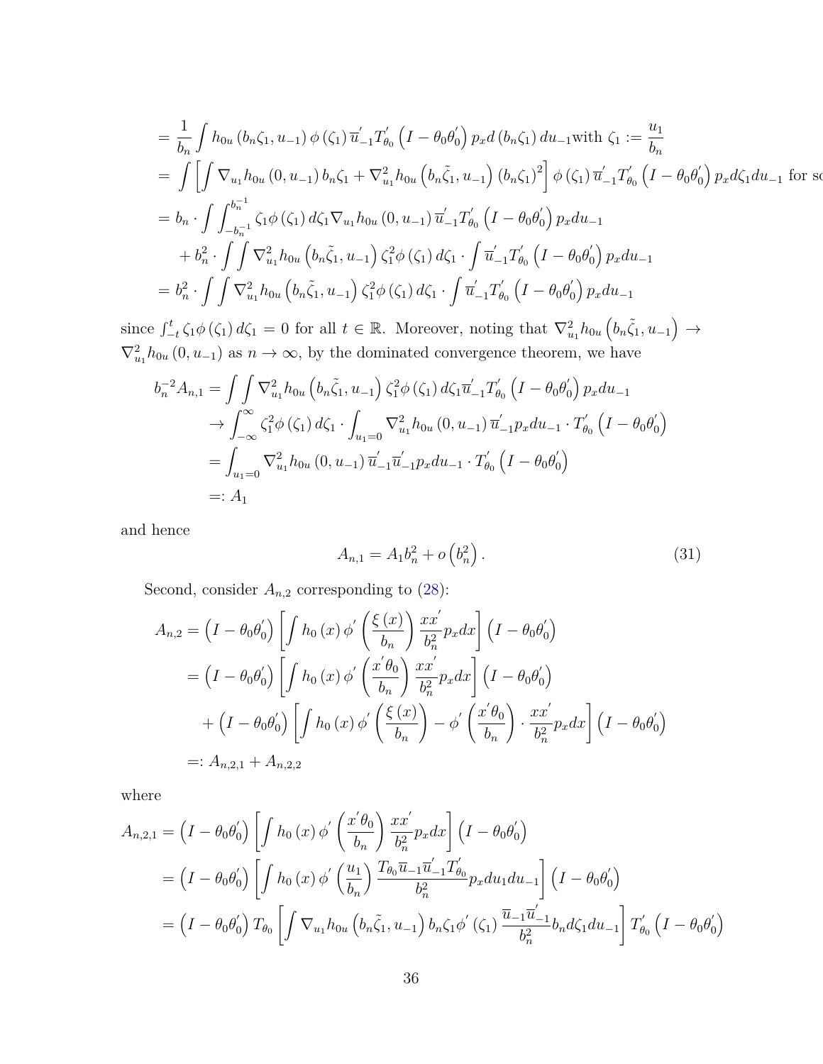$$
\begin{aligned}
&= \frac{1}{b_n}\int h_{0u}\left(b_n\zeta_1, u_{-1}\right)\phi\left(\zeta_1\right)\overline{u}_{-1}^{'}T_{\theta_0}^{'}\left(I-\theta_0\theta_0^{'}\right)p_x d\left(b_n\zeta_1\right)du_{-1}\text{with } \zeta_1 := \frac{u_1}{b_n} \\
&= \int\left[\int \nabla_{u_1}h_{0u}\left(0, u_{-1}\right)b_n\zeta_1 + \nabla_{u_1}^2 h_{0u}\left(b_n\tilde{\zeta}_1, u_{-1}\right)\left(b_n\zeta_1\right)^2\right]\phi\left(\zeta_1\right)\overline{u}_{-1}^{'}T_{\theta_0}^{'}\left(I-\theta_0\theta_0^{'}\right)p_x d\zeta_1 du_{-1} \text{ for so} \\
&= b_n\cdot\int\int_{-b_n^{-1}}^{b_n^{-1}}\zeta_1\phi\left(\zeta_1\right)d\zeta_1\nabla_{u_1}h_{0u}\left(0,u_{-1}\right)\overline{u}_{-1}^{'}T_{\theta_0}^{'}\left(I-\theta_0\theta_0^{'}\right)p_x du_{-1} \\
&\quad + b_n^2\cdot\int\int\nabla_{u_1}^2 h_{0u}\left(b_n\tilde{\zeta}_1, u_{-1}\right)\zeta_1^2\phi\left(\zeta_1\right)d\zeta_1\cdot\int\overline{u}_{-1}^{'}T_{\theta_0}^{'}\left(I-\theta_0\theta_0^{'}\right)p_x du_{-1} \\
&= b_n^2\cdot\int\int\nabla_{u_1}^2 h_{0u}\left(b_n\tilde{\zeta}_1, u_{-1}\right)\zeta_1^2\phi\left(\zeta_1\right)d\zeta_1\cdot\int\overline{u}_{-1}^{'}T_{\theta_0}^{'}\left(I-\theta_0\theta_0^{'}\right)p_x du_{-1}
\end{aligned}
$$

since $\int_{-t}^{t}\zeta_1\phi\left(\zeta_1\right)d\zeta_1 = 0$ for all $t\in\mathbb{R}$. Moreover, noting that $\nabla_{u_1}^2 h_{0u}\left(b_n\tilde{\zeta}_1, u_{-1}\right)\to\nabla_{u_1}^2 h_{0u}\left(0,u_{-1}\right)$ as $n\to\infty$, by the dominated convergence theorem, we have

$$
\begin{aligned}
b_n^{-2}A_{n,1} &= \int\int\nabla_{u_1}^2 h_{0u}\left(b_n\tilde{\zeta}_1, u_{-1}\right)\zeta_1^2\phi\left(\zeta_1\right)d\zeta_1\overline{u}_{-1}^{'}T_{\theta_0}^{'}\left(I-\theta_0\theta_0^{'}\right)p_x du_{-1} \\
&\to \int_{-\infty}^{\infty}\zeta_1^2\phi\left(\zeta_1\right)d\zeta_1\cdot\int_{u_1=0}\nabla_{u_1}^2 h_{0u}\left(0,u_{-1}\right)\overline{u}_{-1}^{'}p_x du_{-1}\cdot T_{\theta_0}^{'}\left(I-\theta_0\theta_0^{'}\right) \\
&= \int_{u_1=0}\nabla_{u_1}^2 h_{0u}\left(0,u_{-1}\right)\overline{u}_{-1}^{'}\overline{u}_{-1}^{'}p_x du_{-1}\cdot T_{\theta_0}^{'}\left(I-\theta_0\theta_0^{'}\right) \\
&=: A_1
\end{aligned}
$$

and hence

$$
A_{n,1} = A_1 b_n^2 + o\left(b_n^2\right). \tag{31}
$$

Second, consider $A_{n,2}$ corresponding to (28):

$$
\begin{aligned}
A_{n,2} &= \left(I-\theta_0\theta_0^{'}\right)\left[\int h_0\left(x\right)\phi^{'}\left(\frac{\xi\left(x\right)}{b_n}\right)\frac{xx^{'}}{b_n^2}p_x dx\right]\left(I-\theta_0\theta_0^{'}\right) \\
&= \left(I-\theta_0\theta_0^{'}\right)\left[\int h_0\left(x\right)\phi^{'}\left(\frac{x^{'}\theta_0}{b_n}\right)\frac{xx^{'}}{b_n^2}p_x dx\right]\left(I-\theta_0\theta_0^{'}\right) \\
&\quad + \left(I-\theta_0\theta_0^{'}\right)\left[\int h_0\left(x\right)\phi^{'}\left(\frac{\xi\left(x\right)}{b_n}\right) - \phi^{'}\left(\frac{x^{'}\theta_0}{b_n}\right)\cdot\frac{xx^{'}}{b_n^2}p_x dx\right]\left(I-\theta_0\theta_0^{'}\right) \\
&=: A_{n,2,1} + A_{n,2,2}
\end{aligned}
$$

where

$$
\begin{aligned}
A_{n,2,1} &= \left(I-\theta_0\theta_0^{'}\right)\left[\int h_0\left(x\right)\phi^{'}\left(\frac{x^{'}\theta_0}{b_n}\right)\frac{xx^{'}}{b_n^2}p_x dx\right]\left(I-\theta_0\theta_0^{'}\right) \\
&= \left(I-\theta_0\theta_0^{'}\right)\left[\int h_0\left(x\right)\phi^{'}\left(\frac{u_1}{b_n}\right)\frac{T_{\theta_0}\overline{u}_{-1}\overline{u}_{-1}^{'}T_{\theta_0}^{'}}{b_n^2}p_x du_1 du_{-1}\right]\left(I-\theta_0\theta_0^{'}\right) \\
&= \left(I-\theta_0\theta_0^{'}\right)T_{\theta_0}\left[\int\nabla_{u_1}h_{0u}\left(b_n\tilde{\zeta}_1, u_{-1}\right)b_n\zeta_1\phi^{'}\left(\zeta_1\right)\frac{\overline{u}_{-1}\overline{u}_{-1}^{'}}{b_n^2}b_n d\zeta_1 du_{-1}\right]T_{\theta_0}^{'}\left(I-\theta_0\theta_0^{'}\right)
\end{aligned}
$$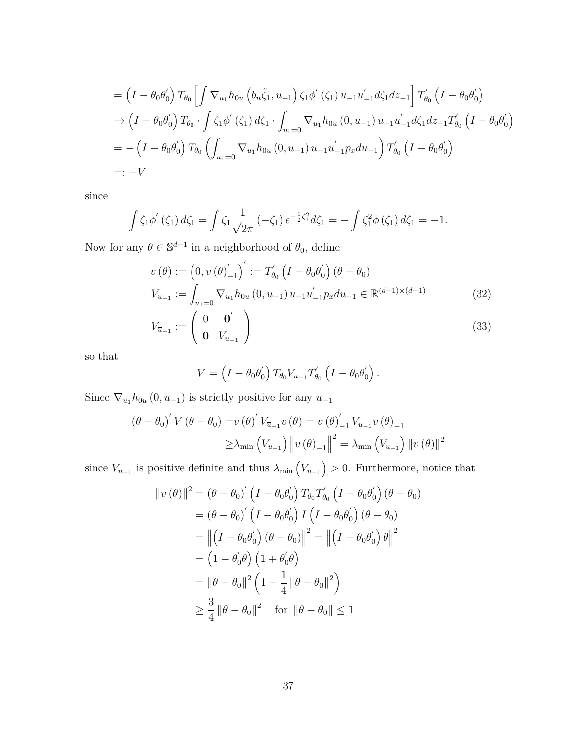$$
\begin{aligned}
&= \left(I-\theta_0\theta_0^{'}\right) T_{\theta_0}\left[\int \nabla_{u_1} h_{0u}\left(b_n\tilde{\zeta}_1, u_{-1}\right)\zeta_1\phi^{'}\left(\zeta_1\right)\overline{u}_{-1}\overline{u}_{-1}^{'} d\zeta_1 dz_{-1}\right] T_{\theta_0}^{'}\left(I-\theta_0\theta_0^{'}\right) \\
&\to \left(I-\theta_0\theta_0^{'}\right) T_{\theta_0}\cdot\int \zeta_1\phi^{'}\left(\zeta_1\right)d\zeta_1\cdot\int_{u_1=0}\nabla_{u_1}h_{0u}\left(0,u_{-1}\right)\overline{u}_{-1}\overline{u}_{-1}^{'}d\zeta_1 dz_{-1}T_{\theta_0}^{'}\left(I-\theta_0\theta_0^{'}\right) \\
&= -\left(I-\theta_0\theta_0^{'}\right)T_{\theta_0}\left(\int_{u_1=0}\nabla_{u_1}h_{0u}\left(0,u_{-1}\right)\overline{u}_{-1}\overline{u}_{-1}^{'}p_x du_{-1}\right)T_{\theta_0}^{'}\left(I-\theta_0\theta_0^{'}\right) \\
&=: -V
\end{aligned}
$$

since

$$
\int \zeta_1\phi^{'}\left(\zeta_1\right)d\zeta_1 = \int \zeta_1 \frac{1}{\sqrt{2\pi}}\left(-\zeta_1\right)e^{-\frac{1}{2}\zeta_1^2}d\zeta_1 = -\int \zeta_1^2\phi\left(\zeta_1\right)d\zeta_1 = -1.
$$

Now for any $\theta \in \mathbb{S}^{d-1}$ in a neighborhood of $\theta_0$, define

$$
v\left(\theta\right) := \left(0, v\left(\theta\right)_{-1}^{'}\right)^{'} := T_{\theta_0}^{'}\left(I-\theta_0\theta_0^{'}\right)\left(\theta-\theta_0\right)
$$

$$
V_{u_{-1}} := \int_{u_1=0}\nabla_{u_1}h_{0u}\left(0,u_{-1}\right)u_{-1}u_{-1}^{'}p_x du_{-1} \in \mathbb{R}^{(d-1)\times(d-1)} \tag{32}
$$

$$
V_{\overline{u}_{-1}} := \begin{pmatrix} 0 & \mathbf{0}^{'} \\ \mathbf{0} & V_{u_{-1}} \end{pmatrix} \tag{33}
$$

so that

$$
V = \left(I-\theta_0\theta_0^{'}\right)T_{\theta_0}V_{\overline{u}_{-1}}T_{\theta_0}^{'}\left(I-\theta_0\theta_0^{'}\right).
$$

Since $\nabla_{u_1}h_{0u}\left(0,u_{-1}\right)$ is strictly positive for any $u_{-1}$

$$
\begin{aligned}
\left(\theta-\theta_0\right)^{'}V\left(\theta-\theta_0\right) =& v\left(\theta\right)^{'}V_{\overline{u}_{-1}}v\left(\theta\right) = v\left(\theta\right)_{-1}^{'}V_{u_{-1}}v\left(\theta\right)_{-1} \\
\geq& \lambda_{\min}\left(V_{u_{-1}}\right)\left\|v\left(\theta\right)_{-1}\right\|^2 = \lambda_{\min}\left(V_{u_{-1}}\right)\left\|v\left(\theta\right)\right\|^2
\end{aligned}
$$

since $V_{u_{-1}}$ is positive definite and thus $\lambda_{\min}\left(V_{u_{-1}}\right) > 0$. Furthermore, notice that

$$
\begin{aligned}
\left\|v\left(\theta\right)\right\|^2 &= \left(\theta-\theta_0\right)^{'}\left(I-\theta_0\theta_0^{'}\right)T_{\theta_0}T_{\theta_0}^{'}\left(I-\theta_0\theta_0^{'}\right)\left(\theta-\theta_0\right) \\
&= \left(\theta-\theta_0\right)^{'}\left(I-\theta_0\theta_0^{'}\right)I\left(I-\theta_0\theta_0^{'}\right)\left(\theta-\theta_0\right) \\
&= \left\|\left(I-\theta_0\theta_0^{'}\right)\left(\theta-\theta_0\right)\right\|^2 = \left\|\left(I-\theta_0\theta_0^{'}\right)\theta\right\|^2 \\
&= \left(1-\theta_0^{'}\theta\right)\left(1+\theta_0^{'}\theta\right) \\
&= \left\|\theta-\theta_0\right\|^2\left(1-\frac{1}{4}\left\|\theta-\theta_0\right\|^2\right) \\
&\geq \frac{3}{4}\left\|\theta-\theta_0\right\|^2 \quad \text{for } \left\|\theta-\theta_0\right\| \leq 1
\end{aligned}
$$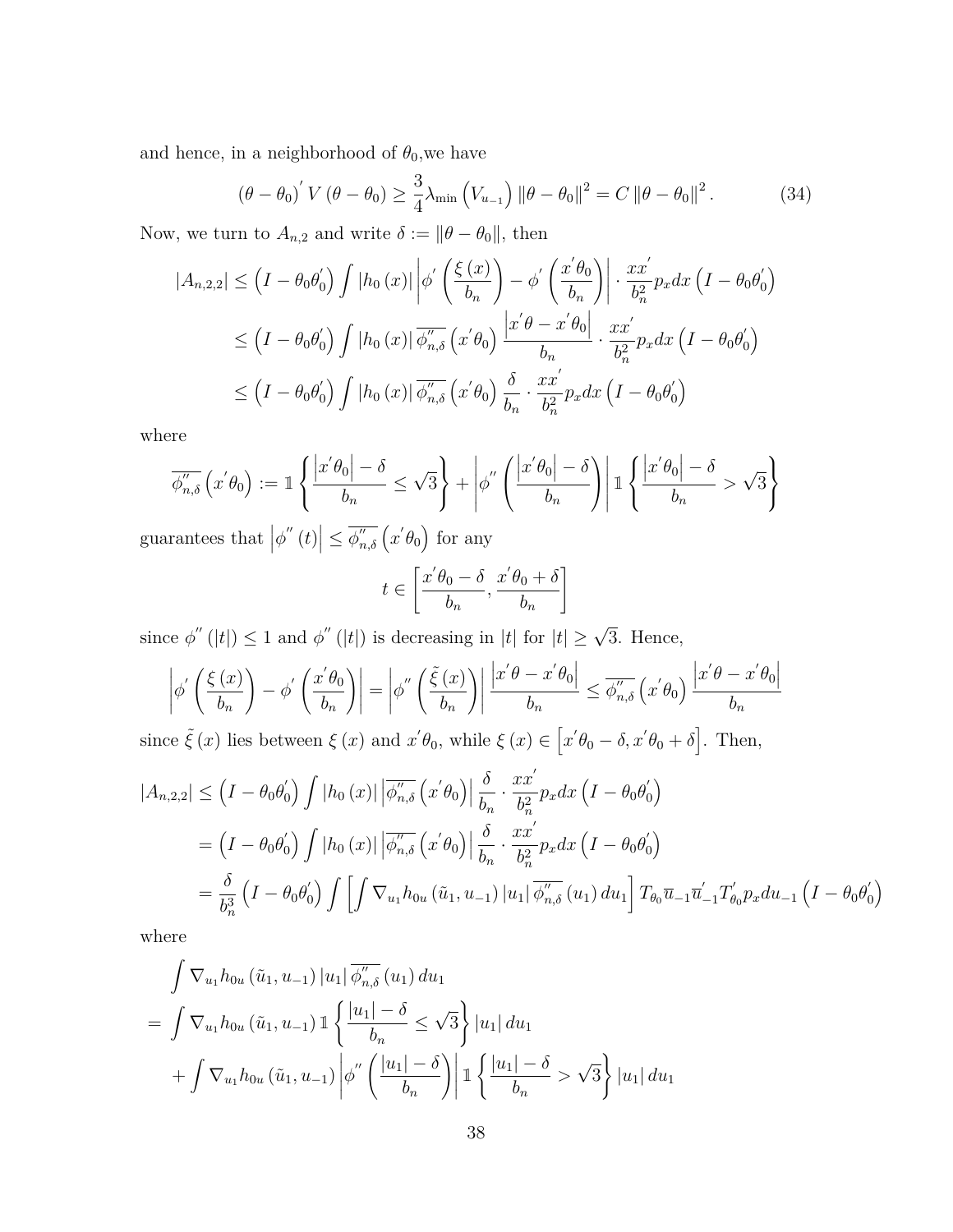and hence, in a neighborhood of $\theta_0$,we have

$$(\theta-\theta_0)^{'} V(\theta-\theta_0) \geq \frac{3}{4}\lambda_{\min}\left(V_{u_{-1}}\right)\|\theta-\theta_0\|^2 = C\|\theta-\theta_0\|^2. \tag{34}$$

Now, we turn to $A_{n,2}$ and write $\delta := \|\theta-\theta_0\|$, then

$$\begin{aligned}
|A_{n,2,2}| &\leq \left(I-\theta_0\theta_0^{'}\right)\int |h_0(x)|\left|\phi^{'}\left(\frac{\xi(x)}{b_n}\right)-\phi^{'}\left(\frac{x^{'}\theta_0}{b_n}\right)\right|\cdot\frac{xx^{'}}{b_n^2}p_x dx\left(I-\theta_0\theta_0^{'}\right) \\
&\leq \left(I-\theta_0\theta_0^{'}\right)\int |h_0(x)|\,\overline{\phi_{n,\delta}^{''}}\left(x^{'}\theta_0\right)\frac{\left|x^{'}\theta-x^{'}\theta_0\right|}{b_n}\cdot\frac{xx^{'}}{b_n^2}p_x dx\left(I-\theta_0\theta_0^{'}\right) \\
&\leq \left(I-\theta_0\theta_0^{'}\right)\int |h_0(x)|\,\overline{\phi_{n,\delta}^{''}}\left(x^{'}\theta_0\right)\frac{\delta}{b_n}\cdot\frac{xx^{'}}{b_n^2}p_x dx\left(I-\theta_0\theta_0^{'}\right)
\end{aligned}$$

where

$$\overline{\phi_{n,\delta}^{''}}\left(x^{'}\theta_0\right) := \mathbb{1}\left\{\frac{\left|x^{'}\theta_0\right|-\delta}{b_n}\leq\sqrt{3}\right\}+\left|\phi^{''}\left(\frac{\left|x^{'}\theta_0\right|-\delta}{b_n}\right)\right|\mathbb{1}\left\{\frac{\left|x^{'}\theta_0\right|-\delta}{b_n}>\sqrt{3}\right\}$$

guarantees that $\left|\phi^{''}(t)\right|\leq\overline{\phi_{n,\delta}^{''}}\left(x^{'}\theta_0\right)$ for any

$$t\in\left[\frac{x^{'}\theta_0-\delta}{b_n},\frac{x^{'}\theta_0+\delta}{b_n}\right]$$

since $\phi^{''}(|t|)\leq 1$ and $\phi^{''}(|t|)$ is decreasing in $|t|$ for $|t|\geq\sqrt{3}$. Hence,

$$\left|\phi^{'}\left(\frac{\xi(x)}{b_n}\right)-\phi^{'}\left(\frac{x^{'}\theta_0}{b_n}\right)\right| = \left|\phi^{''}\left(\frac{\tilde{\xi}(x)}{b_n}\right)\right|\frac{\left|x^{'}\theta-x^{'}\theta_0\right|}{b_n}\leq\overline{\phi_{n,\delta}^{''}}\left(x^{'}\theta_0\right)\frac{\left|x^{'}\theta-x^{'}\theta_0\right|}{b_n}$$

since $\tilde{\xi}(x)$ lies between $\xi(x)$ and $x^{'}\theta_0$, while $\xi(x)\in\left[x^{'}\theta_0-\delta,x^{'}\theta_0+\delta\right]$. Then,

$$\begin{aligned}
|A_{n,2,2}| &\leq \left(I-\theta_0\theta_0^{'}\right)\int |h_0(x)|\left|\overline{\phi_{n,\delta}^{''}}\left(x^{'}\theta_0\right)\right|\frac{\delta}{b_n}\cdot\frac{xx^{'}}{b_n^2}p_x dx\left(I-\theta_0\theta_0^{'}\right) \\
&= \left(I-\theta_0\theta_0^{'}\right)\int |h_0(x)|\left|\overline{\phi_{n,\delta}^{''}}\left(x^{'}\theta_0\right)\right|\frac{\delta}{b_n}\cdot\frac{xx^{'}}{b_n^2}p_x dx\left(I-\theta_0\theta_0^{'}\right) \\
&= \frac{\delta}{b_n^3}\left(I-\theta_0\theta_0^{'}\right)\int\left[\int\nabla_{u_1}h_{0u}(\tilde{u}_1,u_{-1})\,|u_1|\,\overline{\phi_{n,\delta}^{''}}(u_1)\,du_1\right]T_{\theta_0}\overline{u}_{-1}\overline{u}_{-1}^{'}T_{\theta_0}^{'}p_x du_{-1}\left(I-\theta_0\theta_0^{'}\right)
\end{aligned}$$

where

$$\begin{aligned}
&\int\nabla_{u_1}h_{0u}(\tilde{u}_1,u_{-1})\,|u_1|\,\overline{\phi_{n,\delta}^{''}}(u_1)\,du_1 \\
=\;&\int\nabla_{u_1}h_{0u}(\tilde{u}_1,u_{-1})\,\mathbb{1}\left\{\frac{|u_1|-\delta}{b_n}\leq\sqrt{3}\right\}|u_1|\,du_1 \\
&+\int\nabla_{u_1}h_{0u}(\tilde{u}_1,u_{-1})\left|\phi^{''}\left(\frac{|u_1|-\delta}{b_n}\right)\right|\mathbb{1}\left\{\frac{|u_1|-\delta}{b_n}>\sqrt{3}\right\}|u_1|\,du_1
\end{aligned}$$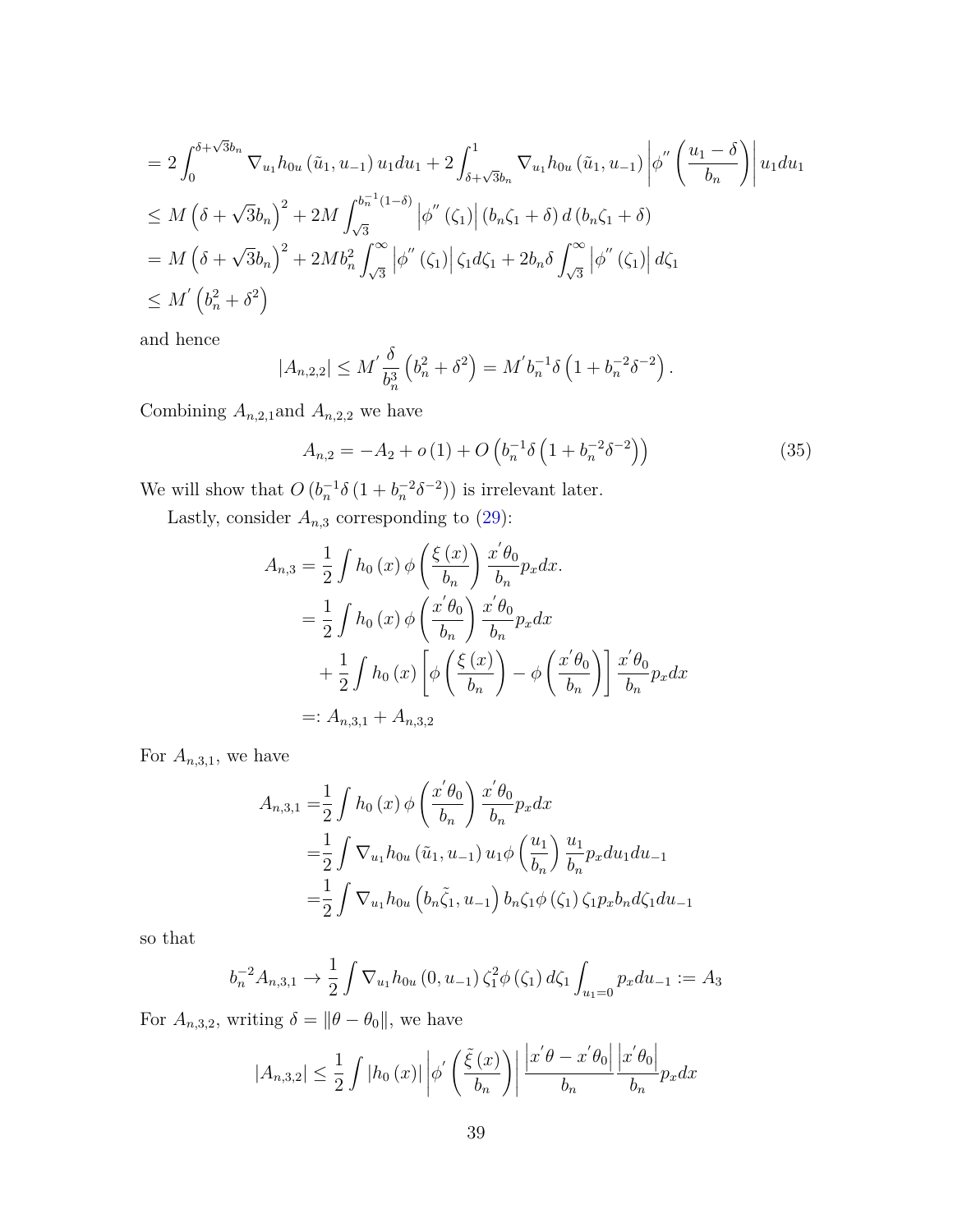$$
\begin{aligned}
&= 2\int_0^{\delta+\sqrt{3}b_n} \nabla_{u_1} h_{0u}\left(\tilde{u}_1, u_{-1}\right) u_1 du_1 + 2\int_{\delta+\sqrt{3}b_n}^{1} \nabla_{u_1} h_{0u}\left(\tilde{u}_1, u_{-1}\right) \left|\phi^{''}\left(\frac{u_1-\delta}{b_n}\right)\right| u_1 du_1 \\
&\leq M\left(\delta+\sqrt{3}b_n\right)^2 + 2M\int_{\sqrt{3}}^{b_n^{-1}(1-\delta)} \left|\phi^{''}\left(\zeta_1\right)\right| \left(b_n\zeta_1+\delta\right) d\left(b_n\zeta_1+\delta\right) \\
&= M\left(\delta+\sqrt{3}b_n\right)^2 + 2Mb_n^2\int_{\sqrt{3}}^{\infty} \left|\phi^{''}\left(\zeta_1\right)\right| \zeta_1 d\zeta_1 + 2b_n\delta\int_{\sqrt{3}}^{\infty} \left|\phi^{''}\left(\zeta_1\right)\right| d\zeta_1 \\
&\leq M^{'}\left(b_n^2+\delta^2\right)
\end{aligned}
$$

and hence

$$
\left|A_{n,2,2}\right| \leq M^{'}\frac{\delta}{b_n^3}\left(b_n^2+\delta^2\right) = M^{'}b_n^{-1}\delta\left(1+b_n^{-2}\delta^{-2}\right).
$$

Combining $A_{n,2,1}$and $A_{n,2,2}$ we have

$$
A_{n,2} = -A_2 + o\left(1\right) + O\left(b_n^{-1}\delta\left(1+b_n^{-2}\delta^{-2}\right)\right) \tag{35}
$$

We will show that $O\left(b_n^{-1}\delta\left(1+b_n^{-2}\delta^{-2}\right)\right)$ is irrelevant later.

Lastly, consider $A_{n,3}$ corresponding to (29):

$$
\begin{aligned}
A_{n,3} &= \frac{1}{2}\int h_0\left(x\right)\phi\left(\frac{\xi\left(x\right)}{b_n}\right)\frac{x^{'}\theta_0}{b_n}p_x dx. \\
&= \frac{1}{2}\int h_0\left(x\right)\phi\left(\frac{x^{'}\theta_0}{b_n}\right)\frac{x^{'}\theta_0}{b_n}p_x dx \\
&\quad + \frac{1}{2}\int h_0\left(x\right)\left[\phi\left(\frac{\xi\left(x\right)}{b_n}\right) - \phi\left(\frac{x^{'}\theta_0}{b_n}\right)\right]\frac{x^{'}\theta_0}{b_n}p_x dx \\
&=: A_{n,3,1} + A_{n,3,2}
\end{aligned}
$$

For $A_{n,3,1}$, we have

$$
\begin{aligned}
A_{n,3,1} =& \frac{1}{2}\int h_0\left(x\right)\phi\left(\frac{x^{'}\theta_0}{b_n}\right)\frac{x^{'}\theta_0}{b_n}p_x dx \\
=& \frac{1}{2}\int \nabla_{u_1} h_{0u}\left(\tilde{u}_1, u_{-1}\right) u_1 \phi\left(\frac{u_1}{b_n}\right)\frac{u_1}{b_n}p_x du_1 du_{-1} \\
=& \frac{1}{2}\int \nabla_{u_1} h_{0u}\left(b_n\tilde{\zeta}_1, u_{-1}\right) b_n\zeta_1\phi\left(\zeta_1\right)\zeta_1 p_x b_n d\zeta_1 du_{-1}
\end{aligned}
$$

so that

$$
b_n^{-2}A_{n,3,1} \to \frac{1}{2}\int \nabla_{u_1} h_{0u}\left(0, u_{-1}\right)\zeta_1^2\phi\left(\zeta_1\right)d\zeta_1\int_{u_1=0} p_x du_{-1} := A_3
$$

For $A_{n,3,2}$, writing $\delta = \left\|\theta-\theta_0\right\|$, we have

$$
\left|A_{n,3,2}\right| \leq \frac{1}{2}\int \left|h_0\left(x\right)\right|\left|\phi^{'}\left(\frac{\tilde{\xi}\left(x\right)}{b_n}\right)\right|\frac{\left|x^{'}\theta - x^{'}\theta_0\right|}{b_n}\frac{\left|x^{'}\theta_0\right|}{b_n}p_x dx
$$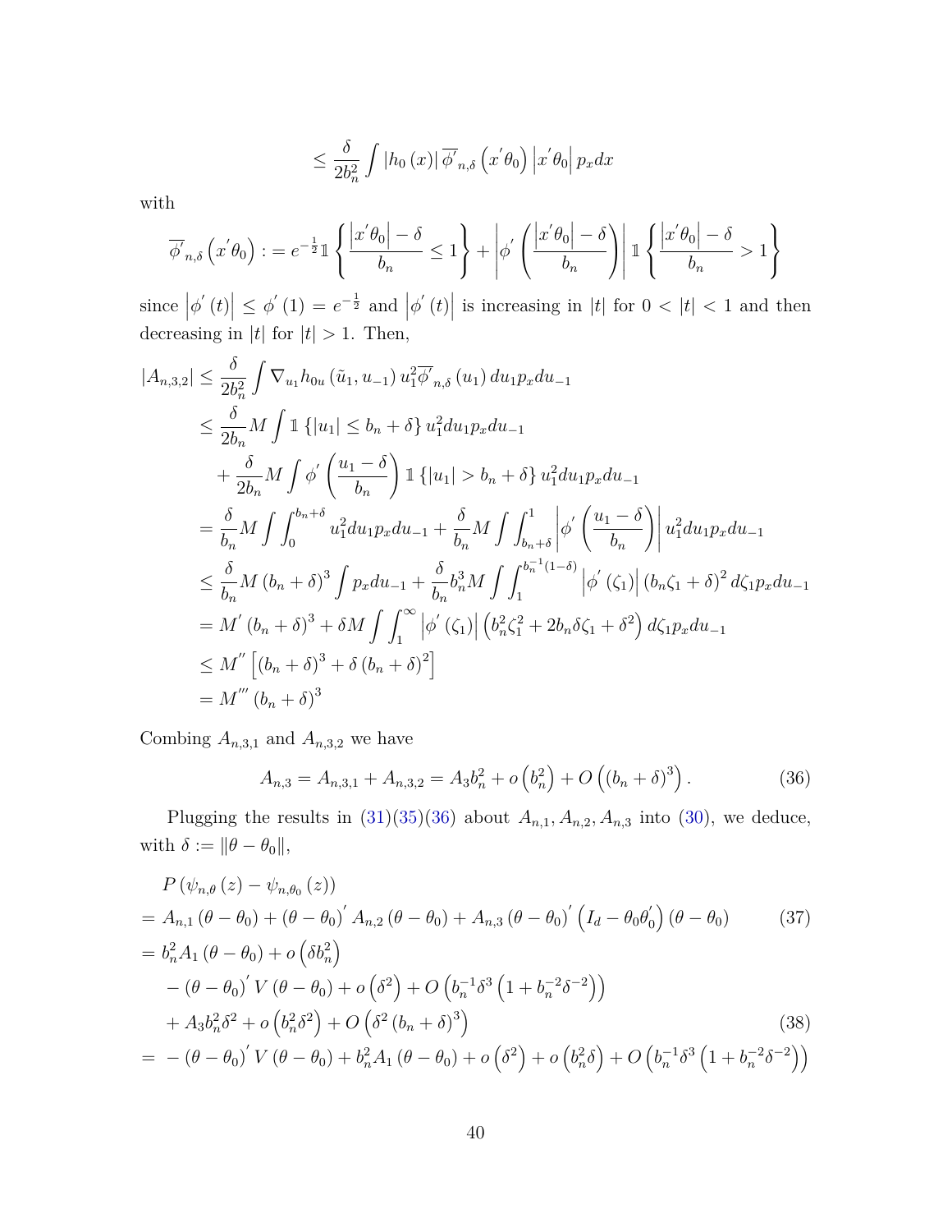$$\leq \frac{\delta}{2b_n^2} \int |h_0(x)| \overline{\phi'}_{n,\delta}\left(x'\theta_0\right) \left|x'\theta_0\right| p_x dx$$

with

$$\overline{\phi'}_{n,\delta}\left(x'\theta_0\right) := e^{-\frac{1}{2}} \mathbb{1}\left\{\frac{\left|x'\theta_0\right| - \delta}{b_n} \leq 1\right\} + \left|\phi'\left(\frac{\left|x'\theta_0\right| - \delta}{b_n}\right)\right| \mathbb{1}\left\{\frac{\left|x'\theta_0\right| - \delta}{b_n} > 1\right\}$$

since $\left|\phi'(t)\right| \leq \phi'(1) = e^{-\frac{1}{2}}$ and $\left|\phi'(t)\right|$ is increasing in $|t|$ for $0 < |t| < 1$ and then decreasing in $|t|$ for $|t| > 1$. Then,

$$\begin{aligned}
|A_{n,3,2}| &\leq \frac{\delta}{2b_n^2} \int \nabla_{u_1} h_{0u}(\tilde{u}_1, u_{-1}) u_1^2 \overline{\phi'}_{n,\delta}(u_1) du_1 p_x du_{-1} \\
&\leq \frac{\delta}{2b_n} M \int \mathbb{1}\{|u_1| \leq b_n + \delta\} u_1^2 du_1 p_x du_{-1} \\
&\quad + \frac{\delta}{2b_n} M \int \phi'\left(\frac{u_1 - \delta}{b_n}\right) \mathbb{1}\{|u_1| > b_n + \delta\} u_1^2 du_1 p_x du_{-1} \\
&= \frac{\delta}{b_n} M \int \int_0^{b_n+\delta} u_1^2 du_1 p_x du_{-1} + \frac{\delta}{b_n} M \int \int_{b_n+\delta}^1 \left|\phi'\left(\frac{u_1 - \delta}{b_n}\right)\right| u_1^2 du_1 p_x du_{-1} \\
&\leq \frac{\delta}{b_n} M (b_n + \delta)^3 \int p_x du_{-1} + \frac{\delta}{b_n} b_n^3 M \int \int_1^{b_n^{-1}(1-\delta)} \left|\phi'(\zeta_1)\right| (b_n \zeta_1 + \delta)^2 d\zeta_1 p_x du_{-1} \\
&= M'(b_n + \delta)^3 + \delta M \int \int_1^\infty \left|\phi'(\zeta_1)\right| \left(b_n^2 \zeta_1^2 + 2b_n \delta \zeta_1 + \delta^2\right) d\zeta_1 p_x du_{-1} \\
&\leq M''\left[(b_n + \delta)^3 + \delta (b_n + \delta)^2\right] \\
&= M'''(b_n + \delta)^3
\end{aligned}$$

Combing $A_{n,3,1}$ and $A_{n,3,2}$ we have

$$A_{n,3} = A_{n,3,1} + A_{n,3,2} = A_3 b_n^2 + o\left(b_n^2\right) + O\left((b_n + \delta)^3\right). \tag{36}$$

Plugging the results in (31)(35)(36) about $A_{n,1}, A_{n,2}, A_{n,3}$ into (30), we deduce, with $\delta := \|\theta - \theta_0\|$,

$$\begin{aligned}
& P\left(\psi_{n,\theta}(z) - \psi_{n,\theta_0}(z)\right) \\
&= A_{n,1}(\theta - \theta_0) + (\theta - \theta_0)' A_{n,2}(\theta - \theta_0) + A_{n,3}(\theta - \theta_0)'\left(I_d - \theta_0\theta_0'\right)(\theta - \theta_0) & (37) \\
&= b_n^2 A_1(\theta - \theta_0) + o\left(\delta b_n^2\right) \\
&\quad - (\theta - \theta_0)' V(\theta - \theta_0) + o\left(\delta^2\right) + O\left(b_n^{-1}\delta^3\left(1 + b_n^{-2}\delta^{-2}\right)\right) \\
&\quad + A_3 b_n^2 \delta^2 + o\left(b_n^2\delta^2\right) + O\left(\delta^2 (b_n + \delta)^3\right) & (38) \\
&= -(\theta - \theta_0)' V(\theta - \theta_0) + b_n^2 A_1(\theta - \theta_0) + o\left(\delta^2\right) + o\left(b_n^2\delta\right) + O\left(b_n^{-1}\delta^3\left(1 + b_n^{-2}\delta^{-2}\right)\right)
\end{aligned}$$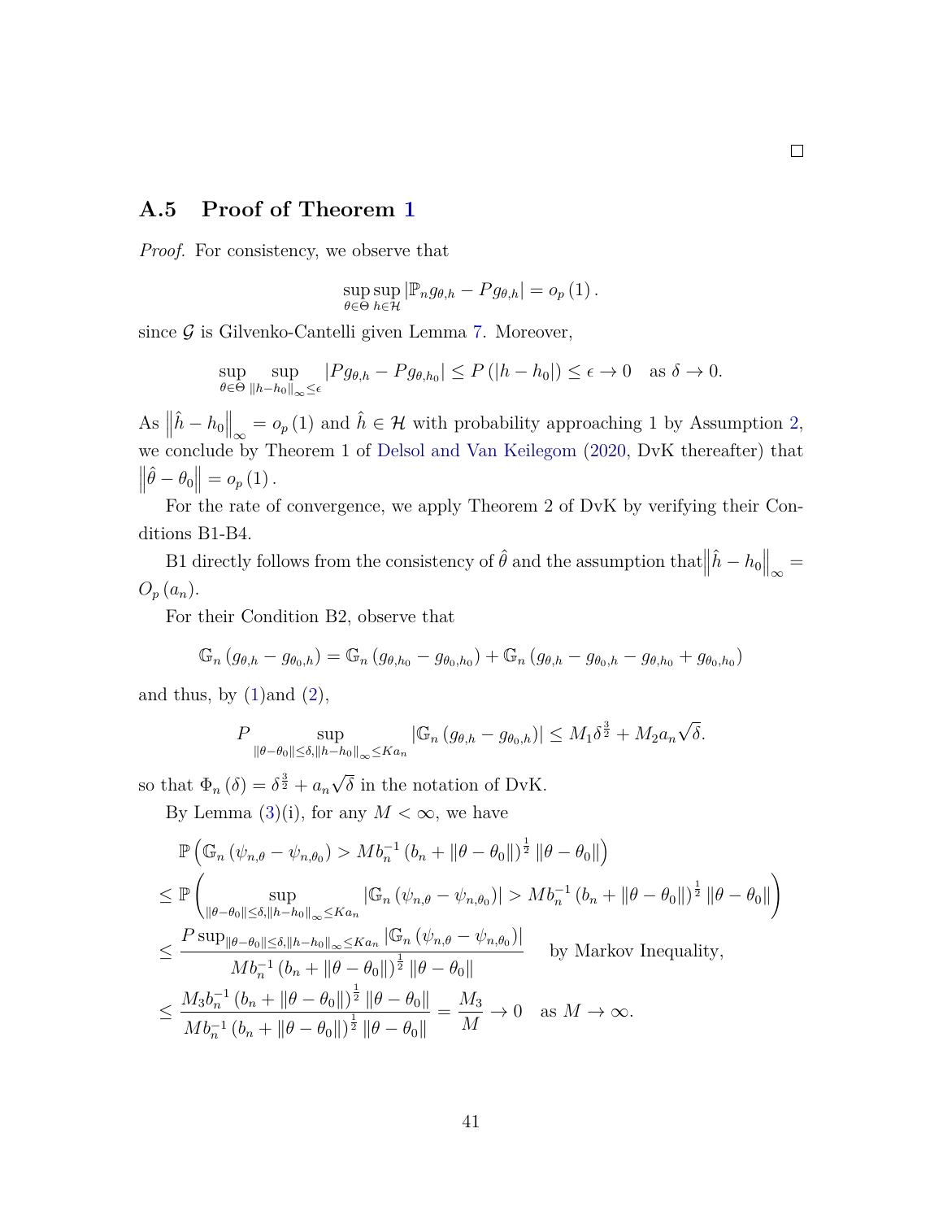□

### A.5 Proof of Theorem 1

*Proof.* For consistency, we observe that

$$\sup_{\theta\in\Theta}\sup_{h\in\mathcal{H}}|\mathbb{P}_n g_{\theta,h} - Pg_{\theta,h}| = o_p(1).$$

since $\mathcal{G}$ is Gilvenko-Cantelli given Lemma 7. Moreover,

$$\sup_{\theta\in\Theta}\sup_{\|h-h_0\|_\infty\leq\epsilon}|Pg_{\theta,h} - Pg_{\theta,h_0}| \leq P(|h-h_0|)\leq\epsilon\to 0 \quad \text{as } \delta\to 0.$$

As $\left\|\hat{h}-h_0\right\|_\infty = o_p(1)$ and $\hat{h}\in\mathcal{H}$ with probability approaching 1 by Assumption 2, we conclude by Theorem 1 of Delsol and Van Keilegom (2020, DvK thereafter) that $\left\|\hat{\theta}-\theta_0\right\| = o_p(1)$.

For the rate of convergence, we apply Theorem 2 of DvK by verifying their Conditions B1-B4.

B1 directly follows from the consistency of $\hat{\theta}$ and the assumption that $\left\|\hat{h}-h_0\right\|_\infty = O_p(a_n)$.

For their Condition B2, observe that

$$\mathbb{G}_n(g_{\theta,h} - g_{\theta_0,h}) = \mathbb{G}_n(g_{\theta,h_0} - g_{\theta_0,h_0}) + \mathbb{G}_n(g_{\theta,h} - g_{\theta_0,h} - g_{\theta,h_0} + g_{\theta_0,h_0})$$

and thus, by (1)and (2),

$$P\sup_{\|\theta-\theta_0\|\leq\delta,\|h-h_0\|_\infty\leq Ka_n}|\mathbb{G}_n(g_{\theta,h} - g_{\theta_0,h})| \leq M_1\delta^{\frac{3}{2}} + M_2 a_n\sqrt{\delta}.$$

so that $\Phi_n(\delta) = \delta^{\frac{3}{2}} + a_n\sqrt{\delta}$ in the notation of DvK.

By Lemma (3)(i), for any $M<\infty$, we have

$$\begin{aligned}
&\mathbb{P}\left(\mathbb{G}_n(\psi_{n,\theta}-\psi_{n,\theta_0}) > Mb_n^{-1}(b_n + \|\theta-\theta_0\|)^{\frac{1}{2}}\|\theta-\theta_0\|\right)\\
\leq\ &\mathbb{P}\left(\sup_{\|\theta-\theta_0\|\leq\delta,\|h-h_0\|_\infty\leq Ka_n}|\mathbb{G}_n(\psi_{n,\theta}-\psi_{n,\theta_0})| > Mb_n^{-1}(b_n + \|\theta-\theta_0\|)^{\frac{1}{2}}\|\theta-\theta_0\|\right)\\
\leq\ &\frac{P\sup_{\|\theta-\theta_0\|\leq\delta,\|h-h_0\|_\infty\leq Ka_n}|\mathbb{G}_n(\psi_{n,\theta}-\psi_{n,\theta_0})|}{Mb_n^{-1}(b_n + \|\theta-\theta_0\|)^{\frac{1}{2}}\|\theta-\theta_0\|} \quad \text{by Markov Inequality,}\\
\leq\ &\frac{M_3 b_n^{-1}(b_n + \|\theta-\theta_0\|)^{\frac{1}{2}}\|\theta-\theta_0\|}{Mb_n^{-1}(b_n + \|\theta-\theta_0\|)^{\frac{1}{2}}\|\theta-\theta_0\|} = \frac{M_3}{M}\to 0 \quad \text{as } M\to\infty.
\end{aligned}$$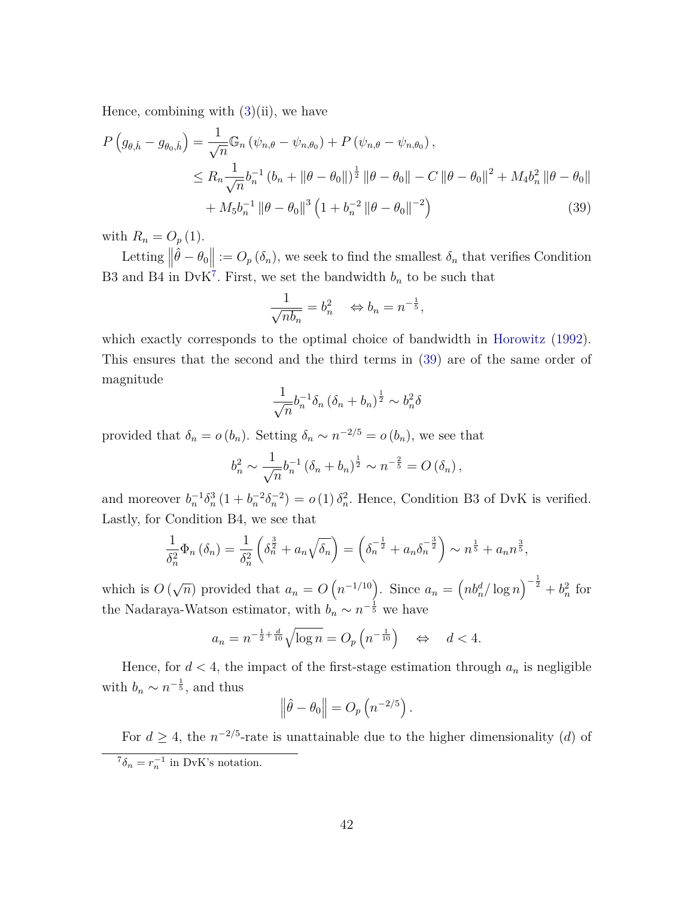Hence, combining with (3)(ii), we have

$$
\begin{aligned}
P\left(g_{\theta,\hat{h}} - g_{\theta_0,\hat{h}}\right) &= \frac{1}{\sqrt{n}}\mathbb{G}_n\left(\psi_{n,\theta} - \psi_{n,\theta_0}\right) + P\left(\psi_{n,\theta} - \psi_{n,\theta_0}\right), \\
&\leq R_n \frac{1}{\sqrt{n}} b_n^{-1}\left(b_n + \|\theta - \theta_0\|\right)^{\frac{1}{2}} \|\theta - \theta_0\| - C\|\theta - \theta_0\|^2 + M_4 b_n^2 \|\theta - \theta_0\| \\
&\quad + M_5 b_n^{-1}\|\theta - \theta_0\|^3\left(1 + b_n^{-2}\|\theta - \theta_0\|^{-2}\right) \qquad (39)
\end{aligned}
$$

with $R_n = O_p(1)$.

Letting $\left\|\hat{\theta} - \theta_0\right\| := O_p(\delta_n)$, we seek to find the smallest $\delta_n$ that verifies Condition B3 and B4 in DvK[7]. First, we set the bandwidth $b_n$ to be such that

$$
\frac{1}{\sqrt{nb_n}} = b_n^2 \quad \Leftrightarrow b_n = n^{-\frac{1}{5}},
$$

which exactly corresponds to the optimal choice of bandwidth in Horowitz (1992). This ensures that the second and the third terms in (39) are of the same order of magnitude

$$
\frac{1}{\sqrt{n}} b_n^{-1}\delta_n\left(\delta_n + b_n\right)^{\frac{1}{2}} \sim b_n^2\delta
$$

provided that $\delta_n = o(b_n)$. Setting $\delta_n \sim n^{-2/5} = o(b_n)$, we see that

$$
b_n^2 \sim \frac{1}{\sqrt{n}} b_n^{-1}\left(\delta_n + b_n\right)^{\frac{1}{2}} \sim n^{-\frac{2}{5}} = O(\delta_n),
$$

and moreover $b_n^{-1}\delta_n^3\left(1 + b_n^{-2}\delta_n^{-2}\right) = o(1)\,\delta_n^2$. Hence, Condition B3 of DvK is verified. Lastly, for Condition B4, we see that

$$
\frac{1}{\delta_n^2}\Phi_n(\delta_n) = \frac{1}{\delta_n^2}\left(\delta_n^{\frac{3}{2}} + a_n\sqrt{\delta_n}\right) = \left(\delta_n^{-\frac{1}{2}} + a_n\delta_n^{-\frac{3}{2}}\right) \sim n^{\frac{1}{5}} + a_n n^{\frac{3}{5}},
$$

which is $O(\sqrt{n})$ provided that $a_n = O\left(n^{-1/10}\right)$. Since $a_n = \left(nb_n^d/\log n\right)^{-\frac{1}{2}} + b_n^2$ for the Nadaraya-Watson estimator, with $b_n \sim n^{-\frac{1}{5}}$ we have

$$
a_n = n^{-\frac{1}{2}+\frac{d}{10}}\sqrt{\log n} = O_p\left(n^{-\frac{1}{10}}\right) \quad \Leftrightarrow \quad d < 4.
$$

Hence, for $d < 4$, the impact of the first-stage estimation through $a_n$ is negligible with $b_n \sim n^{-\frac{1}{5}}$, and thus

$$
\left\|\hat{\theta} - \theta_0\right\| = O_p\left(n^{-2/5}\right).
$$

For $d \geq 4$, the $n^{-2/5}$-rate is unattainable due to the higher dimensionality ($d$) of

[7] $\delta_n = r_n^{-1}$ in DvK's notation.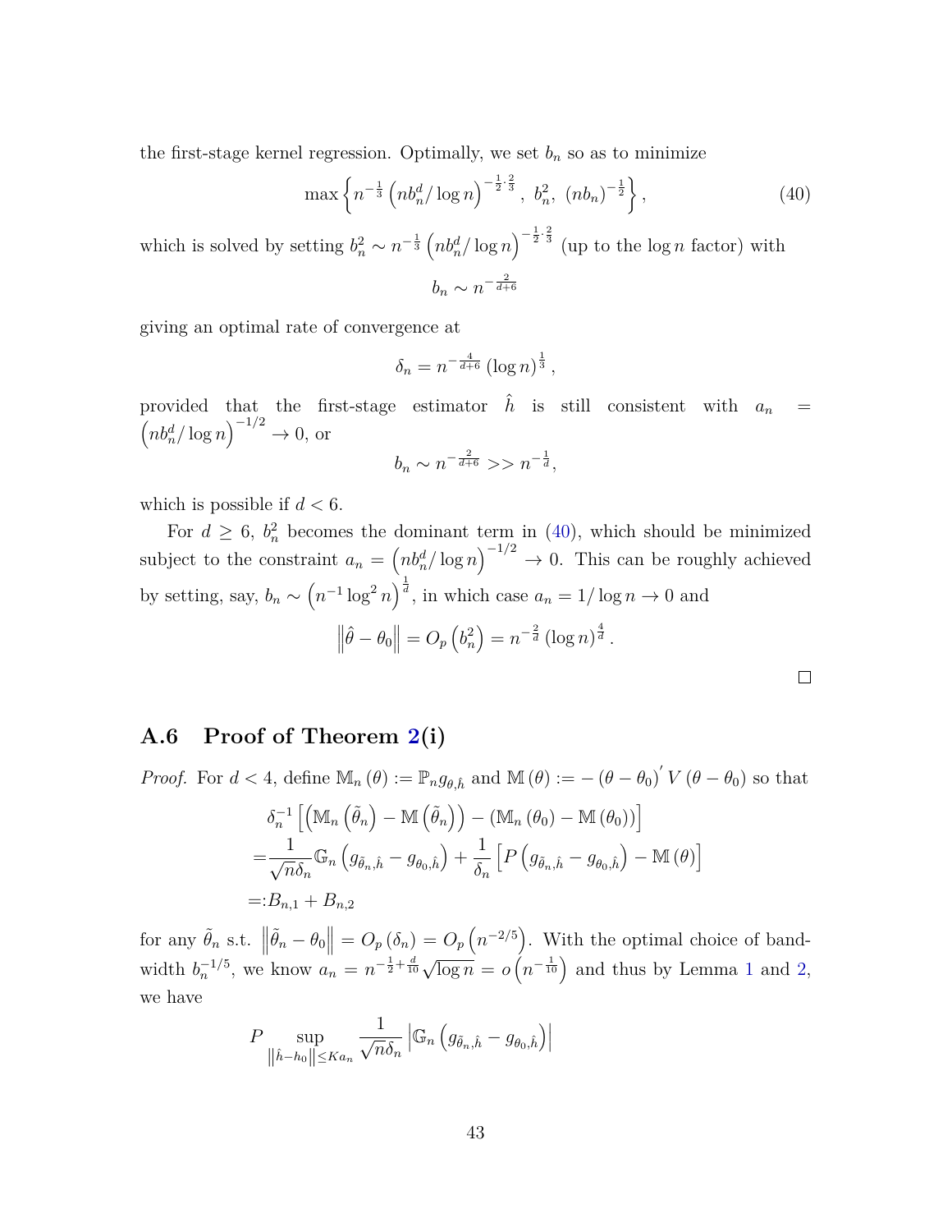the first-stage kernel regression. Optimally, we set $b_n$ so as to minimize

$$\max\left\{n^{-\frac{1}{3}}\left(nb_n^d/\log n\right)^{-\frac{1}{2}\cdot\frac{2}{3}},\ b_n^2,\ (nb_n)^{-\frac{1}{2}}\right\}, \tag{40}$$

which is solved by setting $b_n^2 \sim n^{-\frac{1}{3}}\left(nb_n^d/\log n\right)^{-\frac{1}{2}\cdot\frac{2}{3}}$ (up to the $\log n$ factor) with

$$b_n \sim n^{-\frac{2}{d+6}}$$

giving an optimal rate of convergence at

$$\delta_n = n^{-\frac{4}{d+6}}\left(\log n\right)^{\frac{1}{3}},$$

provided that the first-stage estimator $\hat{h}$ is still consistent with $a_n = \left(nb_n^d/\log n\right)^{-1/2} \to 0$, or

$$b_n \sim n^{-\frac{2}{d+6}} >> n^{-\frac{1}{d}},$$

which is possible if $d < 6$.

For $d \geq 6$, $b_n^2$ becomes the dominant term in (40), which should be minimized subject to the constraint $a_n = \left(nb_n^d/\log n\right)^{-1/2} \to 0$. This can be roughly achieved by setting, say, $b_n \sim \left(n^{-1}\log^2 n\right)^{\frac{1}{d}}$, in which case $a_n = 1/\log n \to 0$ and

$$\left\|\hat{\theta} - \theta_0\right\| = O_p\left(b_n^2\right) = n^{-\frac{2}{d}}\left(\log n\right)^{\frac{4}{d}}.$$

□

## A.6 Proof of Theorem 2(i)

*Proof.* For $d < 4$, define $\mathbb{M}_n(\theta) := \mathbb{P}_n g_{\theta,\hat{h}}$ and $\mathbb{M}(\theta) := -\left(\theta - \theta_0\right)' V\left(\theta - \theta_0\right)$ so that

$$\begin{aligned}
&\delta_n^{-1}\left[\left(\mathbb{M}_n\left(\tilde{\theta}_n\right) - \mathbb{M}\left(\tilde{\theta}_n\right)\right) - \left(\mathbb{M}_n\left(\theta_0\right) - \mathbb{M}\left(\theta_0\right)\right)\right] \\
=&\frac{1}{\sqrt{n}\delta_n}\mathbb{G}_n\left(g_{\tilde{\theta}_n,\hat{h}} - g_{\theta_0,\hat{h}}\right) + \frac{1}{\delta_n}\left[P\left(g_{\tilde{\theta}_n,\hat{h}} - g_{\theta_0,\hat{h}}\right) - \mathbb{M}\left(\theta\right)\right] \\
=:&B_{n,1} + B_{n,2}
\end{aligned}$$

for any $\tilde{\theta}_n$ s.t. $\left\|\tilde{\theta}_n - \theta_0\right\| = O_p\left(\delta_n\right) = O_p\left(n^{-2/5}\right)$. With the optimal choice of bandwidth $b_n^{-1/5}$, we know $a_n = n^{-\frac{1}{2}+\frac{d}{10}}\sqrt{\log n} = o\left(n^{-\frac{1}{10}}\right)$ and thus by Lemma 1 and 2, we have

$$P\sup_{\left\|\hat{h}-h_0\right\|\leq Ka_n}\frac{1}{\sqrt{n}\delta_n}\left|\mathbb{G}_n\left(g_{\tilde{\theta}_n,\hat{h}} - g_{\theta_0,\hat{h}}\right)\right|$$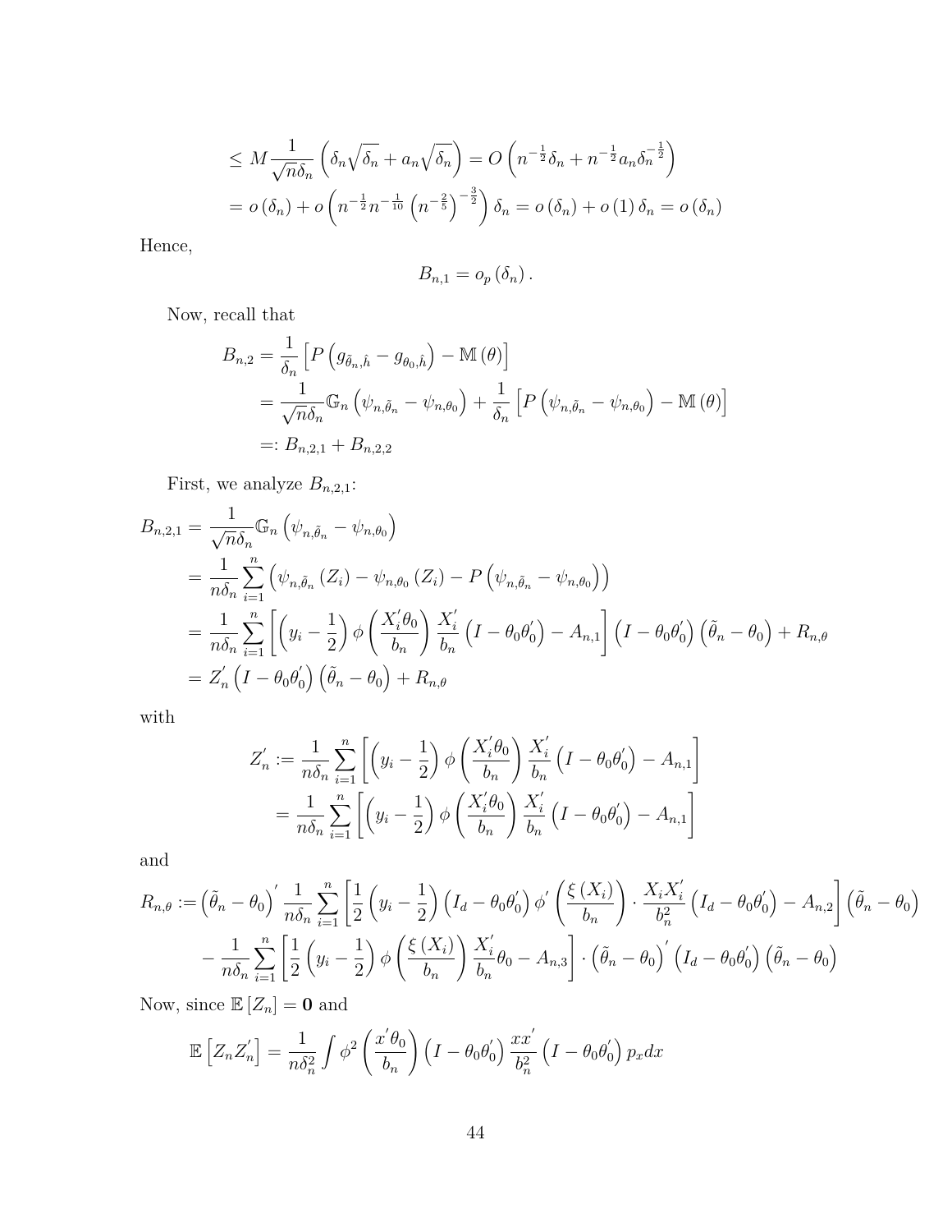$$
\begin{aligned}
&\leq M \frac{1}{\sqrt{n}\delta_n} \left( \delta_n \sqrt{\delta_n} + a_n \sqrt{\delta_n} \right) = O\left( n^{-\frac{1}{2}} \delta_n + n^{-\frac{1}{2}} a_n \delta_n^{-\frac{1}{2}} \right) \\
&= o\left(\delta_n\right) + o\left( n^{-\frac{1}{2}} n^{-\frac{1}{10}} \left( n^{-\frac{2}{5}} \right)^{-\frac{3}{2}} \right) \delta_n = o\left(\delta_n\right) + o\left(1\right) \delta_n = o\left(\delta_n\right)
\end{aligned}
$$

Hence,

$$
B_{n,1} = o_p\left(\delta_n\right).
$$

Now, recall that

$$
\begin{aligned}
B_{n,2} &= \frac{1}{\delta_n} \left[ P\left( g_{\tilde{\theta}_n, \hat{h}} - g_{\theta_0, \hat{h}} \right) - \mathbb{M}\left(\theta\right) \right] \\
&= \frac{1}{\sqrt{n}\delta_n} \mathbb{G}_n \left( \psi_{n, \tilde{\theta}_n} - \psi_{n, \theta_0} \right) + \frac{1}{\delta_n} \left[ P\left( \psi_{n, \tilde{\theta}_n} - \psi_{n, \theta_0} \right) - \mathbb{M}\left(\theta\right) \right] \\
&=: B_{n,2,1} + B_{n,2,2}
\end{aligned}
$$

First, we analyze $B_{n,2,1}$:

$$
\begin{aligned}
B_{n,2,1} &= \frac{1}{\sqrt{n}\delta_n} \mathbb{G}_n \left( \psi_{n, \tilde{\theta}_n} - \psi_{n, \theta_0} \right) \\
&= \frac{1}{n\delta_n} \sum_{i=1}^{n} \left( \psi_{n, \tilde{\theta}_n}\left(Z_i\right) - \psi_{n, \theta_0}\left(Z_i\right) - P\left( \psi_{n, \tilde{\theta}_n} - \psi_{n, \theta_0} \right) \right) \\
&= \frac{1}{n\delta_n} \sum_{i=1}^{n} \left[ \left( y_i - \frac{1}{2} \right) \phi\left( \frac{X_i' \theta_0}{b_n} \right) \frac{X_i'}{b_n} \left( I - \theta_0 \theta_0' \right) - A_{n,1} \right] \left( I - \theta_0 \theta_0' \right) \left( \tilde{\theta}_n - \theta_0 \right) + R_{n,\theta} \\
&= Z_n' \left( I - \theta_0 \theta_0' \right) \left( \tilde{\theta}_n - \theta_0 \right) + R_{n,\theta}
\end{aligned}
$$

with

$$
\begin{aligned}
Z_n' &:= \frac{1}{n\delta_n} \sum_{i=1}^{n} \left[ \left( y_i - \frac{1}{2} \right) \phi\left( \frac{X_i' \theta_0}{b_n} \right) \frac{X_i'}{b_n} \left( I - \theta_0 \theta_0' \right) - A_{n,1} \right] \\
&= \frac{1}{n\delta_n} \sum_{i=1}^{n} \left[ \left( y_i - \frac{1}{2} \right) \phi\left( \frac{X_i' \theta_0}{b_n} \right) \frac{X_i'}{b_n} \left( I - \theta_0 \theta_0' \right) - A_{n,1} \right]
\end{aligned}
$$

and

$$
\begin{aligned}
R_{n,\theta} := &\left( \tilde{\theta}_n - \theta_0 \right)' \frac{1}{n\delta_n} \sum_{i=1}^{n} \left[ \frac{1}{2} \left( y_i - \frac{1}{2} \right) \left( I_d - \theta_0 \theta_0' \right) \phi'\left( \frac{\xi\left(X_i\right)}{b_n} \right) \cdot \frac{X_i X_i'}{b_n^2} \left( I_d - \theta_0 \theta_0' \right) - A_{n,2} \right] \left( \tilde{\theta}_n - \theta_0 \right) \\
&- \frac{1}{n\delta_n} \sum_{i=1}^{n} \left[ \frac{1}{2} \left( y_i - \frac{1}{2} \right) \phi\left( \frac{\xi\left(X_i\right)}{b_n} \right) \frac{X_i'}{b_n} \theta_0 - A_{n,3} \right] \cdot \left( \tilde{\theta}_n - \theta_0 \right)' \left( I_d - \theta_0 \theta_0' \right) \left( \tilde{\theta}_n - \theta_0 \right)
\end{aligned}
$$

Now, since $\mathbb{E}\left[Z_n\right] = \mathbf{0}$ and

$$
\mathbb{E}\left[ Z_n Z_n' \right] = \frac{1}{n\delta_n^2} \int \phi^2 \left( \frac{x' \theta_0}{b_n} \right) \left( I - \theta_0 \theta_0' \right) \frac{x x'}{b_n^2} \left( I - \theta_0 \theta_0' \right) p_x dx
$$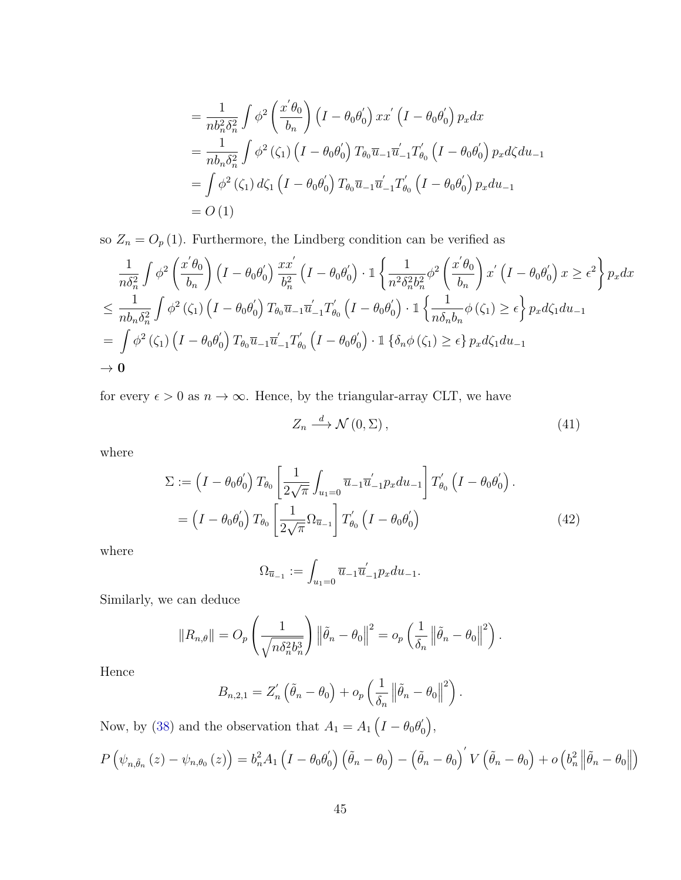$$
\begin{aligned}
&= \frac{1}{nb_n^2\delta_n^2}\int \phi^2\left(\frac{x^{'}\theta_0}{b_n}\right)\left(I-\theta_0\theta_0^{'}\right)xx^{'}\left(I-\theta_0\theta_0^{'}\right)p_x dx \\
&= \frac{1}{nb_n\delta_n^2}\int \phi^2\left(\zeta_1\right)\left(I-\theta_0\theta_0^{'}\right)T_{\theta_0}\overline{u}_{-1}\overline{u}_{-1}^{'}T_{\theta_0}^{'}\left(I-\theta_0\theta_0^{'}\right)p_x d\zeta du_{-1} \\
&= \int \phi^2\left(\zeta_1\right)d\zeta_1\left(I-\theta_0\theta_0^{'}\right)T_{\theta_0}\overline{u}_{-1}\overline{u}_{-1}^{'}T_{\theta_0}^{'}\left(I-\theta_0\theta_0^{'}\right)p_x du_{-1} \\
&= O\left(1\right)
\end{aligned}
$$

so $Z_n = O_p\left(1\right)$. Furthermore, the Lindberg condition can be verified as

$$
\begin{aligned}
&\frac{1}{n\delta_n^2}\int \phi^2\left(\frac{x^{'}\theta_0}{b_n}\right)\left(I-\theta_0\theta_0^{'}\right)\frac{xx^{'}}{b_n^2}\left(I-\theta_0\theta_0^{'}\right)\cdot \mathbb{1}\left\{\frac{1}{n^2\delta_n^2 b_n^2}\phi^2\left(\frac{x^{'}\theta_0}{b_n}\right)x^{'}\left(I-\theta_0\theta_0^{'}\right)x \geq \epsilon^2\right\}p_x dx \\
\leq\ & \frac{1}{nb_n\delta_n^2}\int \phi^2\left(\zeta_1\right)\left(I-\theta_0\theta_0^{'}\right)T_{\theta_0}\overline{u}_{-1}\overline{u}_{-1}^{'}T_{\theta_0}^{'}\left(I-\theta_0\theta_0^{'}\right)\cdot \mathbb{1}\left\{\frac{1}{n\delta_n b_n}\phi\left(\zeta_1\right)\geq \epsilon\right\}p_x d\zeta_1 du_{-1} \\
=\ & \int \phi^2\left(\zeta_1\right)\left(I-\theta_0\theta_0^{'}\right)T_{\theta_0}\overline{u}_{-1}\overline{u}_{-1}^{'}T_{\theta_0}^{'}\left(I-\theta_0\theta_0^{'}\right)\cdot \mathbb{1}\left\{\delta_n\phi\left(\zeta_1\right)\geq \epsilon\right\}p_x d\zeta_1 du_{-1} \\
\to\ & \mathbf{0}
\end{aligned}
$$

for every $\epsilon > 0$ as $n\to\infty$. Hence, by the triangular-array CLT, we have

$$
Z_n \xrightarrow{d} \mathcal{N}\left(0,\Sigma\right), \tag{41}
$$

where

$$
\begin{aligned}
\Sigma &:= \left(I-\theta_0\theta_0^{'}\right)T_{\theta_0}\left[\frac{1}{2\sqrt{\pi}}\int_{u_1=0}\overline{u}_{-1}\overline{u}_{-1}^{'}p_x du_{-1}\right]T_{\theta_0}^{'}\left(I-\theta_0\theta_0^{'}\right). \\
&= \left(I-\theta_0\theta_0^{'}\right)T_{\theta_0}\left[\frac{1}{2\sqrt{\pi}}\Omega_{\overline{u}_{-1}}\right]T_{\theta_0}^{'}\left(I-\theta_0\theta_0^{'}\right)
\end{aligned}
\tag{42}
$$

where

$$
\Omega_{\overline{u}_{-1}} := \int_{u_1=0}\overline{u}_{-1}\overline{u}_{-1}^{'}p_x du_{-1}.
$$

Similarly, we can deduce

$$
\left\|R_{n,\theta}\right\| = O_p\left(\frac{1}{\sqrt{n\delta_n^2 b_n^3}}\right)\left\|\tilde{\theta}_n-\theta_0\right\|^2 = o_p\left(\frac{1}{\delta_n}\left\|\tilde{\theta}_n-\theta_0\right\|^2\right).
$$

Hence

$$
B_{n,2,1} = Z_n^{'}\left(\tilde{\theta}_n-\theta_0\right) + o_p\left(\frac{1}{\delta_n}\left\|\tilde{\theta}_n-\theta_0\right\|^2\right).
$$

Now, by (38) and the observation that $A_1 = A_1\left(I-\theta_0\theta_0^{'}\right)$,

$$
P\left(\psi_{n,\tilde{\theta}_n}\left(z\right)-\psi_{n,\theta_0}\left(z\right)\right) = b_n^2 A_1\left(I-\theta_0\theta_0^{'}\right)\left(\tilde{\theta}_n-\theta_0\right)-\left(\tilde{\theta}_n-\theta_0\right)^{'}V\left(\tilde{\theta}_n-\theta_0\right)+o\left(b_n^2\left\|\tilde{\theta}_n-\theta_0\right\|\right)
$$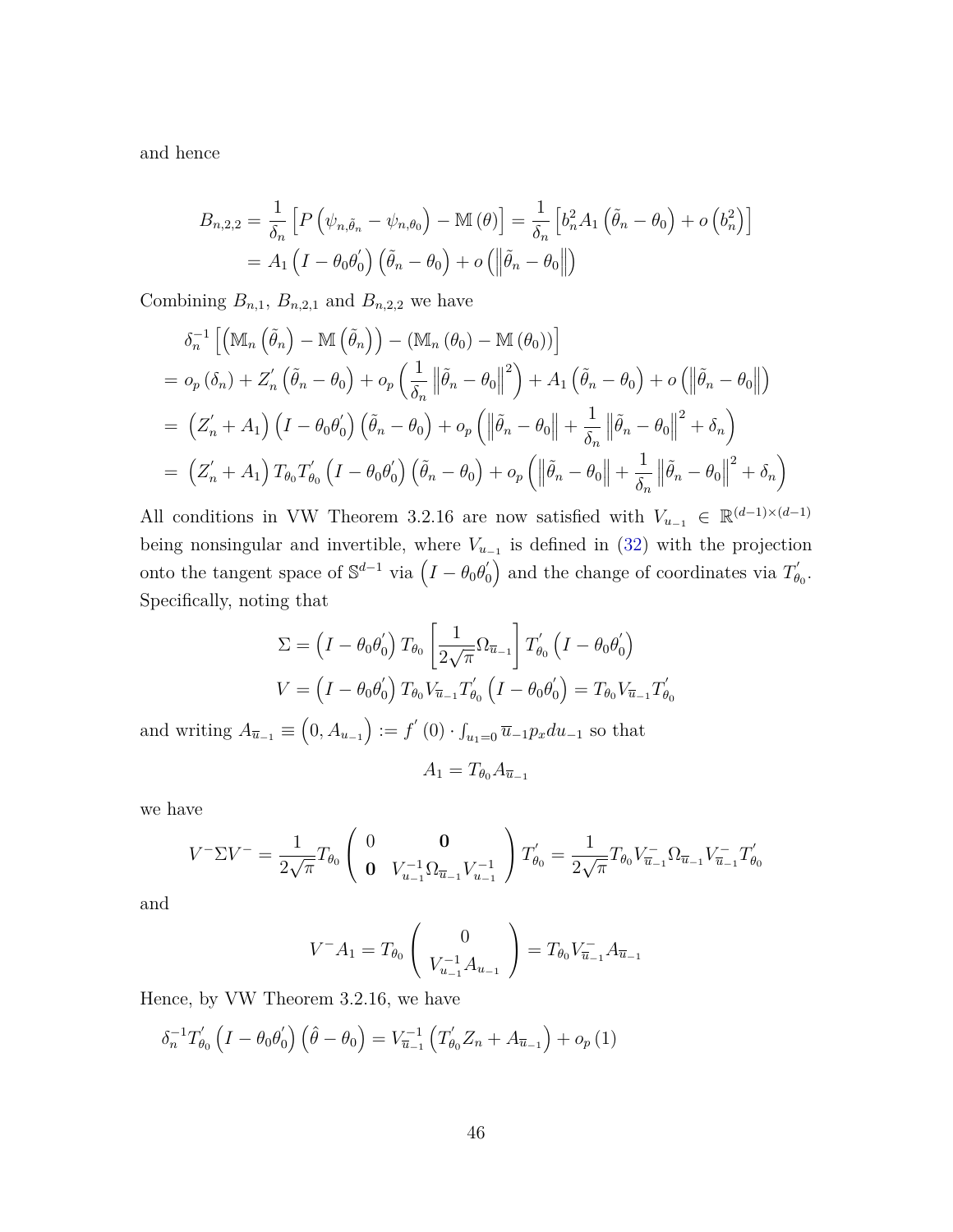and hence

$$
\begin{aligned}
B_{n,2,2} &= \frac{1}{\delta_n}\left[P\left(\psi_{n,\tilde{\theta}_n}-\psi_{n,\theta_0}\right)-\mathbb{M}\left(\theta\right)\right] = \frac{1}{\delta_n}\left[b_n^2 A_1\left(\tilde{\theta}_n-\theta_0\right)+o\left(b_n^2\right)\right] \\
&= A_1\left(I-\theta_0\theta_0^{'}\right)\left(\tilde{\theta}_n-\theta_0\right)+o\left(\left\|\tilde{\theta}_n-\theta_0\right\|\right)
\end{aligned}
$$

Combining $B_{n,1}$, $B_{n,2,1}$ and $B_{n,2,2}$ we have

$$
\begin{aligned}
&\delta_n^{-1}\left[\left(\mathbb{M}_n\left(\tilde{\theta}_n\right)-\mathbb{M}\left(\tilde{\theta}_n\right)\right)-\left(\mathbb{M}_n\left(\theta_0\right)-\mathbb{M}\left(\theta_0\right)\right)\right] \\
&= o_p\left(\delta_n\right)+Z_n^{'}\left(\tilde{\theta}_n-\theta_0\right)+o_p\left(\frac{1}{\delta_n}\left\|\tilde{\theta}_n-\theta_0\right\|^2\right)+A_1\left(\tilde{\theta}_n-\theta_0\right)+o\left(\left\|\tilde{\theta}_n-\theta_0\right\|\right) \\
&= \left(Z_n^{'}+A_1\right)\left(I-\theta_0\theta_0^{'}\right)\left(\tilde{\theta}_n-\theta_0\right)+o_p\left(\left\|\tilde{\theta}_n-\theta_0\right\|+\frac{1}{\delta_n}\left\|\tilde{\theta}_n-\theta_0\right\|^2+\delta_n\right) \\
&= \left(Z_n^{'}+A_1\right)T_{\theta_0}T_{\theta_0}^{'}\left(I-\theta_0\theta_0^{'}\right)\left(\tilde{\theta}_n-\theta_0\right)+o_p\left(\left\|\tilde{\theta}_n-\theta_0\right\|+\frac{1}{\delta_n}\left\|\tilde{\theta}_n-\theta_0\right\|^2+\delta_n\right)
\end{aligned}
$$

All conditions in VW Theorem 3.2.16 are now satisfied with $V_{u_{-1}} \in \mathbb{R}^{(d-1)\times(d-1)}$ being nonsingular and invertible, where $V_{u_{-1}}$ is defined in (32) with the projection onto the tangent space of $\mathbb{S}^{d-1}$ via $\left(I-\theta_0\theta_0^{'}\right)$ and the change of coordinates via $T_{\theta_0}^{'}$. Specifically, noting that

$$
\Sigma = \left(I-\theta_0\theta_0^{'}\right)T_{\theta_0}\left[\frac{1}{2\sqrt{\pi}}\Omega_{\overline{u}_{-1}}\right]T_{\theta_0}^{'}\left(I-\theta_0\theta_0^{'}\right)
$$

$$
V = \left(I-\theta_0\theta_0^{'}\right)T_{\theta_0}V_{\overline{u}_{-1}}T_{\theta_0}^{'}\left(I-\theta_0\theta_0^{'}\right) = T_{\theta_0}V_{\overline{u}_{-1}}T_{\theta_0}^{'}
$$

and writing $A_{\overline{u}_{-1}} \equiv \left(0, A_{u_{-1}}\right) := f^{'}\left(0\right)\cdot\int_{u_1=0}\overline{u}_{-1}p_x du_{-1}$ so that

$$
A_1 = T_{\theta_0}A_{\overline{u}_{-1}}
$$

we have

$$
V^{-}\Sigma V^{-} = \frac{1}{2\sqrt{\pi}}T_{\theta_0}\begin{pmatrix} 0 & \mathbf{0} \\ \mathbf{0} & V_{u_{-1}}^{-1}\Omega_{\overline{u}_{-1}}V_{u_{-1}}^{-1}\end{pmatrix}T_{\theta_0}^{'} = \frac{1}{2\sqrt{\pi}}T_{\theta_0}V_{\overline{u}_{-1}}^{-}\Omega_{\overline{u}_{-1}}V_{\overline{u}_{-1}}^{-}T_{\theta_0}^{'}
$$

and

$$
V^{-}A_1 = T_{\theta_0}\begin{pmatrix} 0 \\ V_{u_{-1}}^{-1}A_{u_{-1}}\end{pmatrix} = T_{\theta_0}V_{\overline{u}_{-1}}^{-}A_{\overline{u}_{-1}}
$$

Hence, by VW Theorem 3.2.16, we have

$$
\delta_n^{-1}T_{\theta_0}^{'}\left(I-\theta_0\theta_0^{'}\right)\left(\hat{\theta}-\theta_0\right) = V_{\overline{u}_{-1}}^{-1}\left(T_{\theta_0}^{'}Z_n+A_{\overline{u}_{-1}}\right)+o_p\left(1\right)
$$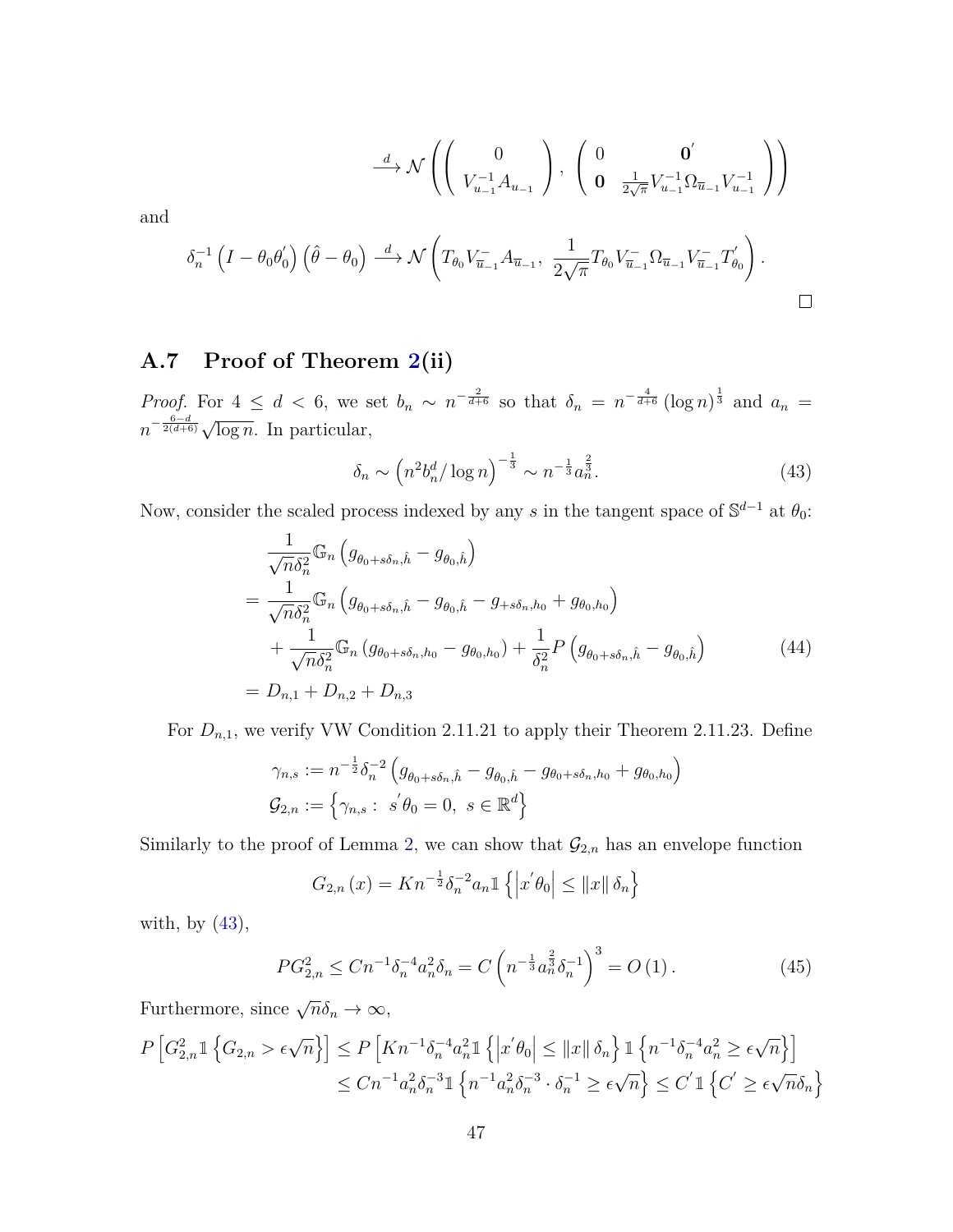$$\xrightarrow{d} \mathcal{N}\left(\left(\begin{array}{c} 0 \\ V_{u_{-1}}^{-1} A_{u_{-1}} \end{array}\right),\ \left(\begin{array}{cc} 0 & \mathbf{0}' \\ \mathbf{0} & \frac{1}{2\sqrt{\pi}} V_{u_{-1}}^{-1} \Omega_{\overline{u}_{-1}} V_{u_{-1}}^{-1} \end{array}\right)\right)$$

and

$$\delta_n^{-1}\left(I - \theta_0\theta_0'\right)\left(\hat{\theta} - \theta_0\right) \xrightarrow{d} \mathcal{N}\left(T_{\theta_0} V_{\overline{u}_{-1}}^{-} A_{\overline{u}_{-1}},\ \frac{1}{2\sqrt{\pi}} T_{\theta_0} V_{\overline{u}_{-1}}^{-} \Omega_{\overline{u}_{-1}} V_{\overline{u}_{-1}}^{-} T_{\theta_0}'\right).$$

□

### A.7 Proof of Theorem 2(ii)

*Proof.* For $4 \leq d < 6$, we set $b_n \sim n^{-\frac{2}{d+6}}$ so that $\delta_n = n^{-\frac{4}{d+6}} (\log n)^{\frac{1}{3}}$ and $a_n = n^{-\frac{6-d}{2(d+6)}} \sqrt{\log n}$. In particular,

$$\delta_n \sim \left(n^2 b_n^d / \log n\right)^{-\frac{1}{3}} \sim n^{-\frac{1}{3}} a_n^{\frac{2}{3}}. \tag{43}$$

Now, consider the scaled process indexed by any $s$ in the tangent space of $\mathbb{S}^{d-1}$ at $\theta_0$:

$$\begin{aligned}
&\frac{1}{\sqrt{n}\delta_n^2} \mathbb{G}_n\left(g_{\theta_0+s\delta_n,\hat{h}} - g_{\theta_0,\hat{h}}\right) \\
&= \frac{1}{\sqrt{n}\delta_n^2} \mathbb{G}_n\left(g_{\theta_0+s\delta_n,\hat{h}} - g_{\theta_0,\hat{h}} - g_{+s\delta_n,h_0} + g_{\theta_0,h_0}\right) \\
&\quad + \frac{1}{\sqrt{n}\delta_n^2} \mathbb{G}_n\left(g_{\theta_0+s\delta_n,h_0} - g_{\theta_0,h_0}\right) + \frac{1}{\delta_n^2} P\left(g_{\theta_0+s\delta_n,\hat{h}} - g_{\theta_0,\hat{h}}\right) \\
&= D_{n,1} + D_{n,2} + D_{n,3}
\end{aligned} \tag{44}$$

For $D_{n,1}$, we verify VW Condition 2.11.21 to apply their Theorem 2.11.23. Define

$$\begin{aligned}
\gamma_{n,s} &:= n^{-\frac{1}{2}} \delta_n^{-2}\left(g_{\theta_0+s\delta_n,\hat{h}} - g_{\theta_0,\hat{h}} - g_{\theta_0+s\delta_n,h_0} + g_{\theta_0,h_0}\right) \\
\mathcal{G}_{2,n} &:= \left\{\gamma_{n,s} :\ s'\theta_0 = 0,\ s \in \mathbb{R}^d\right\}
\end{aligned}$$

Similarly to the proof of Lemma 2, we can show that $\mathcal{G}_{2,n}$ has an envelope function

$$G_{2,n}(x) = K n^{-\frac{1}{2}} \delta_n^{-2} a_n \mathbb{1}\left\{\left|x'\theta_0\right| \leq \|x\| \delta_n\right\}$$

with, by (43),

$$P G_{2,n}^2 \leq C n^{-1} \delta_n^{-4} a_n^2 \delta_n = C\left(n^{-\frac{1}{3}} a_n^{\frac{2}{3}} \delta_n^{-1}\right)^3 = O(1). \tag{45}$$

Furthermore, since $\sqrt{n}\delta_n \to \infty$,

$$\begin{aligned}
P\left[G_{2,n}^2 \mathbb{1}\left\{G_{2,n} > \epsilon\sqrt{n}\right\}\right] &\leq P\left[K n^{-1} \delta_n^{-4} a_n^2 \mathbb{1}\left\{\left|x'\theta_0\right| \leq \|x\| \delta_n\right\} \mathbb{1}\left\{n^{-1} \delta_n^{-4} a_n^2 \geq \epsilon\sqrt{n}\right\}\right] \\
&\leq C n^{-1} a_n^2 \delta_n^{-3} \mathbb{1}\left\{n^{-1} a_n^2 \delta_n^{-3} \cdot \delta_n^{-1} \geq \epsilon\sqrt{n}\right\} \leq C' \mathbb{1}\left\{C' \geq \epsilon\sqrt{n}\delta_n\right\}
\end{aligned}$$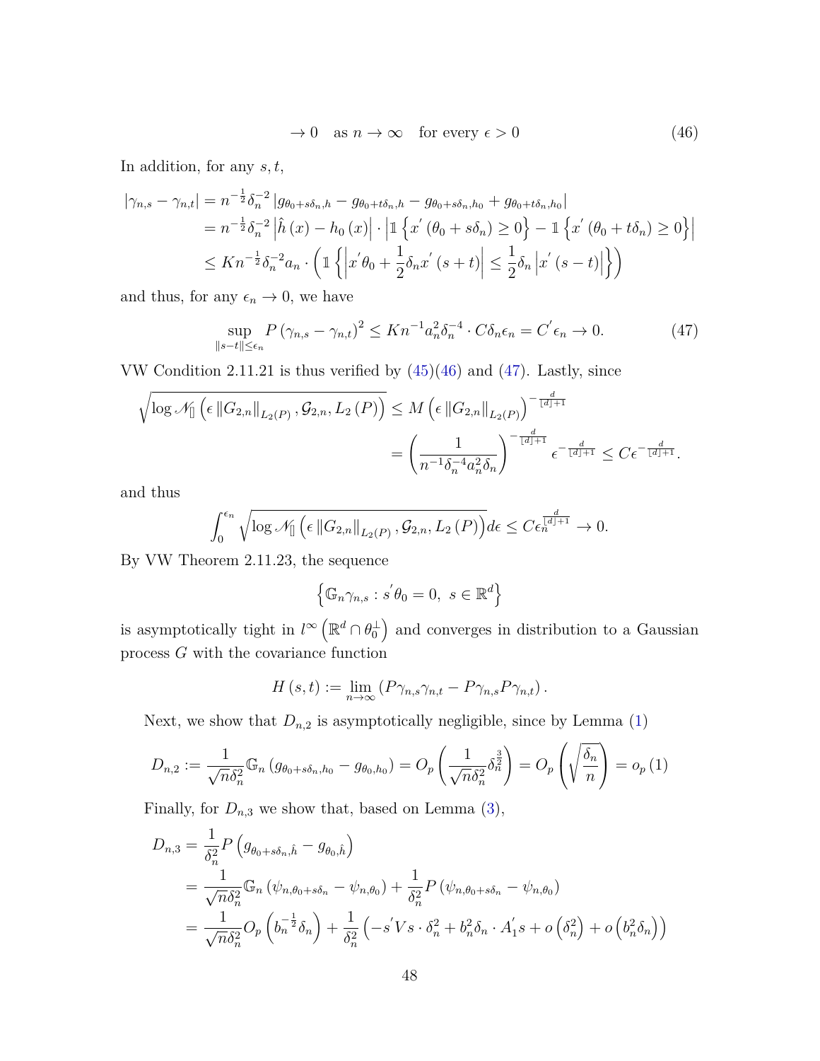$$\to 0 \quad \text{as } n \to \infty \quad \text{for every } \epsilon > 0 \tag{46}$$

In addition, for any $s, t$,

$$\begin{aligned}
|\gamma_{n,s} - \gamma_{n,t}| &= n^{-\frac{1}{2}} \delta_n^{-2} \left| g_{\theta_0 + s\delta_n, h} - g_{\theta_0 + t\delta_n, h} - g_{\theta_0 + s\delta_n, h_0} + g_{\theta_0 + t\delta_n, h_0} \right| \\
&= n^{-\frac{1}{2}} \delta_n^{-2} \left| \hat{h}(x) - h_0(x) \right| \cdot \left| \mathbb{1}\left\{ x^{'}(\theta_0 + s\delta_n) \geq 0 \right\} - \mathbb{1}\left\{ x^{'}(\theta_0 + t\delta_n) \geq 0 \right\} \right| \\
&\leq K n^{-\frac{1}{2}} \delta_n^{-2} a_n \cdot \left( \mathbb{1}\left\{ \left| x^{'}\theta_0 + \frac{1}{2}\delta_n x^{'}(s+t) \right| \leq \frac{1}{2}\delta_n \left| x^{'}(s-t) \right| \right\} \right)
\end{aligned}$$

and thus, for any $\epsilon_n \to 0$, we have

$$\sup_{\|s-t\| \leq \epsilon_n} P\left(\gamma_{n,s} - \gamma_{n,t}\right)^2 \leq K n^{-1} a_n^2 \delta_n^{-4} \cdot C \delta_n \epsilon_n = C^{'} \epsilon_n \to 0. \tag{47}$$

VW Condition 2.11.21 is thus verified by (45)(46) and (47). Lastly, since

$$\begin{aligned}
\sqrt{\log \mathcal{N}_{[]}\left(\epsilon \left\|G_{2,n}\right\|_{L_2(P)}, \mathcal{G}_{2,n}, L_2(P)\right)} &\leq M\left(\epsilon \left\|G_{2,n}\right\|_{L_2(P)}\right)^{-\frac{d}{\lfloor d \rfloor + 1}} \\
&= \left(\frac{1}{n^{-1}\delta_n^{-4} a_n^2 \delta_n}\right)^{-\frac{d}{\lfloor d \rfloor + 1}} \epsilon^{-\frac{d}{\lfloor d \rfloor + 1}} \leq C \epsilon^{-\frac{d}{\lfloor d \rfloor + 1}}.
\end{aligned}$$

and thus

$$\int_0^{\epsilon_n} \sqrt{\log \mathcal{N}_{[]}\left(\epsilon \left\|G_{2,n}\right\|_{L_2(P)}, \mathcal{G}_{2,n}, L_2(P)\right)} d\epsilon \leq C \epsilon_n^{\frac{d}{\lfloor d \rfloor + 1}} \to 0.$$

By VW Theorem 2.11.23, the sequence

$$\left\{ \mathbb{G}_n \gamma_{n,s} : s^{'}\theta_0 = 0,\ s \in \mathbb{R}^d \right\}$$

is asymptotically tight in $l^{\infty}\left(\mathbb{R}^d \cap \theta_0^{\perp}\right)$ and converges in distribution to a Gaussian process $G$ with the covariance function

$$H(s,t) := \lim_{n \to \infty} \left( P\gamma_{n,s}\gamma_{n,t} - P\gamma_{n,s} P\gamma_{n,t} \right).$$

Next, we show that $D_{n,2}$ is asymptotically negligible, since by Lemma (1)

$$D_{n,2} := \frac{1}{\sqrt{n}\delta_n^2} \mathbb{G}_n\left(g_{\theta_0 + s\delta_n, h_0} - g_{\theta_0, h_0}\right) = O_p\left(\frac{1}{\sqrt{n}\delta_n^2}\delta_n^{\frac{3}{2}}\right) = O_p\left(\sqrt{\frac{\delta_n}{n}}\right) = o_p(1)$$

Finally, for $D_{n,3}$ we show that, based on Lemma (3),

$$\begin{aligned}
D_{n,3} &= \frac{1}{\delta_n^2} P\left(g_{\theta_0 + s\delta_n, \hat{h}} - g_{\theta_0, \hat{h}}\right) \\
&= \frac{1}{\sqrt{n}\delta_n^2} \mathbb{G}_n\left(\psi_{n,\theta_0 + s\delta_n} - \psi_{n,\theta_0}\right) + \frac{1}{\delta_n^2} P\left(\psi_{n,\theta_0 + s\delta_n} - \psi_{n,\theta_0}\right) \\
&= \frac{1}{\sqrt{n}\delta_n^2} O_p\left(b_n^{-\frac{1}{2}}\delta_n\right) + \frac{1}{\delta_n^2}\left(-s^{'}Vs \cdot \delta_n^2 + b_n^2 \delta_n \cdot A_1^{'} s + o\left(\delta_n^2\right) + o\left(b_n^2 \delta_n\right)\right)
\end{aligned}$$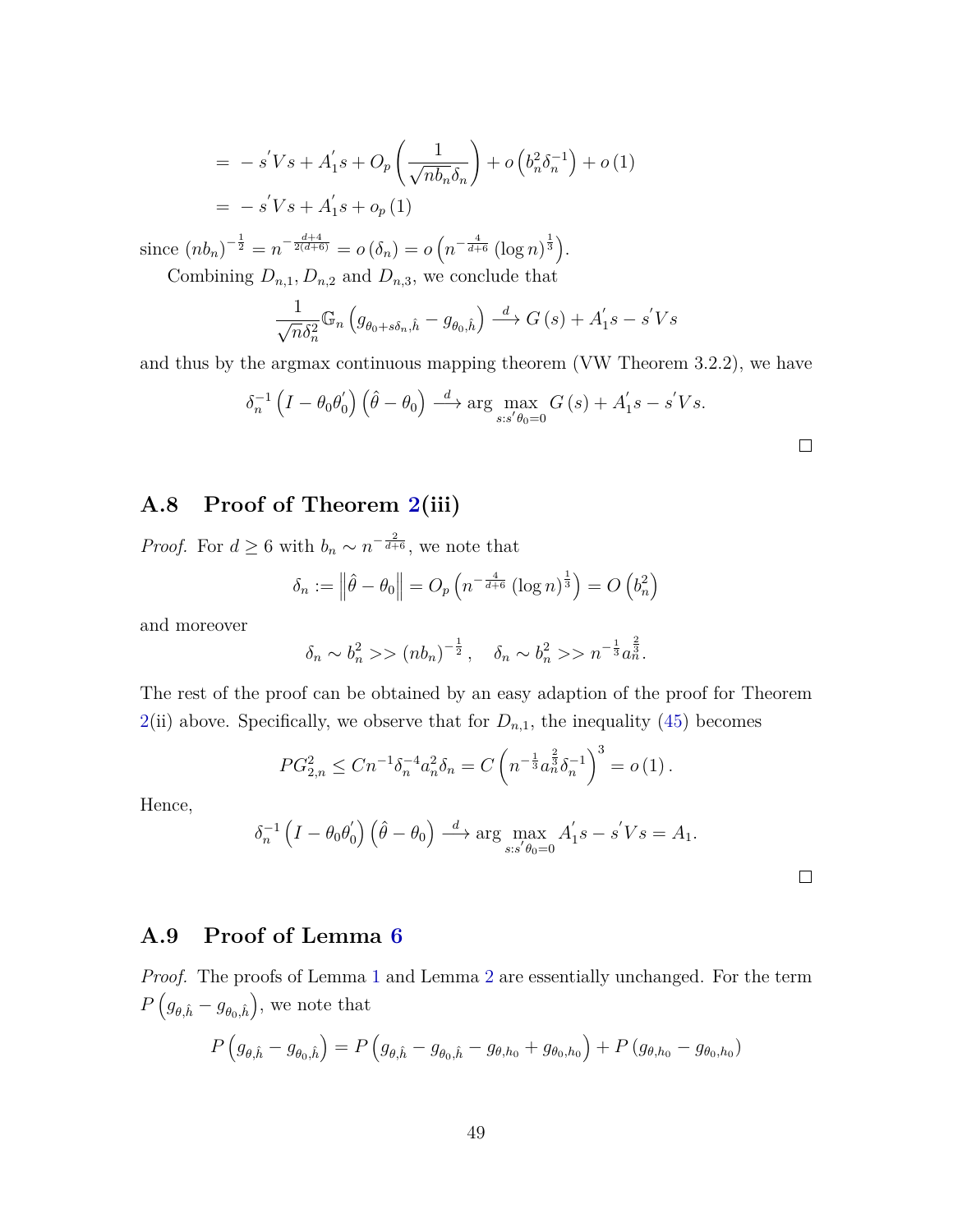$$= -s'Vs + A_1's + O_p\left(\frac{1}{\sqrt{nb_n}\delta_n}\right) + o\left(b_n^2\delta_n^{-1}\right) + o(1)$$
$$= -s'Vs + A_1's + o_p(1)$$

since $(nb_n)^{-\frac{1}{2}} = n^{-\frac{d+4}{2(d+6)}} = o(\delta_n) = o\left(n^{-\frac{4}{d+6}}(\log n)^{\frac{1}{3}}\right)$.

Combining $D_{n,1}, D_{n,2}$ and $D_{n,3}$, we conclude that

$$\frac{1}{\sqrt{n}\delta_n^2}\mathbb{G}_n\left(g_{\theta_0+s\delta_n,\hat{h}} - g_{\theta_0,\hat{h}}\right) \xrightarrow{d} G(s) + A_1's - s'Vs$$

and thus by the argmax continuous mapping theorem (VW Theorem 3.2.2), we have

$$\delta_n^{-1}\left(I - \theta_0\theta_0'\right)\left(\hat{\theta} - \theta_0\right) \xrightarrow{d} \arg\max_{s:s'\theta_0=0} G(s) + A_1's - s'Vs.$$

∎

## A.8 Proof of Theorem 2(iii)

*Proof.* For $d \geq 6$ with $b_n \sim n^{-\frac{2}{d+6}}$, we note that

$$\delta_n := \left\|\hat{\theta} - \theta_0\right\| = O_p\left(n^{-\frac{4}{d+6}}(\log n)^{\frac{1}{3}}\right) = O\left(b_n^2\right)$$

and moreover

$$\delta_n \sim b_n^2 >> (nb_n)^{-\frac{1}{2}}, \quad \delta_n \sim b_n^2 >> n^{-\frac{1}{3}}a_n^{\frac{2}{3}}.$$

The rest of the proof can be obtained by an easy adaption of the proof for Theorem 2(ii) above. Specifically, we observe that for $D_{n,1}$, the inequality (45) becomes

$$PG_{2,n}^2 \leq Cn^{-1}\delta_n^{-4}a_n^2\delta_n = C\left(n^{-\frac{1}{3}}a_n^{\frac{2}{3}}\delta_n^{-1}\right)^3 = o(1).$$

Hence,

$$\delta_n^{-1}\left(I - \theta_0\theta_0'\right)\left(\hat{\theta} - \theta_0\right) \xrightarrow{d} \arg\max_{s:s'\theta_0=0} A_1's - s'Vs = A_1.$$

∎

## A.9 Proof of Lemma 6

*Proof.* The proofs of Lemma 1 and Lemma 2 are essentially unchanged. For the term $P\left(g_{\theta,\hat{h}} - g_{\theta_0,\hat{h}}\right)$, we note that

$$P\left(g_{\theta,\hat{h}} - g_{\theta_0,\hat{h}}\right) = P\left(g_{\theta,\hat{h}} - g_{\theta_0,\hat{h}} - g_{\theta,h_0} + g_{\theta_0,h_0}\right) + P\left(g_{\theta,h_0} - g_{\theta_0,h_0}\right)$$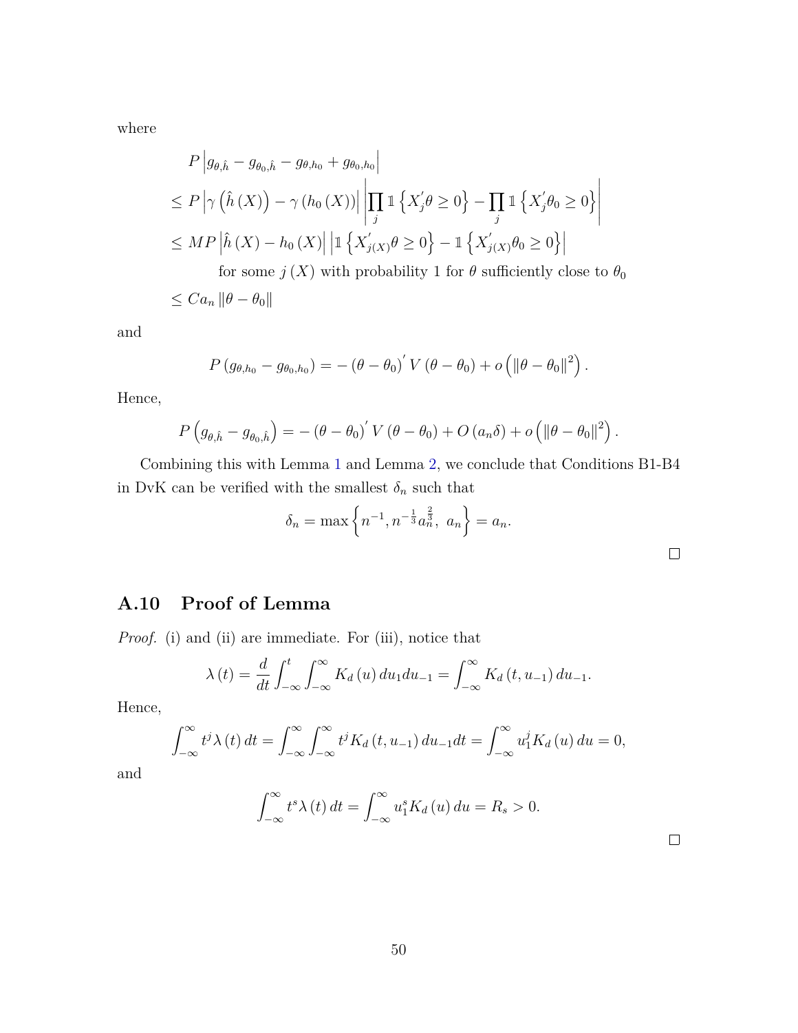where

$$
\begin{aligned}
& P\left|g_{\theta,\hat{h}} - g_{\theta_0,\hat{h}} - g_{\theta,h_0} + g_{\theta_0,h_0}\right| \\
& \leq P\left|\gamma\left(\hat{h}\left(X\right)\right) - \gamma\left(h_0\left(X\right)\right)\right| \left|\prod_j \mathbb{1}\left\{X_j^{'}\theta \geq 0\right\} - \prod_j \mathbb{1}\left\{X_j^{'}\theta_0 \geq 0\right\}\right| \\
& \leq MP\left|\hat{h}\left(X\right) - h_0\left(X\right)\right| \left|\mathbb{1}\left\{X_{j(X)}^{'}\theta \geq 0\right\} - \mathbb{1}\left\{X_{j(X)}^{'}\theta_0 \geq 0\right\}\right| \\
& \qquad \text{for some } j\left(X\right) \text{ with probability 1 for } \theta \text{ sufficiently close to } \theta_0 \\
& \leq Ca_n \left\|\theta - \theta_0\right\|
\end{aligned}
$$

and

$$
P\left(g_{\theta,h_0} - g_{\theta_0,h_0}\right) = -\left(\theta - \theta_0\right)^{'} V \left(\theta - \theta_0\right) + o\left(\left\|\theta - \theta_0\right\|^2\right).
$$

Hence,

$$
P\left(g_{\theta,\hat{h}} - g_{\theta_0,\hat{h}}\right) = -\left(\theta - \theta_0\right)^{'} V \left(\theta - \theta_0\right) + O\left(a_n \delta\right) + o\left(\left\|\theta - \theta_0\right\|^2\right).
$$

Combining this with Lemma 1 and Lemma 2, we conclude that Conditions B1-B4 in DvK can be verified with the smallest $\delta_n$ such that

$$
\delta_n = \max\left\{n^{-1}, n^{-\frac{1}{3}} a_n^{\frac{2}{3}},\ a_n\right\} = a_n.
$$

□

## A.10 Proof of Lemma

*Proof.* (i) and (ii) are immediate. For (iii), notice that

$$
\lambda\left(t\right) = \frac{d}{dt} \int_{-\infty}^{t} \int_{-\infty}^{\infty} K_d\left(u\right) du_1 du_{-1} = \int_{-\infty}^{\infty} K_d\left(t, u_{-1}\right) du_{-1}.
$$

Hence,

$$
\int_{-\infty}^{\infty} t^j \lambda\left(t\right) dt = \int_{-\infty}^{\infty} \int_{-\infty}^{\infty} t^j K_d\left(t, u_{-1}\right) du_{-1} dt = \int_{-\infty}^{\infty} u_1^j K_d\left(u\right) du = 0,
$$

and

$$
\int_{-\infty}^{\infty} t^s \lambda\left(t\right) dt = \int_{-\infty}^{\infty} u_1^s K_d\left(u\right) du = R_s > 0.
$$

□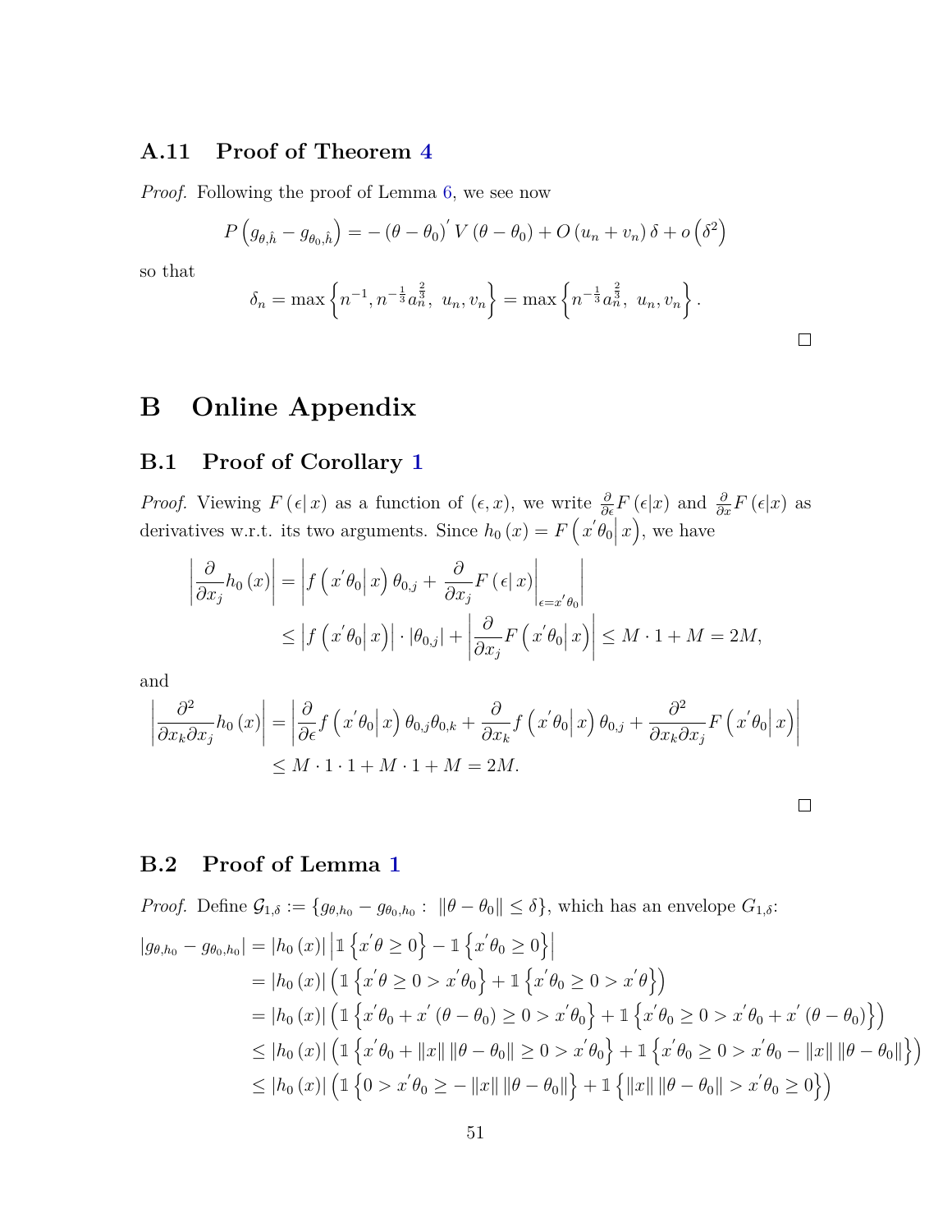### A.11 Proof of Theorem 4

*Proof.* Following the proof of Lemma 6, we see now

$$P\left(g_{\theta,\hat{h}} - g_{\theta_0,\hat{h}}\right) = -\left(\theta-\theta_0\right)' V\left(\theta-\theta_0\right) + O\left(u_n+v_n\right)\delta + o\left(\delta^2\right)$$

so that

$$\delta_n = \max\left\{n^{-1}, n^{-\frac{1}{3}}a_n^{\frac{2}{3}},\ u_n, v_n\right\} = \max\left\{n^{-\frac{1}{3}}a_n^{\frac{2}{3}},\ u_n, v_n\right\}.$$

□

## B Online Appendix

### B.1 Proof of Corollary 1

*Proof.* Viewing $F\left(\epsilon|\,x\right)$ as a function of $(\epsilon, x)$, we write $\frac{\partial}{\partial\epsilon}F\left(\epsilon|x\right)$ and $\frac{\partial}{\partial x}F\left(\epsilon|x\right)$ as derivatives w.r.t. its two arguments. Since $h_0\left(x\right) = F\left(x'\theta_0\middle|\,x\right)$, we have

$$\begin{aligned}
\left|\frac{\partial}{\partial x_j}h_0\left(x\right)\right| &= \left|f\left(x'\theta_0\middle|\,x\right)\theta_{0,j} + \left.\frac{\partial}{\partial x_j}F\left(\epsilon|\,x\right)\right|_{\epsilon=x'\theta_0}\right| \\
&\leq \left|f\left(x'\theta_0\middle|\,x\right)\right|\cdot\left|\theta_{0,j}\right| + \left|\frac{\partial}{\partial x_j}F\left(x'\theta_0\middle|\,x\right)\right| \leq M\cdot 1 + M = 2M,
\end{aligned}$$

and

$$\begin{aligned}
\left|\frac{\partial^2}{\partial x_k\partial x_j}h_0\left(x\right)\right| &= \left|\frac{\partial}{\partial\epsilon}f\left(x'\theta_0\middle|\,x\right)\theta_{0,j}\theta_{0,k} + \frac{\partial}{\partial x_k}f\left(x'\theta_0\middle|\,x\right)\theta_{0,j} + \frac{\partial^2}{\partial x_k\partial x_j}F\left(x'\theta_0\middle|\,x\right)\right| \\
&\leq M\cdot 1\cdot 1 + M\cdot 1 + M = 2M.
\end{aligned}$$

□

### B.2 Proof of Lemma 1

*Proof.* Define $\mathcal{G}_{1,\delta} := \left\{g_{\theta,h_0} - g_{\theta_0,h_0}:\ \left\|\theta-\theta_0\right\|\leq\delta\right\}$, which has an envelope $G_{1,\delta}$:

$$\begin{aligned}
\left|g_{\theta,h_0} - g_{\theta_0,h_0}\right| &= \left|h_0\left(x\right)\right|\left|\mathbb{1}\left\{x'\theta\geq 0\right\} - \mathbb{1}\left\{x'\theta_0\geq 0\right\}\right| \\
&= \left|h_0\left(x\right)\right|\left(\mathbb{1}\left\{x'\theta\geq 0 > x'\theta_0\right\} + \mathbb{1}\left\{x'\theta_0\geq 0 > x'\theta\right\}\right) \\
&= \left|h_0\left(x\right)\right|\left(\mathbb{1}\left\{x'\theta_0 + x'\left(\theta-\theta_0\right)\geq 0 > x'\theta_0\right\} + \mathbb{1}\left\{x'\theta_0\geq 0 > x'\theta_0 + x'\left(\theta-\theta_0\right)\right\}\right) \\
&\leq \left|h_0\left(x\right)\right|\left(\mathbb{1}\left\{x'\theta_0 + \left\|x\right\|\left\|\theta-\theta_0\right\|\geq 0 > x'\theta_0\right\} + \mathbb{1}\left\{x'\theta_0\geq 0 > x'\theta_0 - \left\|x\right\|\left\|\theta-\theta_0\right\|\right\}\right) \\
&\leq \left|h_0\left(x\right)\right|\left(\mathbb{1}\left\{0 > x'\theta_0 \geq -\left\|x\right\|\left\|\theta-\theta_0\right\|\right\} + \mathbb{1}\left\{\left\|x\right\|\left\|\theta-\theta_0\right\| > x'\theta_0\geq 0\right\}\right)
\end{aligned}$$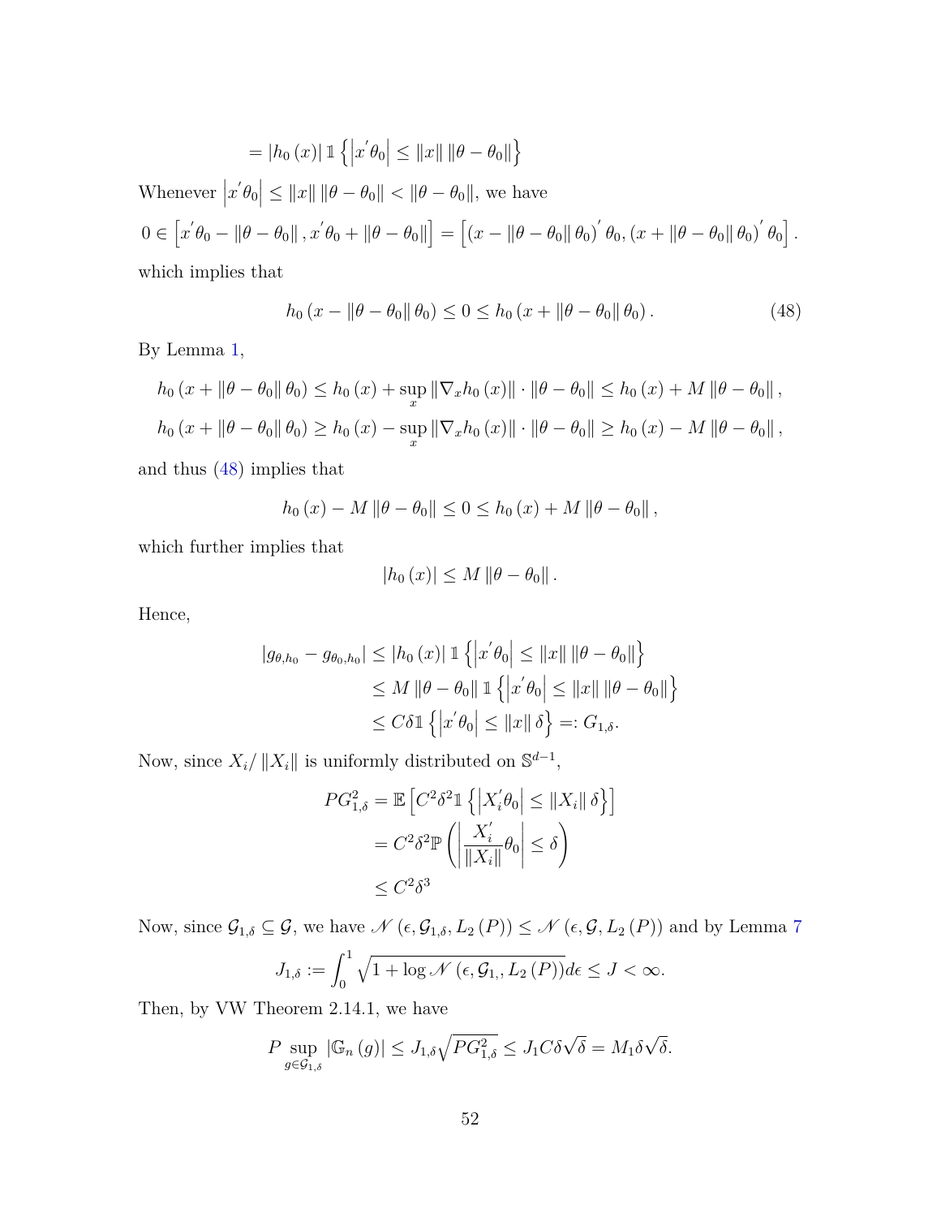$$= |h_0(x)| \mathbb{1}\left\{\left|x^{'}\theta_0\right| \leq \|x\| \|\theta - \theta_0\|\right\}$$

Whenever $\left|x^{'}\theta_0\right| \leq \|x\| \|\theta - \theta_0\| < \|\theta - \theta_0\|$, we have

$$0 \in \left[x^{'}\theta_0 - \|\theta - \theta_0\|, x^{'}\theta_0 + \|\theta - \theta_0\|\right] = \left[(x - \|\theta - \theta_0\| \theta_0)^{'} \theta_0, (x + \|\theta - \theta_0\| \theta_0)^{'} \theta_0\right].$$

which implies that

$$h_0(x - \|\theta - \theta_0\| \theta_0) \leq 0 \leq h_0(x + \|\theta - \theta_0\| \theta_0). \tag{48}$$

By Lemma 1,

$$h_0(x + \|\theta - \theta_0\| \theta_0) \leq h_0(x) + \sup_x \|\nabla_x h_0(x)\| \cdot \|\theta - \theta_0\| \leq h_0(x) + M\|\theta - \theta_0\|,$$

$$h_0(x + \|\theta - \theta_0\| \theta_0) \geq h_0(x) - \sup_x \|\nabla_x h_0(x)\| \cdot \|\theta - \theta_0\| \geq h_0(x) - M\|\theta - \theta_0\|,$$

and thus (48) implies that

$$h_0(x) - M\|\theta - \theta_0\| \leq 0 \leq h_0(x) + M\|\theta - \theta_0\|,$$

which further implies that

$$|h_0(x)| \leq M\|\theta - \theta_0\|.$$

Hence,

$$\begin{aligned}
|g_{\theta,h_0} - g_{\theta_0,h_0}| &\leq |h_0(x)| \mathbb{1}\left\{\left|x^{'}\theta_0\right| \leq \|x\| \|\theta - \theta_0\|\right\} \\
&\leq M\|\theta - \theta_0\| \mathbb{1}\left\{\left|x^{'}\theta_0\right| \leq \|x\| \|\theta - \theta_0\|\right\} \\
&\leq C\delta \mathbb{1}\left\{\left|x^{'}\theta_0\right| \leq \|x\| \delta\right\} =: G_{1,\delta}.
\end{aligned}$$

Now, since $X_i / \|X_i\|$ is uniformly distributed on $\mathbb{S}^{d-1}$,

$$\begin{aligned}
PG_{1,\delta}^2 &= \mathbb{E}\left[C^2\delta^2 \mathbb{1}\left\{\left|X_i^{'}\theta_0\right| \leq \|X_i\| \delta\right\}\right] \\
&= C^2\delta^2 \mathbb{P}\left(\left|\frac{X_i^{'}}{\|X_i\|}\theta_0\right| \leq \delta\right) \\
&\leq C^2\delta^3
\end{aligned}$$

Now, since $\mathcal{G}_{1,\delta} \subseteq \mathcal{G}$, we have $\mathscr{N}(\epsilon, \mathcal{G}_{1,\delta}, L_2(P)) \leq \mathscr{N}(\epsilon, \mathcal{G}, L_2(P))$ and by Lemma 7

$$J_{1,\delta} := \int_0^1 \sqrt{1 + \log \mathscr{N}(\epsilon, \mathcal{G}_{1,}, L_2(P))} d\epsilon \leq J < \infty.$$

Then, by VW Theorem 2.14.1, we have

$$P \sup_{g \in \mathcal{G}_{1,\delta}} |\mathbb{G}_n(g)| \leq J_{1,\delta} \sqrt{PG_{1,\delta}^2} \leq J_1 C\delta\sqrt{\delta} = M_1 \delta\sqrt{\delta}.$$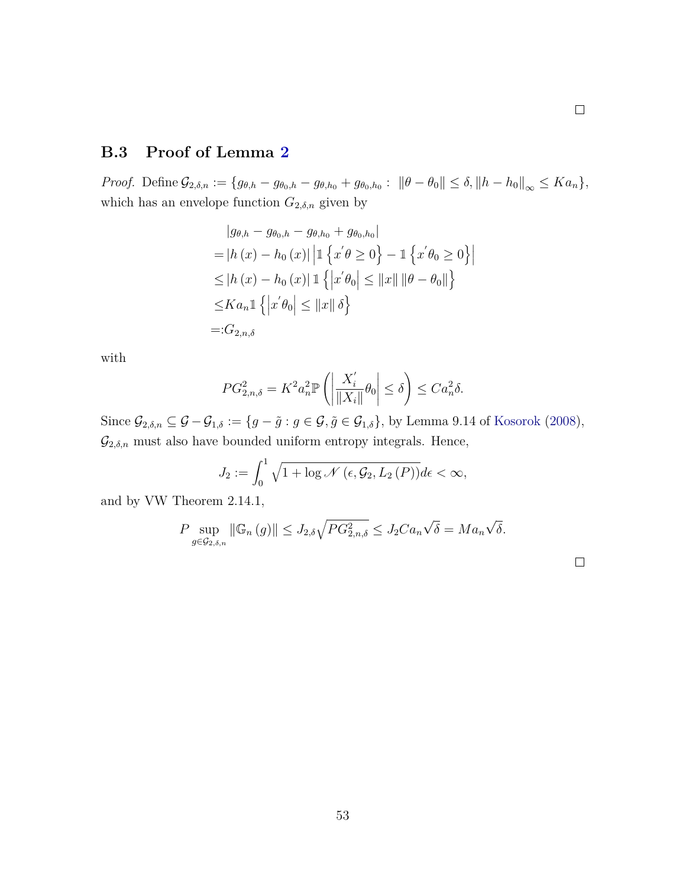□

## B.3 Proof of Lemma 2

*Proof.* Define $\mathcal{G}_{2,\delta,n} := \{g_{\theta,h} - g_{\theta_0,h} - g_{\theta,h_0} + g_{\theta_0,h_0} : \|\theta - \theta_0\| \leq \delta, \|h - h_0\|_\infty \leq K a_n\}$, which has an envelope function $G_{2,\delta,n}$ given by

$$
\begin{aligned}
&\left|g_{\theta,h} - g_{\theta_0,h} - g_{\theta,h_0} + g_{\theta_0,h_0}\right| \\
=&\left|h(x) - h_0(x)\right| \left|\mathbb{1}\left\{x^{'}\theta \geq 0\right\} - \mathbb{1}\left\{x^{'}\theta_0 \geq 0\right\}\right| \\
\leq&\left|h(x) - h_0(x)\right| \mathbb{1}\left\{\left|x^{'}\theta_0\right| \leq \|x\| \|\theta - \theta_0\|\right\} \\
\leq& K a_n \mathbb{1}\left\{\left|x^{'}\theta_0\right| \leq \|x\| \delta\right\} \\
=:& G_{2,n,\delta}
\end{aligned}
$$

with

$$
PG_{2,n,\delta}^2 = K^2 a_n^2 \mathbb{P}\left(\left|\frac{X_i^{\prime}}{\|X_i\|}\theta_0\right| \leq \delta\right) \leq C a_n^2 \delta.
$$

Since $\mathcal{G}_{2,\delta,n} \subseteq \mathcal{G} - \mathcal{G}_{1,\delta} := \{g - \tilde{g} : g \in \mathcal{G}, \tilde{g} \in \mathcal{G}_{1,\delta}\}$, by Lemma 9.14 of Kosorok (2008), $\mathcal{G}_{2,\delta,n}$ must also have bounded uniform entropy integrals. Hence,

$$
J_2 := \int_0^1 \sqrt{1 + \log \mathcal{N}\left(\epsilon, \mathcal{G}_2, L_2(P)\right)} d\epsilon < \infty,
$$

and by VW Theorem 2.14.1,

$$
P \sup_{g \in \mathcal{G}_{2,\delta,n}} \left\|\mathbb{G}_n(g)\right\| \leq J_{2,\delta} \sqrt{PG_{2,n,\delta}^2} \leq J_2 C a_n \sqrt{\delta} = M a_n \sqrt{\delta}.
$$

□